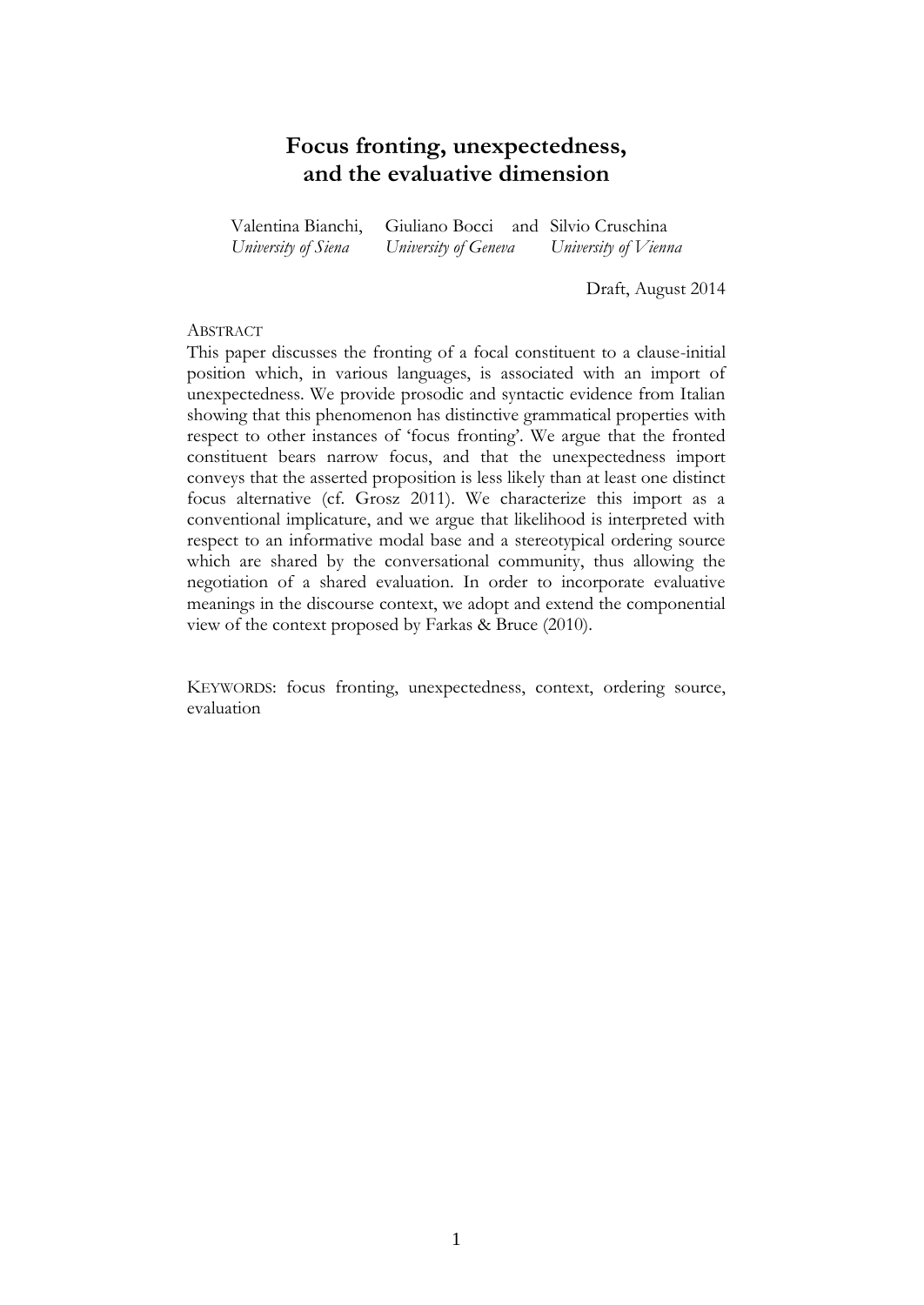# Focus fronting, unexpectedness, and the evaluative dimension

Valentina Bianchi, *University of Siena*
Giuliano Bocci, *University of Geneva*
and Silvio Cruschina, *University of Vienna*

Draft, August 2014

ABSTRACT

This paper discusses the fronting of a focal constituent to a clause-initial position which, in various languages, is associated with an import of unexpectedness. We provide prosodic and syntactic evidence from Italian showing that this phenomenon has distinctive grammatical properties with respect to other instances of 'focus fronting'. We argue that the fronted constituent bears narrow focus, and that the unexpectedness import conveys that the asserted proposition is less likely than at least one distinct focus alternative (cf. Grosz 2011). We characterize this import as a conventional implicature, and we argue that likelihood is interpreted with respect to an informative modal base and a stereotypical ordering source which are shared by the conversational community, thus allowing the negotiation of a shared evaluation. In order to incorporate evaluative meanings in the discourse context, we adopt and extend the componential view of the context proposed by Farkas & Bruce (2010).

KEYWORDS: focus fronting, unexpectedness, context, ordering source, evaluation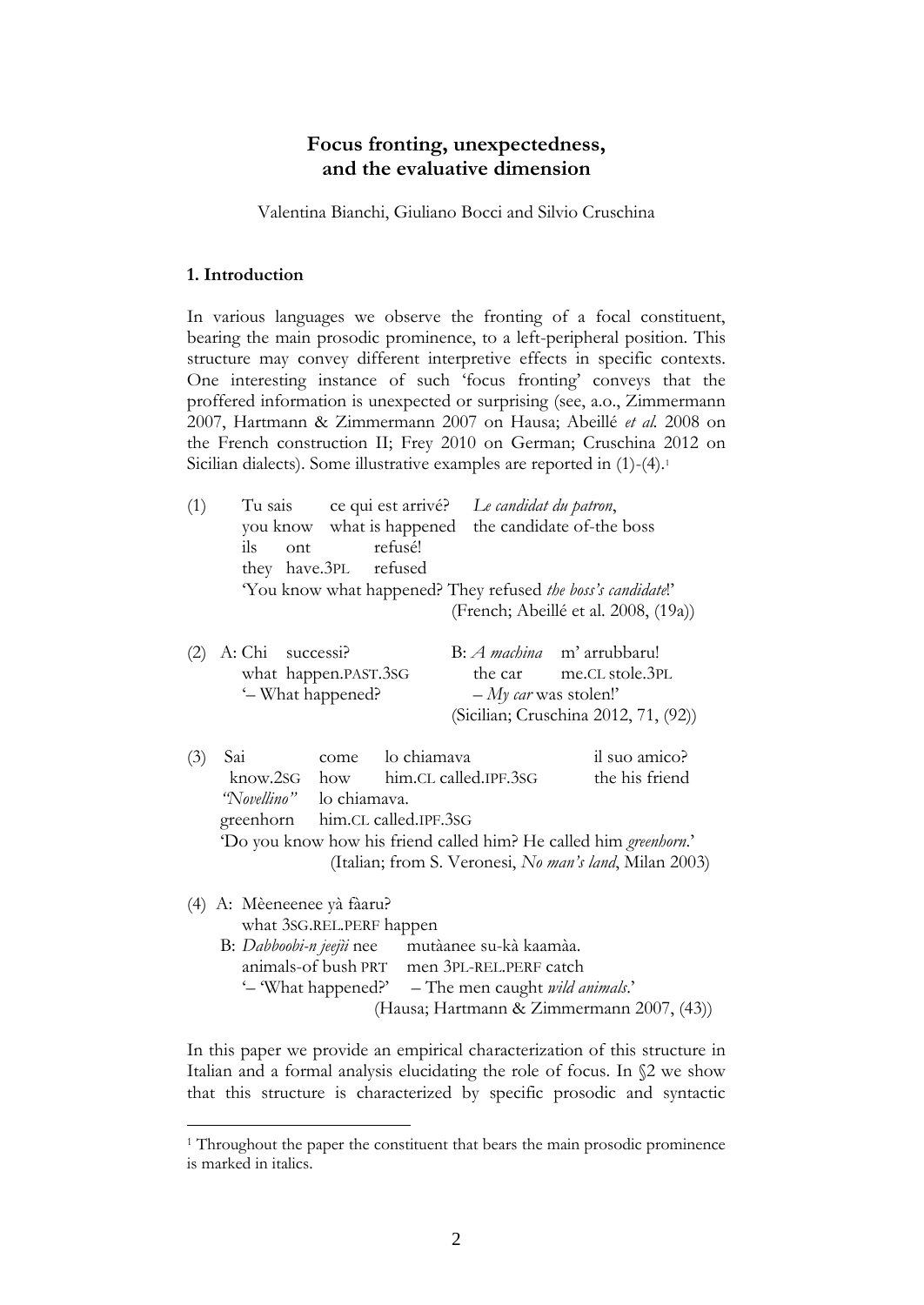# Focus fronting, unexpectedness, and the evaluative dimension

Valentina Bianchi, Giuliano Bocci and Silvio Cruschina

## 1. Introduction

In various languages we observe the fronting of a focal constituent, bearing the main prosodic prominence, to a left-peripheral position. This structure may convey different interpretive effects in specific contexts. One interesting instance of such 'focus fronting' conveys that the proffered information is unexpected or surprising (see, a.o., Zimmermann 2007, Hartmann & Zimmermann 2007 on Hausa; Abeillé *et al.* 2008 on the French construction II; Frey 2010 on German; Cruschina 2012 on Sicilian dialects). Some illustrative examples are reported in (1)-(4).[1]

(1) Tu sais ce qui est arrivé? *Le candidat du patron*,
you know what is happened the candidate of-the boss
ils ont refusé!
they have.3PL refused
'You know what happened? They refused *the boss's candidate*!'
(French; Abeillé et al. 2008, (19a))

(2) A: Chi successi? B: *A machina* m' arrubbaru!
what happen.PAST.3SG the car me.CL stole.3PL
'– What happened? – *My car* was stolen!'
(Sicilian; Cruschina 2012, 71, (92))

(3) Sai come lo chiamava il suo amico?
know.2SG how him.CL called.IPF.3SG the his friend
*"Novellino"* lo chiamava.
greenhorn him.CL called.IPF.3SG
'Do you know how his friend called him? He called him *greenhorn*.'
(Italian; from S. Veronesi, *No man's land*, Milan 2003)

(4) A: Mèeneenee yà fàaru?
what 3SG.REL.PERF happen
B: *Dabboobi-n jeejìi* nee mutàanee su-kà kaamàa.
animals-of bush PRT men 3PL-REL.PERF catch
'– 'What happened?' – The men caught *wild animals*.'
(Hausa; Hartmann & Zimmermann 2007, (43))

In this paper we provide an empirical characterization of this structure in Italian and a formal analysis elucidating the role of focus. In §2 we show that this structure is characterized by specific prosodic and syntactic

[1] Throughout the paper the constituent that bears the main prosodic prominence is marked in italics.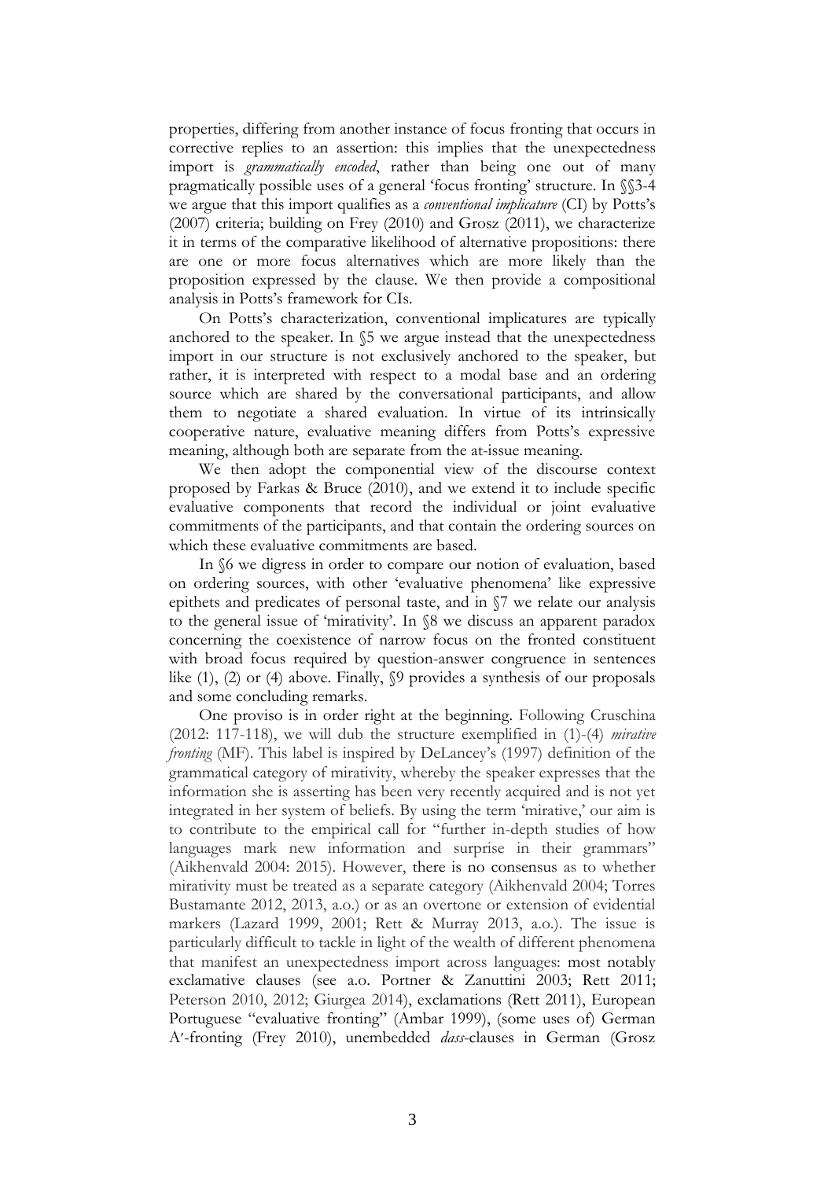properties, differing from another instance of focus fronting that occurs in corrective replies to an assertion: this implies that the unexpectedness import is *grammatically encoded*, rather than being one out of many pragmatically possible uses of a general 'focus fronting' structure. In §§3-4 we argue that this import qualifies as a *conventional implicature* (CI) by Potts's (2007) criteria; building on Frey (2010) and Grosz (2011), we characterize it in terms of the comparative likelihood of alternative propositions: there are one or more focus alternatives which are more likely than the proposition expressed by the clause. We then provide a compositional analysis in Potts's framework for CIs.

On Potts's characterization, conventional implicatures are typically anchored to the speaker. In §5 we argue instead that the unexpectedness import in our structure is not exclusively anchored to the speaker, but rather, it is interpreted with respect to a modal base and an ordering source which are shared by the conversational participants, and allow them to negotiate a shared evaluation. In virtue of its intrinsically cooperative nature, evaluative meaning differs from Potts's expressive meaning, although both are separate from the at-issue meaning.

We then adopt the componential view of the discourse context proposed by Farkas & Bruce (2010), and we extend it to include specific evaluative components that record the individual or joint evaluative commitments of the participants, and that contain the ordering sources on which these evaluative commitments are based.

In §6 we digress in order to compare our notion of evaluation, based on ordering sources, with other 'evaluative phenomena' like expressive epithets and predicates of personal taste, and in §7 we relate our analysis to the general issue of 'mirativity'. In §8 we discuss an apparent paradox concerning the coexistence of narrow focus on the fronted constituent with broad focus required by question-answer congruence in sentences like (1), (2) or (4) above. Finally, §9 provides a synthesis of our proposals and some concluding remarks.

One proviso is in order right at the beginning. Following Cruschina (2012: 117-118), we will dub the structure exemplified in (1)-(4) *mirative fronting* (MF). This label is inspired by DeLancey's (1997) definition of the grammatical category of mirativity, whereby the speaker expresses that the information she is asserting has been very recently acquired and is not yet integrated in her system of beliefs. By using the term 'mirative,' our aim is to contribute to the empirical call for "further in-depth studies of how languages mark new information and surprise in their grammars" (Aikhenvald 2004: 2015). However, there is no consensus as to whether mirativity must be treated as a separate category (Aikhenvald 2004; Torres Bustamante 2012, 2013, a.o.) or as an overtone or extension of evidential markers (Lazard 1999, 2001; Rett & Murray 2013, a.o.). The issue is particularly difficult to tackle in light of the wealth of different phenomena that manifest an unexpectedness import across languages: most notably exclamative clauses (see a.o. Portner & Zanuttini 2003; Rett 2011; Peterson 2010, 2012; Giurgea 2014), exclamations (Rett 2011), European Portuguese "evaluative fronting" (Ambar 1999), (some uses of) German A′-fronting (Frey 2010), unembedded *dass*-clauses in German (Grosz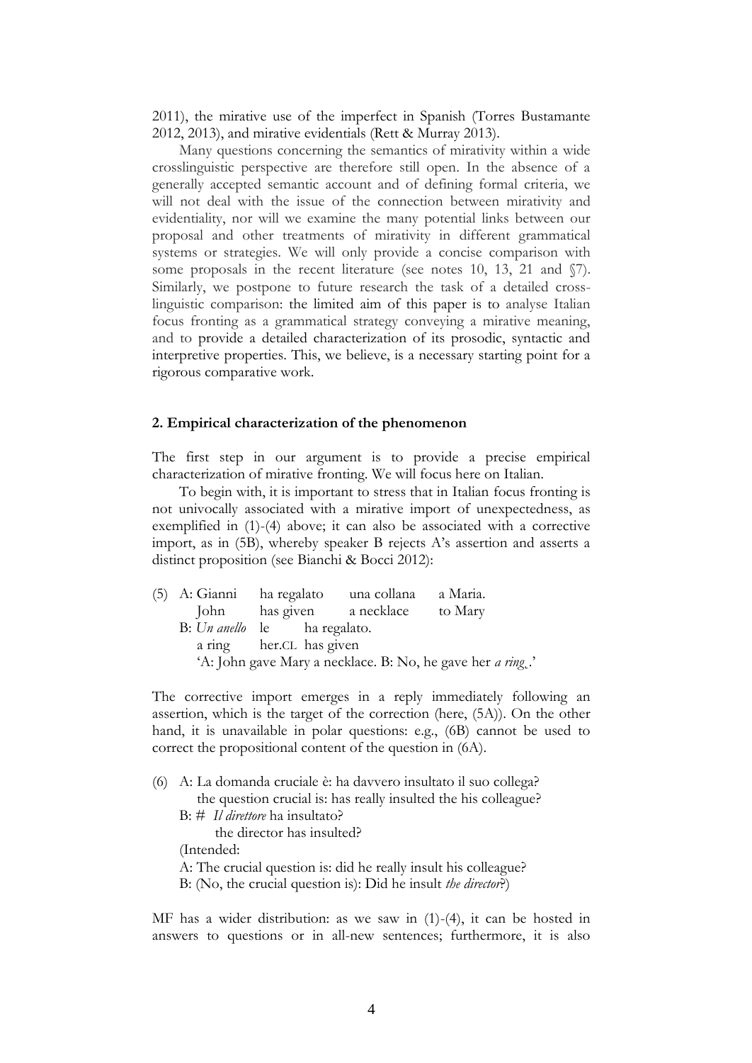2011), the mirative use of the imperfect in Spanish (Torres Bustamante 2012, 2013), and mirative evidentials (Rett & Murray 2013).

Many questions concerning the semantics of mirativity within a wide crosslinguistic perspective are therefore still open. In the absence of a generally accepted semantic account and of defining formal criteria, we will not deal with the issue of the connection between mirativity and evidentiality, nor will we examine the many potential links between our proposal and other treatments of mirativity in different grammatical systems or strategies. We will only provide a concise comparison with some proposals in the recent literature (see notes 10, 13, 21 and §7). Similarly, we postpone to future research the task of a detailed cross-linguistic comparison: the limited aim of this paper is to analyse Italian focus fronting as a grammatical strategy conveying a mirative meaning, and to provide a detailed characterization of its prosodic, syntactic and interpretive properties. This, we believe, is a necessary starting point for a rigorous comparative work.

## 2. Empirical characterization of the phenomenon

The first step in our argument is to provide a precise empirical characterization of mirative fronting. We will focus here on Italian.

To begin with, it is important to stress that in Italian focus fronting is not univocally associated with a mirative import of unexpectedness, as exemplified in (1)-(4) above; it can also be associated with a corrective import, as in (5B), whereby speaker B rejects A's assertion and asserts a distinct proposition (see Bianchi & Bocci 2012):

(5) A: Gianni ha regalato una collana a Maria.
    John has given a necklace to Mary
  B: *Un anello* le ha regalato.
    a ring her.CL has given
    'A: John gave Mary a necklace. B: No, he gave her *a ring*$_C$.'

The corrective import emerges in a reply immediately following an assertion, which is the target of the correction (here, (5A)). On the other hand, it is unavailable in polar questions: e.g., (6B) cannot be used to correct the propositional content of the question in (6A).

(6) A: La domanda cruciale è: ha davvero insultato il suo collega?
    the question crucial is: has really insulted the his colleague?
  B: # *Il direttore* ha insultato?
    the director has insulted?
  (Intended:
  A: The crucial question is: did he really insult his colleague?
  B: (No, the crucial question is): Did he insult *the director*?)

MF has a wider distribution: as we saw in (1)-(4), it can be hosted in answers to questions or in all-new sentences; furthermore, it is also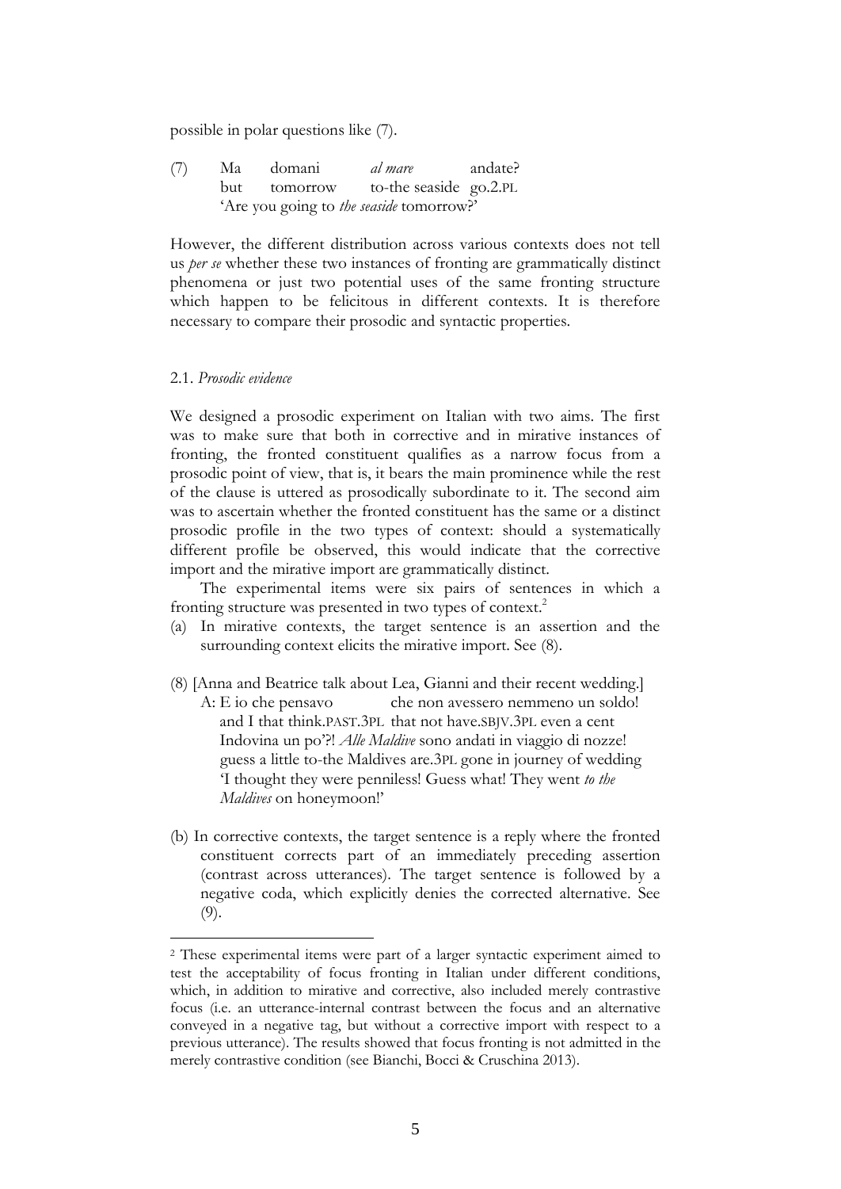possible in polar questions like (7).

(7) Ma domani *al mare* andate?
    but tomorrow to-the seaside go.2.PL
    'Are you going to *the seaside* tomorrow?'

However, the different distribution across various contexts does not tell us *per se* whether these two instances of fronting are grammatically distinct phenomena or just two potential uses of the same fronting structure which happen to be felicitous in different contexts. It is therefore necessary to compare their prosodic and syntactic properties.

### 2.1. *Prosodic evidence*

We designed a prosodic experiment on Italian with two aims. The first was to make sure that both in corrective and in mirative instances of fronting, the fronted constituent qualifies as a narrow focus from a prosodic point of view, that is, it bears the main prominence while the rest of the clause is uttered as prosodically subordinate to it. The second aim was to ascertain whether the fronted constituent has the same or a distinct prosodic profile in the two types of context: should a systematically different profile be observed, this would indicate that the corrective import and the mirative import are grammatically distinct.

The experimental items were six pairs of sentences in which a fronting structure was presented in two types of context.[2]

(a) In mirative contexts, the target sentence is an assertion and the surrounding context elicits the mirative import. See (8).

(8) [Anna and Beatrice talk about Lea, Gianni and their recent wedding.]
    A: E io che pensavo che non avessero nemmeno un soldo!
    and I that think.PAST.3PL that not have.SBJV.3PL even a cent
    Indovina un po'?! *Alle Maldive* sono andati in viaggio di nozze!
    guess a little to-the Maldives are.3PL gone in journey of wedding
    'I thought they were penniless! Guess what! They went *to the Maldives* on honeymoon!'

(b) In corrective contexts, the target sentence is a reply where the fronted constituent corrects part of an immediately preceding assertion (contrast across utterances). The target sentence is followed by a negative coda, which explicitly denies the corrected alternative. See (9).

[2] These experimental items were part of a larger syntactic experiment aimed to test the acceptability of focus fronting in Italian under different conditions, which, in addition to mirative and corrective, also included merely contrastive focus (i.e. an utterance-internal contrast between the focus and an alternative conveyed in a negative tag, but without a corrective import with respect to a previous utterance). The results showed that focus fronting is not admitted in the merely contrastive condition (see Bianchi, Bocci & Cruschina 2013).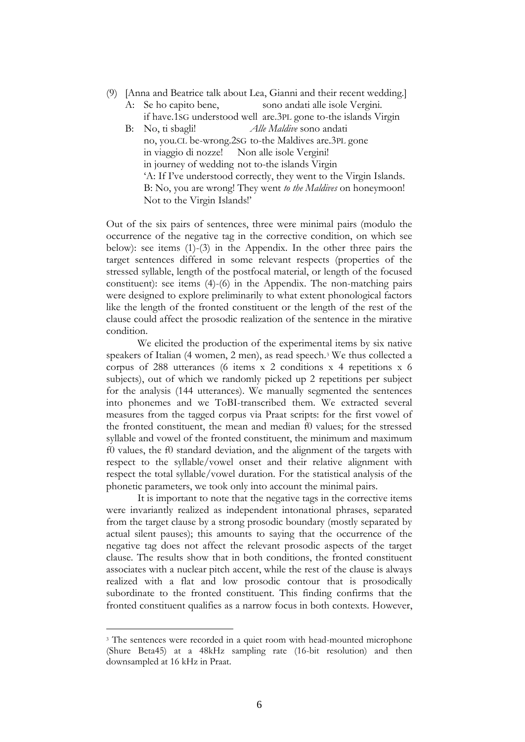(9) [Anna and Beatrice talk about Lea, Gianni and their recent wedding.]

A: Se ho capito bene, sono andati alle isole Vergini.
if have.1SG understood well are.3PL gone to-the islands Virgin

B: No, ti sbagli! *Alle Maldive* sono andati
no, you.CL be-wrong.2SG to-the Maldives are.3PL gone
in viaggio di nozze! Non alle isole Vergini!
in journey of wedding not to-the islands Virgin

'A: If I've understood correctly, they went to the Virgin Islands.
B: No, you are wrong! They went *to the Maldives* on honeymoon!
Not to the Virgin Islands!'

Out of the six pairs of sentences, three were minimal pairs (modulo the occurrence of the negative tag in the corrective condition, on which see below): see items (1)-(3) in the Appendix. In the other three pairs the target sentences differed in some relevant respects (properties of the stressed syllable, length of the postfocal material, or length of the focused constituent): see items (4)-(6) in the Appendix. The non-matching pairs were designed to explore preliminarily to what extent phonological factors like the length of the fronted constituent or the length of the rest of the clause could affect the prosodic realization of the sentence in the mirative condition.

We elicited the production of the experimental items by six native speakers of Italian (4 women, 2 men), as read speech.[3] We thus collected a corpus of 288 utterances (6 items x 2 conditions x 4 repetitions x 6 subjects), out of which we randomly picked up 2 repetitions per subject for the analysis (144 utterances). We manually segmented the sentences into phonemes and we ToBI-transcribed them. We extracted several measures from the tagged corpus via Praat scripts: for the first vowel of the fronted constituent, the mean and median f0 values; for the stressed syllable and vowel of the fronted constituent, the minimum and maximum f0 values, the f0 standard deviation, and the alignment of the targets with respect to the syllable/vowel onset and their relative alignment with respect the total syllable/vowel duration. For the statistical analysis of the phonetic parameters, we took only into account the minimal pairs.

It is important to note that the negative tags in the corrective items were invariantly realized as independent intonational phrases, separated from the target clause by a strong prosodic boundary (mostly separated by actual silent pauses); this amounts to saying that the occurrence of the negative tag does not affect the relevant prosodic aspects of the target clause. The results show that in both conditions, the fronted constituent associates with a nuclear pitch accent, while the rest of the clause is always realized with a flat and low prosodic contour that is prosodically subordinate to the fronted constituent. This finding confirms that the fronted constituent qualifies as a narrow focus in both contexts. However,

[3] The sentences were recorded in a quiet room with head-mounted microphone (Shure Beta45) at a 48kHz sampling rate (16-bit resolution) and then downsampled at 16 kHz in Praat.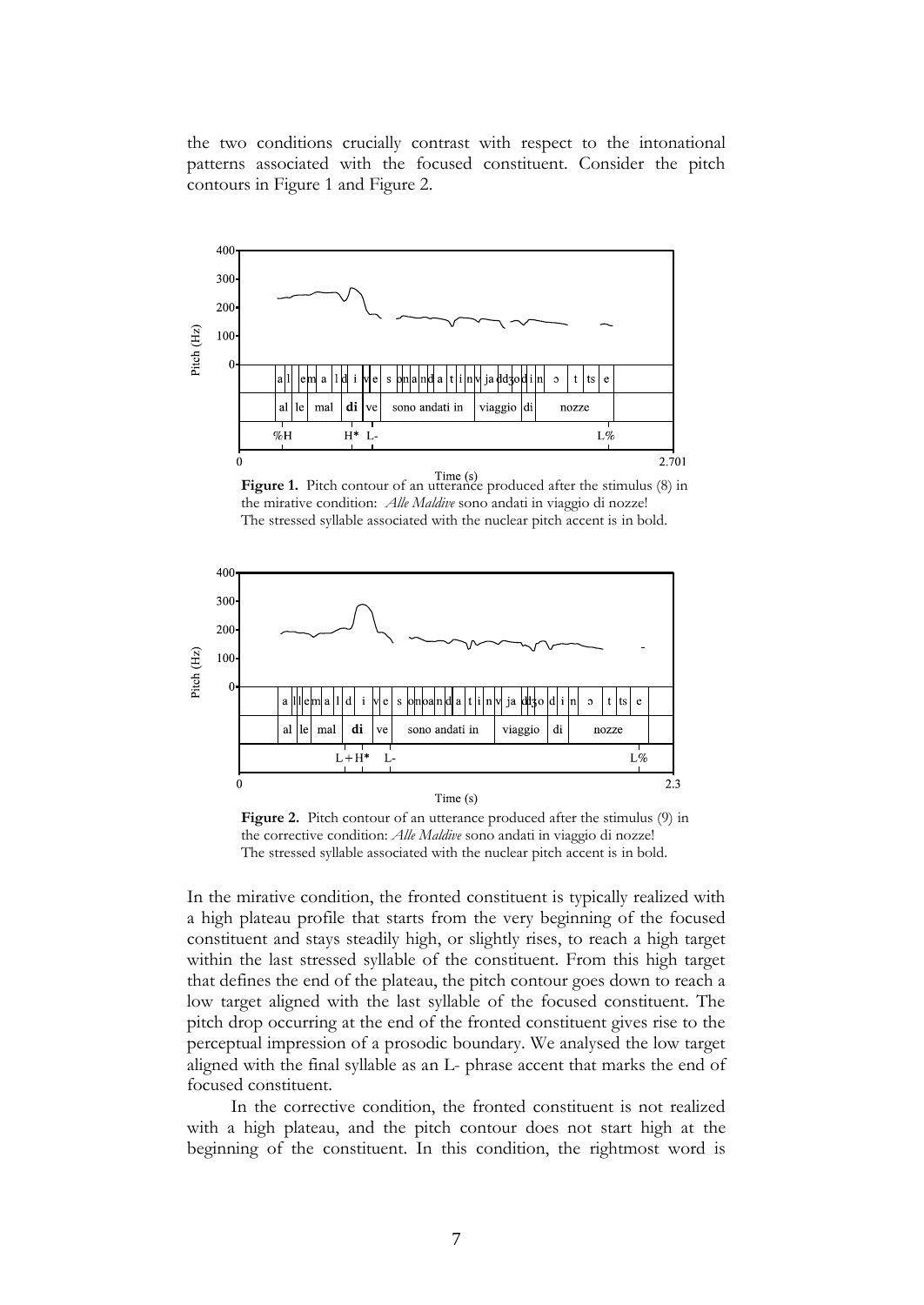the two conditions crucially contrast with respect to the intonational patterns associated with the focused constituent. Consider the pitch contours in Figure 1 and Figure 2.

**Figure 1.** Pitch contour of an utterance produced after the stimulus (8) in the mirative condition: *Alle Maldive* sono andati in viaggio di nozze! The stressed syllable associated with the nuclear pitch accent is in bold.

**Figure 2.** Pitch contour of an utterance produced after the stimulus (9) in the corrective condition: *Alle Maldive* sono andati in viaggio di nozze! The stressed syllable associated with the nuclear pitch accent is in bold.

In the mirative condition, the fronted constituent is typically realized with a high plateau profile that starts from the very beginning of the focused constituent and stays steadily high, or slightly rises, to reach a high target within the last stressed syllable of the constituent. From this high target that defines the end of the plateau, the pitch contour goes down to reach a low target aligned with the last syllable of the focused constituent. The pitch drop occurring at the end of the fronted constituent gives rise to the perceptual impression of a prosodic boundary. We analysed the low target aligned with the final syllable as an L- phrase accent that marks the end of focused constituent.

In the corrective condition, the fronted constituent is not realized with a high plateau, and the pitch contour does not start high at the beginning of the constituent. In this condition, the rightmost word is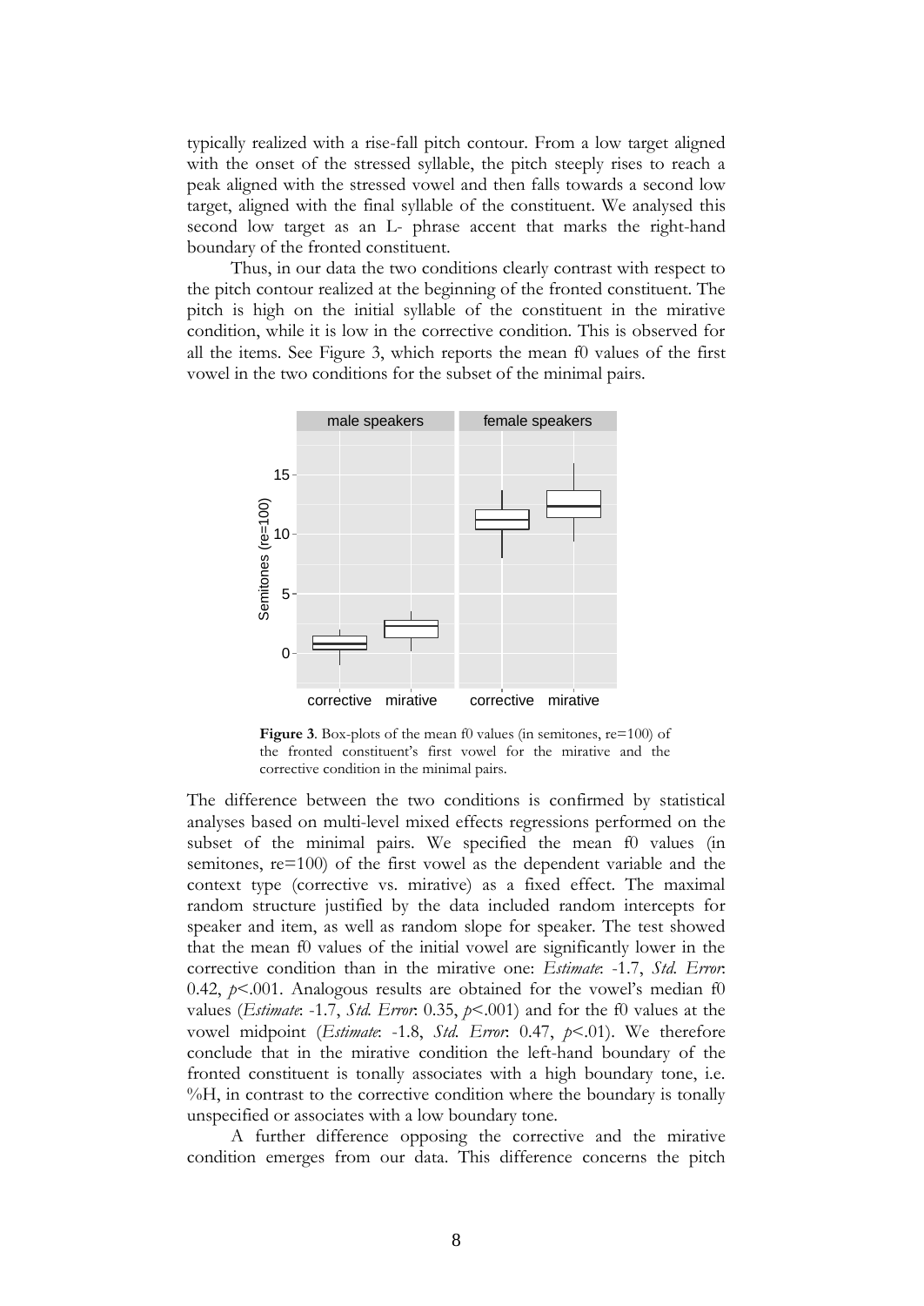typically realized with a rise-fall pitch contour. From a low target aligned with the onset of the stressed syllable, the pitch steeply rises to reach a peak aligned with the stressed vowel and then falls towards a second low target, aligned with the final syllable of the constituent. We analysed this second low target as an L- phrase accent that marks the right-hand boundary of the fronted constituent.

Thus, in our data the two conditions clearly contrast with respect to the pitch contour realized at the beginning of the fronted constituent. The pitch is high on the initial syllable of the constituent in the mirative condition, while it is low in the corrective condition. This is observed for all the items. See Figure 3, which reports the mean f0 values of the first vowel in the two conditions for the subset of the minimal pairs.

**Figure 3**. Box-plots of the mean f0 values (in semitones, re=100) of the fronted constituent's first vowel for the mirative and the corrective condition in the minimal pairs.

The difference between the two conditions is confirmed by statistical analyses based on multi-level mixed effects regressions performed on the subset of the minimal pairs. We specified the mean f0 values (in semitones, re=100) of the first vowel as the dependent variable and the context type (corrective vs. mirative) as a fixed effect. The maximal random structure justified by the data included random intercepts for speaker and item, as well as random slope for speaker. The test showed that the mean f0 values of the initial vowel are significantly lower in the corrective condition than in the mirative one: *Estimate*: -1.7, *Std. Error*: 0.42, $p<.001$. Analogous results are obtained for the vowel's median f0 values (*Estimate*: -1.7, *Std. Error*: 0.35, $p<.001$) and for the f0 values at the vowel midpoint (*Estimate*: -1.8, *Std. Error*: 0.47, $p<.01$). We therefore conclude that in the mirative condition the left-hand boundary of the fronted constituent is tonally associates with a high boundary tone, i.e. %H, in contrast to the corrective condition where the boundary is tonally unspecified or associates with a low boundary tone.

A further difference opposing the corrective and the mirative condition emerges from our data. This difference concerns the pitch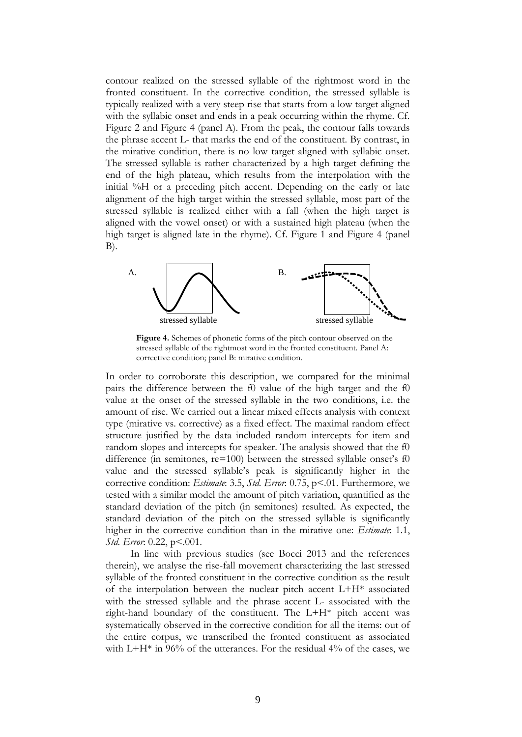contour realized on the stressed syllable of the rightmost word in the fronted constituent. In the corrective condition, the stressed syllable is typically realized with a very steep rise that starts from a low target aligned with the syllabic onset and ends in a peak occurring within the rhyme. Cf. Figure 2 and Figure 4 (panel A). From the peak, the contour falls towards the phrase accent L- that marks the end of the constituent. By contrast, in the mirative condition, there is no low target aligned with syllabic onset. The stressed syllable is rather characterized by a high target defining the end of the high plateau, which results from the interpolation with the initial %H or a preceding pitch accent. Depending on the early or late alignment of the high target within the stressed syllable, most part of the stressed syllable is realized either with a fall (when the high target is aligned with the vowel onset) or with a sustained high plateau (when the high target is aligned late in the rhyme). Cf. Figure 1 and Figure 4 (panel B).

A. stressed syllable B. stressed syllable

**Figure 4.** Schemes of phonetic forms of the pitch contour observed on the stressed syllable of the rightmost word in the fronted constituent. Panel A: corrective condition; panel B: mirative condition.

In order to corroborate this description, we compared for the minimal pairs the difference between the f0 value of the high target and the f0 value at the onset of the stressed syllable in the two conditions, i.e. the amount of rise. We carried out a linear mixed effects analysis with context type (mirative vs. corrective) as a fixed effect. The maximal random effect structure justified by the data included random intercepts for item and random slopes and intercepts for speaker. The analysis showed that the f0 difference (in semitones, re=100) between the stressed syllable onset's f0 value and the stressed syllable's peak is significantly higher in the corrective condition: *Estimate*: 3.5, *Std. Error*: 0.75, $p<.01$. Furthermore, we tested with a similar model the amount of pitch variation, quantified as the standard deviation of the pitch (in semitones) resulted. As expected, the standard deviation of the pitch on the stressed syllable is significantly higher in the corrective condition than in the mirative one: *Estimate*: 1.1, *Std. Error*: 0.22, $p<.001$.

In line with previous studies (see Bocci 2013 and the references therein), we analyse the rise-fall movement characterizing the last stressed syllable of the fronted constituent in the corrective condition as the result of the interpolation between the nuclear pitch accent L+H* associated with the stressed syllable and the phrase accent L- associated with the right-hand boundary of the constituent. The L+H* pitch accent was systematically observed in the corrective condition for all the items: out of the entire corpus, we transcribed the fronted constituent as associated with L+H* in 96% of the utterances. For the residual 4% of the cases, we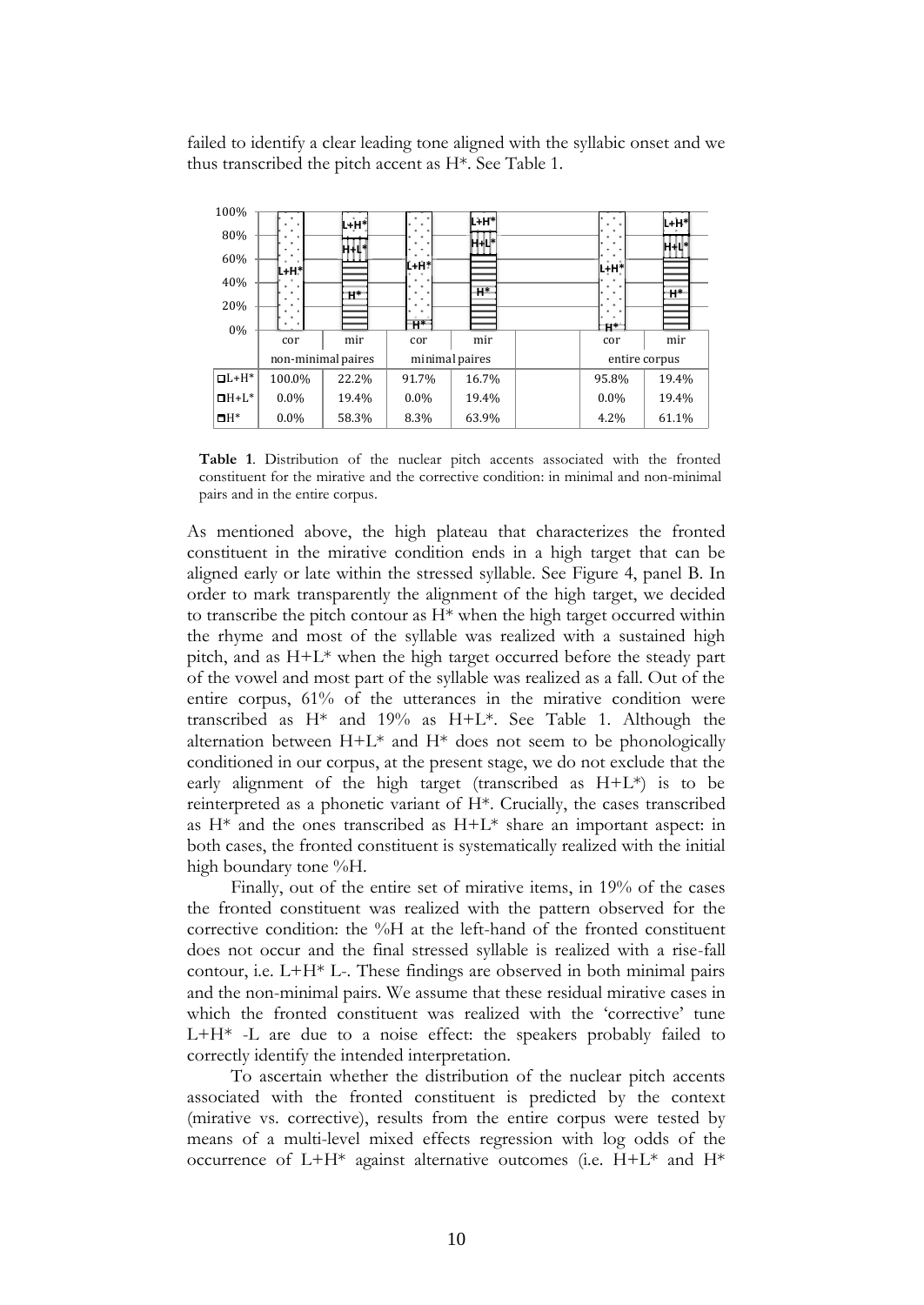failed to identify a clear leading tone aligned with the syllabic onset and we thus transcribed the pitch accent as H*. See Table 1.

| | non-minimal paires | | minimal paires | | | entire corpus | |
|---|---|---|---|---|---|---|---|
| | cor | mir | cor | mir | | cor | mir |
| L+H* | 100.0% | 22.2% | 91.7% | 16.7% | | 95.8% | 19.4% |
| H+L* | 0.0% | 19.4% | 0.0% | 19.4% | | 0.0% | 19.4% |
| H* | 0.0% | 58.3% | 8.3% | 63.9% | | 4.2% | 61.1% |

**Table 1**. Distribution of the nuclear pitch accents associated with the fronted constituent for the mirative and the corrective condition: in minimal and non-minimal pairs and in the entire corpus.

As mentioned above, the high plateau that characterizes the fronted constituent in the mirative condition ends in a high target that can be aligned early or late within the stressed syllable. See Figure 4, panel B. In order to mark transparently the alignment of the high target, we decided to transcribe the pitch contour as H* when the high target occurred within the rhyme and most of the syllable was realized with a sustained high pitch, and as H+L* when the high target occurred before the steady part of the vowel and most part of the syllable was realized as a fall. Out of the entire corpus, 61% of the utterances in the mirative condition were transcribed as H* and 19% as H+L*. See Table 1. Although the alternation between H+L* and H* does not seem to be phonologically conditioned in our corpus, at the present stage, we do not exclude that the early alignment of the high target (transcribed as H+L*) is to be reinterpreted as a phonetic variant of H*. Crucially, the cases transcribed as H* and the ones transcribed as H+L* share an important aspect: in both cases, the fronted constituent is systematically realized with the initial high boundary tone %H.

Finally, out of the entire set of mirative items, in 19% of the cases the fronted constituent was realized with the pattern observed for the corrective condition: the %H at the left-hand of the fronted constituent does not occur and the final stressed syllable is realized with a rise-fall contour, i.e. L+H* L-. These findings are observed in both minimal pairs and the non-minimal pairs. We assume that these residual mirative cases in which the fronted constituent was realized with the 'corrective' tune L+H* -L are due to a noise effect: the speakers probably failed to correctly identify the intended interpretation.

To ascertain whether the distribution of the nuclear pitch accents associated with the fronted constituent is predicted by the context (mirative vs. corrective), results from the entire corpus were tested by means of a multi-level mixed effects regression with log odds of the occurrence of L+H* against alternative outcomes (i.e. H+L* and H*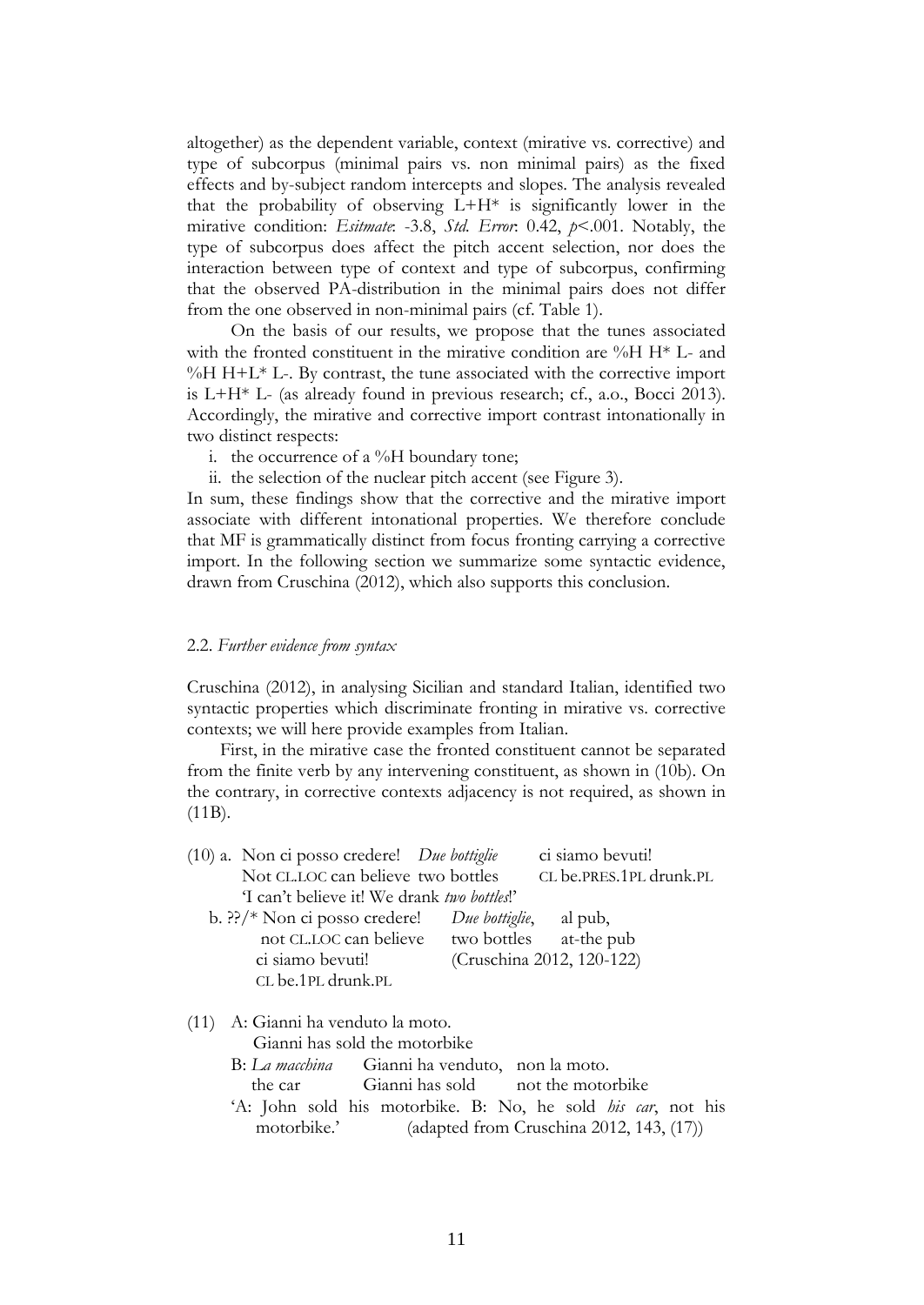altogether) as the dependent variable, context (mirative vs. corrective) and type of subcorpus (minimal pairs vs. non minimal pairs) as the fixed effects and by-subject random intercepts and slopes. The analysis revealed that the probability of observing L+H* is significantly lower in the mirative condition: *Esitmate*: -3.8, *Std. Error*: 0.42, $p$<.001. Notably, the type of subcorpus does affect the pitch accent selection, nor does the interaction between type of context and type of subcorpus, confirming that the observed PA-distribution in the minimal pairs does not differ from the one observed in non-minimal pairs (cf. Table 1).

On the basis of our results, we propose that the tunes associated with the fronted constituent in the mirative condition are %H H* L- and %H H+L* L-. By contrast, the tune associated with the corrective import is L+H* L- (as already found in previous research; cf., a.o., Bocci 2013). Accordingly, the mirative and corrective import contrast intonationally in two distinct respects:

i. the occurrence of a %H boundary tone;
ii. the selection of the nuclear pitch accent (see Figure 3).

In sum, these findings show that the corrective and the mirative import associate with different intonational properties. We therefore conclude that MF is grammatically distinct from focus fronting carrying a corrective import. In the following section we summarize some syntactic evidence, drawn from Cruschina (2012), which also supports this conclusion.

### 2.2. *Further evidence from syntax*

Cruschina (2012), in analysing Sicilian and standard Italian, identified two syntactic properties which discriminate fronting in mirative vs. corrective contexts; we will here provide examples from Italian.

First, in the mirative case the fronted constituent cannot be separated from the finite verb by any intervening constituent, as shown in (10b). On the contrary, in corrective contexts adjacency is not required, as shown in (11B).

(10) a. Non ci posso credere! *Due bottiglie* ci siamo bevuti!
Not CL.LOC can believe two bottles CL be.PRES.1PL drunk.PL
'I can't believe it! We drank *two bottles*!'

b. ??/* Non ci posso credere! *Due bottiglie*, al pub, ci siamo bevuti!
not CL.LOC can believe two bottles at-the pub CL be.1PL drunk.PL
(Cruschina 2012, 120-122)

(11) A: Gianni ha venduto la moto.
Gianni has sold the motorbike

B: *La macchina* Gianni ha venduto, non la moto.
the car Gianni has sold not the motorbike

'A: John sold his motorbike. B: No, he sold *his car*, not his motorbike.' (adapted from Cruschina 2012, 143, (17))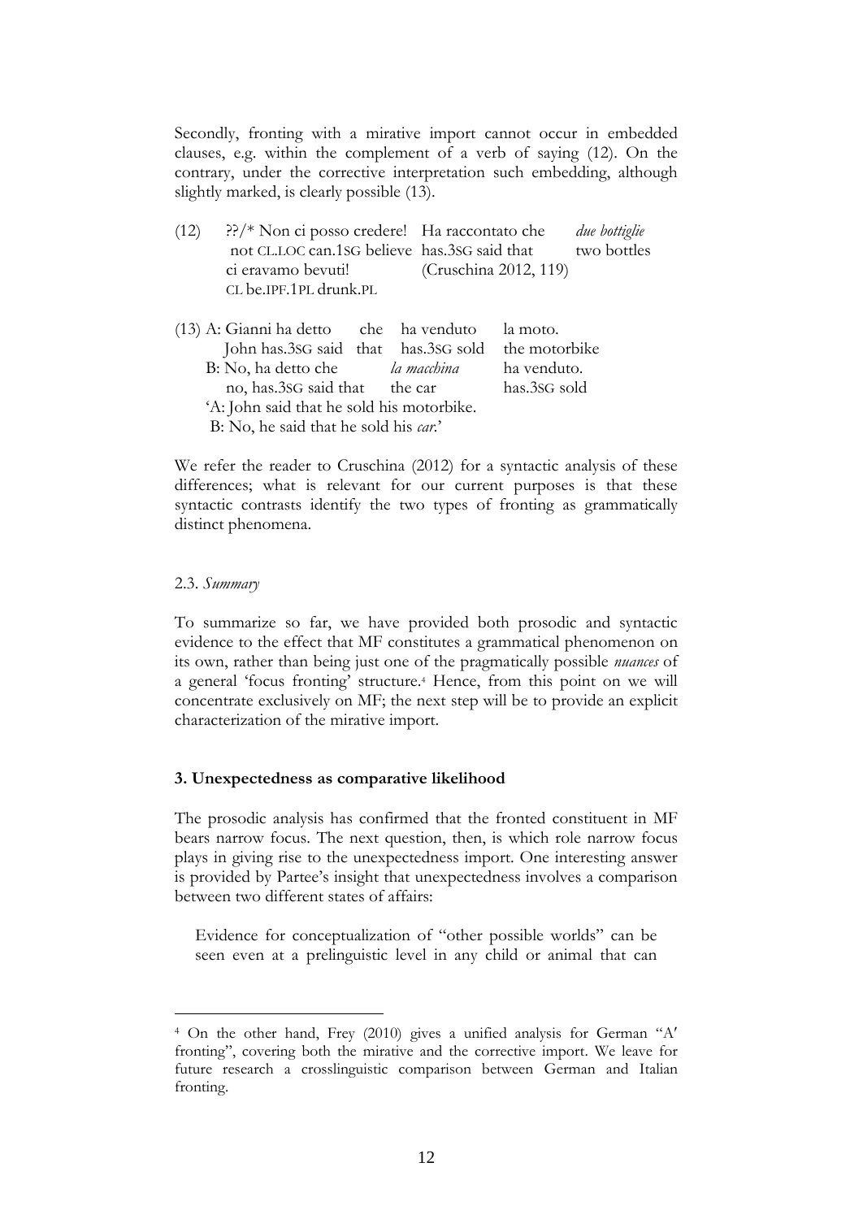Secondly, fronting with a mirative import cannot occur in embedded clauses, e.g. within the complement of a verb of saying (12). On the contrary, under the corrective interpretation such embedding, although slightly marked, is clearly possible (13).

(12) ??/* Non ci posso credere! Ha raccontato che *due bottiglie*
not CL.LOC can.1SG believe has.3SG said that two bottles
ci eravamo bevuti! (Cruschina 2012, 119)
CL be.IPF.1PL drunk.PL

(13) A: Gianni ha detto che ha venduto la moto.
John has.3SG said that has.3SG sold the motorbike
B: No, ha detto che *la macchina* ha venduto.
no, has.3SG said that the car has.3SG sold
'A: John said that he sold his motorbike.
B: No, he said that he sold his *car*.'

We refer the reader to Cruschina (2012) for a syntactic analysis of these differences; what is relevant for our current purposes is that these syntactic contrasts identify the two types of fronting as grammatically distinct phenomena.

### 2.3. *Summary*

To summarize so far, we have provided both prosodic and syntactic evidence to the effect that MF constitutes a grammatical phenomenon on its own, rather than being just one of the pragmatically possible *nuances* of a general 'focus fronting' structure.[4] Hence, from this point on we will concentrate exclusively on MF; the next step will be to provide an explicit characterization of the mirative import.

## 3. Unexpectedness as comparative likelihood

The prosodic analysis has confirmed that the fronted constituent in MF bears narrow focus. The next question, then, is which role narrow focus plays in giving rise to the unexpectedness import. One interesting answer is provided by Partee's insight that unexpectedness involves a comparison between two different states of affairs:

> Evidence for conceptualization of "other possible worlds" can be seen even at a prelinguistic level in any child or animal that can

[4] On the other hand, Frey (2010) gives a unified analysis for German "A′ fronting", covering both the mirative and the corrective import. We leave for future research a crosslinguistic comparison between German and Italian fronting.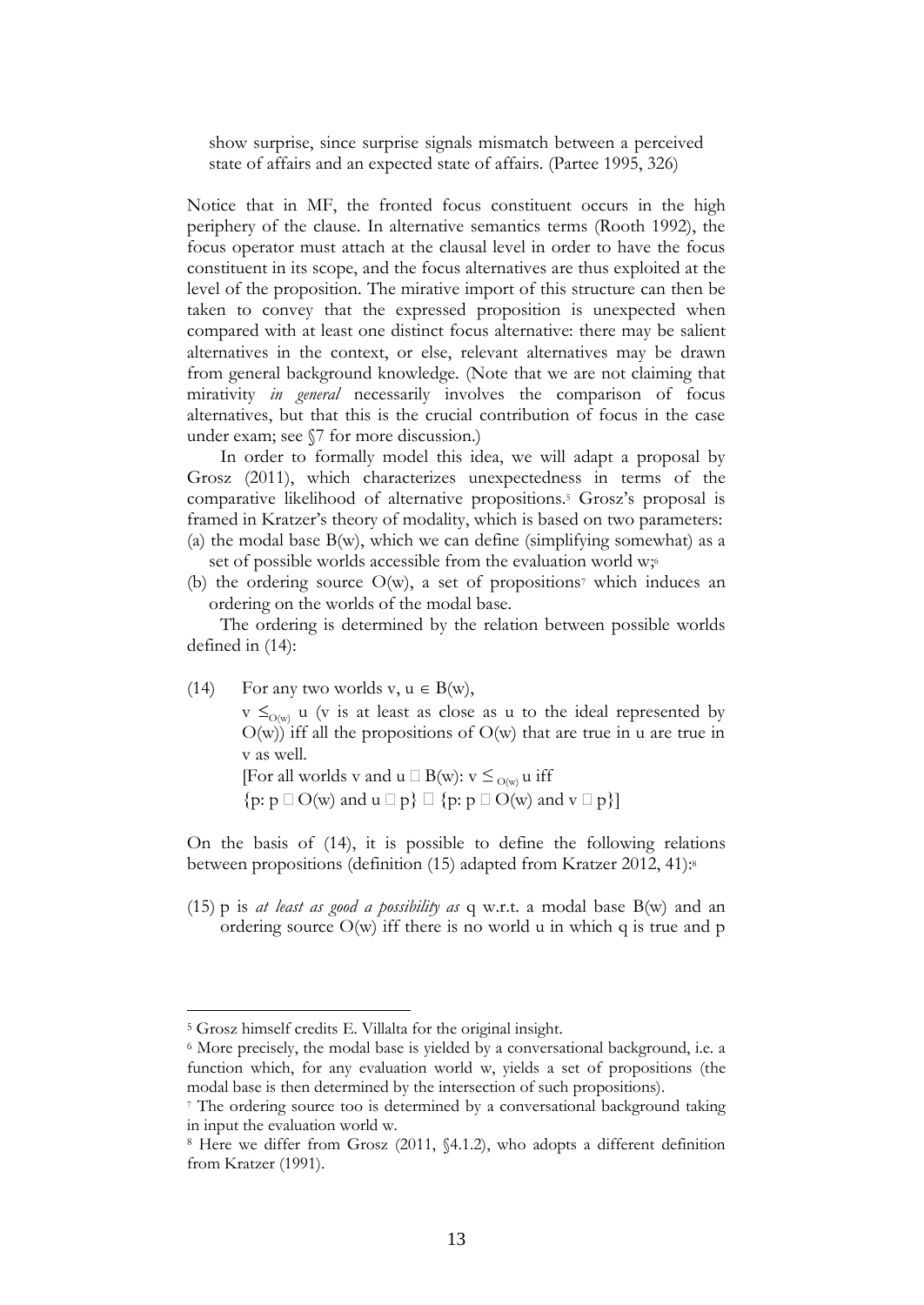show surprise, since surprise signals mismatch between a perceived state of affairs and an expected state of affairs. (Partee 1995, 326)

Notice that in MF, the fronted focus constituent occurs in the high periphery of the clause. In alternative semantics terms (Rooth 1992), the focus operator must attach at the clausal level in order to have the focus constituent in its scope, and the focus alternatives are thus exploited at the level of the proposition. The mirative import of this structure can then be taken to convey that the expressed proposition is unexpected when compared with at least one distinct focus alternative: there may be salient alternatives in the context, or else, relevant alternatives may be drawn from general background knowledge. (Note that we are not claiming that mirativity *in general* necessarily involves the comparison of focus alternatives, but that this is the crucial contribution of focus in the case under exam; see §7 for more discussion.)

In order to formally model this idea, we will adapt a proposal by Grosz (2011), which characterizes unexpectedness in terms of the comparative likelihood of alternative propositions.[5] Grosz's proposal is framed in Kratzer's theory of modality, which is based on two parameters:

(a) the modal base B(w), which we can define (simplifying somewhat) as a set of possible worlds accessible from the evaluation world w;[6]
(b) the ordering source O(w), a set of propositions[7] which induces an ordering on the worlds of the modal base.

The ordering is determined by the relation between possible worlds defined in (14):

(14) For any two worlds $v, u \in B(w)$,
$v \leq_{O(w)} u$ (v is at least as close as u to the ideal represented by O(w)) iff all the propositions of O(w) that are true in u are true in v as well.
[For all worlds v and u $\in$ B(w): $v \leq_{O(w)} u$ iff
$\{p: p \in O(w) \text{ and } u \in p\} \subseteq \{p: p \in O(w) \text{ and } v \in p\}$]

On the basis of (14), it is possible to define the following relations between propositions (definition (15) adapted from Kratzer 2012, 41):[8]

(15) p is *at least as good a possibility as* q w.r.t. a modal base B(w) and an ordering source O(w) iff there is no world u in which q is true and p

---

[5] Grosz himself credits E. Villalta for the original insight.

[6] More precisely, the modal base is yielded by a conversational background, i.e. a function which, for any evaluation world w, yields a set of propositions (the modal base is then determined by the intersection of such propositions).

[7] The ordering source too is determined by a conversational background taking in input the evaluation world w.

[8] Here we differ from Grosz (2011, §4.1.2), who adopts a different definition from Kratzer (1991).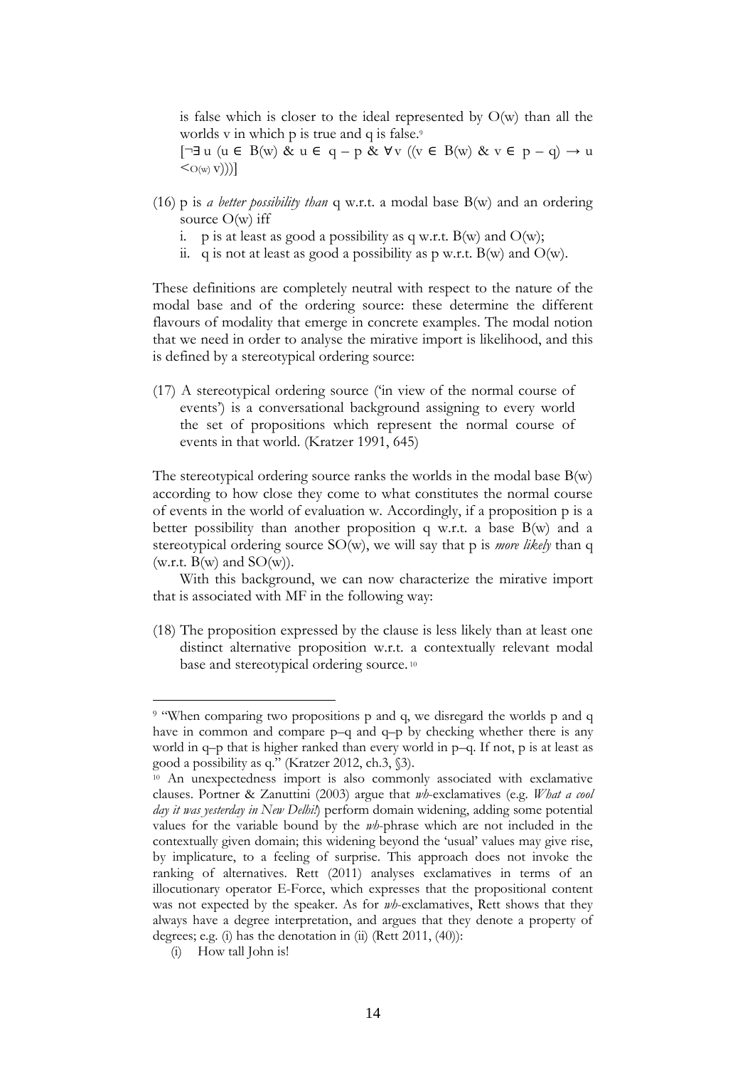is false which is closer to the ideal represented by O(w) than all the worlds v in which p is true and q is false.[9]

$[\neg\exists u\ (u \in B(w)\ \&\ u \in q - p\ \&\ \forall v\ ((v \in B(w)\ \&\ v \in p - q) \rightarrow u <_{O(w)} v)))]$

(16) p is *a better possibility than* q w.r.t. a modal base B(w) and an ordering source O(w) iff

i. p is at least as good a possibility as q w.r.t. B(w) and O(w);
ii. q is not at least as good a possibility as p w.r.t. B(w) and O(w).

These definitions are completely neutral with respect to the nature of the modal base and of the ordering source: these determine the different flavours of modality that emerge in concrete examples. The modal notion that we need in order to analyse the mirative import is likelihood, and this is defined by a stereotypical ordering source:

(17) A stereotypical ordering source ('in view of the normal course of events') is a conversational background assigning to every world the set of propositions which represent the normal course of events in that world. (Kratzer 1991, 645)

The stereotypical ordering source ranks the worlds in the modal base B(w) according to how close they come to what constitutes the normal course of events in the world of evaluation w. Accordingly, if a proposition p is a better possibility than another proposition q w.r.t. a base B(w) and a stereotypical ordering source SO(w), we will say that p is *more likely* than q (w.r.t. B(w) and SO(w)).

With this background, we can now characterize the mirative import that is associated with MF in the following way:

(18) The proposition expressed by the clause is less likely than at least one distinct alternative proposition w.r.t. a contextually relevant modal base and stereotypical ordering source.[10]

---

[9] "When comparing two propositions p and q, we disregard the worlds p and q have in common and compare p–q and q–p by checking whether there is any world in q–p that is higher ranked than every world in p–q. If not, p is at least as good a possibility as q." (Kratzer 2012, ch.3, §3).

[10] An unexpectedness import is also commonly associated with exclamative clauses. Portner & Zanuttini (2003) argue that *wh*-exclamatives (e.g. *What a cool day it was yesterday in New Delhi!*) perform domain widening, adding some potential values for the variable bound by the *wh*-phrase which are not included in the contextually given domain; this widening beyond the 'usual' values may give rise, by implicature, to a feeling of surprise. This approach does not invoke the ranking of alternatives. Rett (2011) analyses exclamatives in terms of an illocutionary operator E-Force, which expresses that the propositional content was not expected by the speaker. As for *wh*-exclamatives, Rett shows that they always have a degree interpretation, and argues that they denote a property of degrees; e.g. (i) has the denotation in (ii) (Rett 2011, (40)):

(i) How tall John is!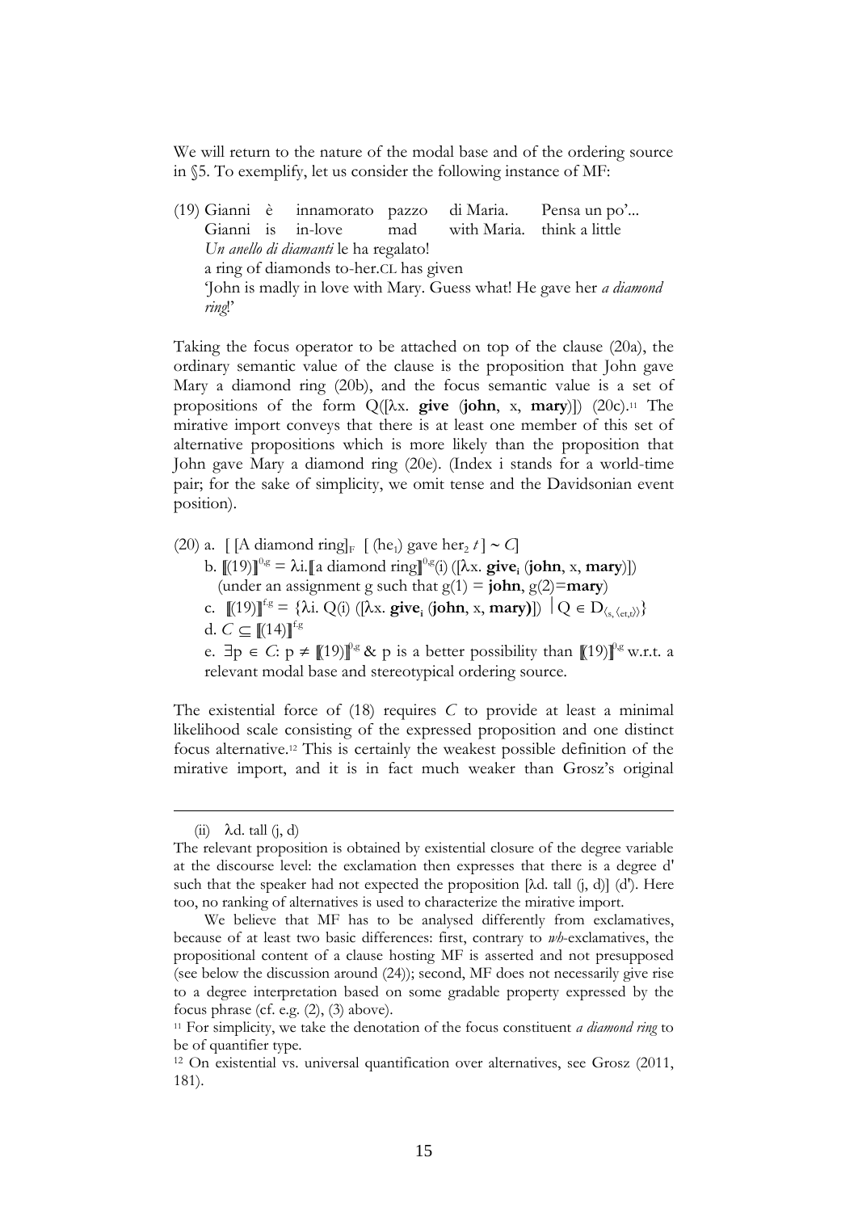We will return to the nature of the modal base and of the ordering source in §5. To exemplify, let us consider the following instance of MF:

(19) Gianni è innamorato pazzo di Maria. Pensa un po'...
Gianni is in-love mad with Maria. think a little
*Un anello di diamanti* le ha regalato!
a ring of diamonds to-her.CL has given
'John is madly in love with Mary. Guess what! He gave her *a diamond ring*!'

Taking the focus operator to be attached on top of the clause (20a), the ordinary semantic value of the clause is the proposition that John gave Mary a diamond ring (20b), and the focus semantic value is a set of propositions of the form Q([λx. **give** (**john**, x, **mary**)]) (20c).[11] The mirative import conveys that there is at least one member of this set of alternative propositions which is more likely than the proposition that John gave Mary a diamond ring (20e). (Index i stands for a world-time pair; for the sake of simplicity, we omit tense and the Davidsonian event position).

(20) a. [ [A diamond ring]$_F$ [ (he$_1$) gave her$_2$ $t$ ] ~ $C$]
b. $[\![(19)]\!]^{0,g}$ = λi.$[\![$a diamond ring$]\!]^{0,g}$(i) ([λx. $\mathbf{give}_i$ (**john**, x, **mary**)])
(under an assignment g such that g(1) = **john**, g(2)=**mary**)
c. $[\![(19)]\!]^{f,g}$ = {λi. Q(i) ([λx. $\mathbf{give}_i$ (**john**, x, **mary**)]) | $Q \in D_{\langle s, \langle et,t \rangle \rangle}$}
d. $C \subseteq [\![(14)]\!]^{f,g}$
e. $\exists p \in C$: $p \neq [\![(19)]\!]^{0,g}$ & p is a better possibility than $[\![(19)]\!]^{0,g}$ w.r.t. a relevant modal base and stereotypical ordering source.

The existential force of (18) requires $C$ to provide at least a minimal likelihood scale consisting of the expressed proposition and one distinct focus alternative.[12] This is certainly the weakest possible definition of the mirative import, and it is in fact much weaker than Grosz's original

---

(ii) λd. tall (j, d)

The relevant proposition is obtained by existential closure of the degree variable at the discourse level: the exclamation then expresses that there is a degree d' such that the speaker had not expected the proposition [λd. tall (j, d)] (d'). Here too, no ranking of alternatives is used to characterize the mirative import.

We believe that MF has to be analysed differently from exclamatives, because of at least two basic differences: first, contrary to *wh*-exclamatives, the propositional content of a clause hosting MF is asserted and not presupposed (see below the discussion around (24)); second, MF does not necessarily give rise to a degree interpretation based on some gradable property expressed by the focus phrase (cf. e.g. (2), (3) above).

[11] For simplicity, we take the denotation of the focus constituent *a diamond ring* to be of quantifier type.

[12] On existential vs. universal quantification over alternatives, see Grosz (2011, 181).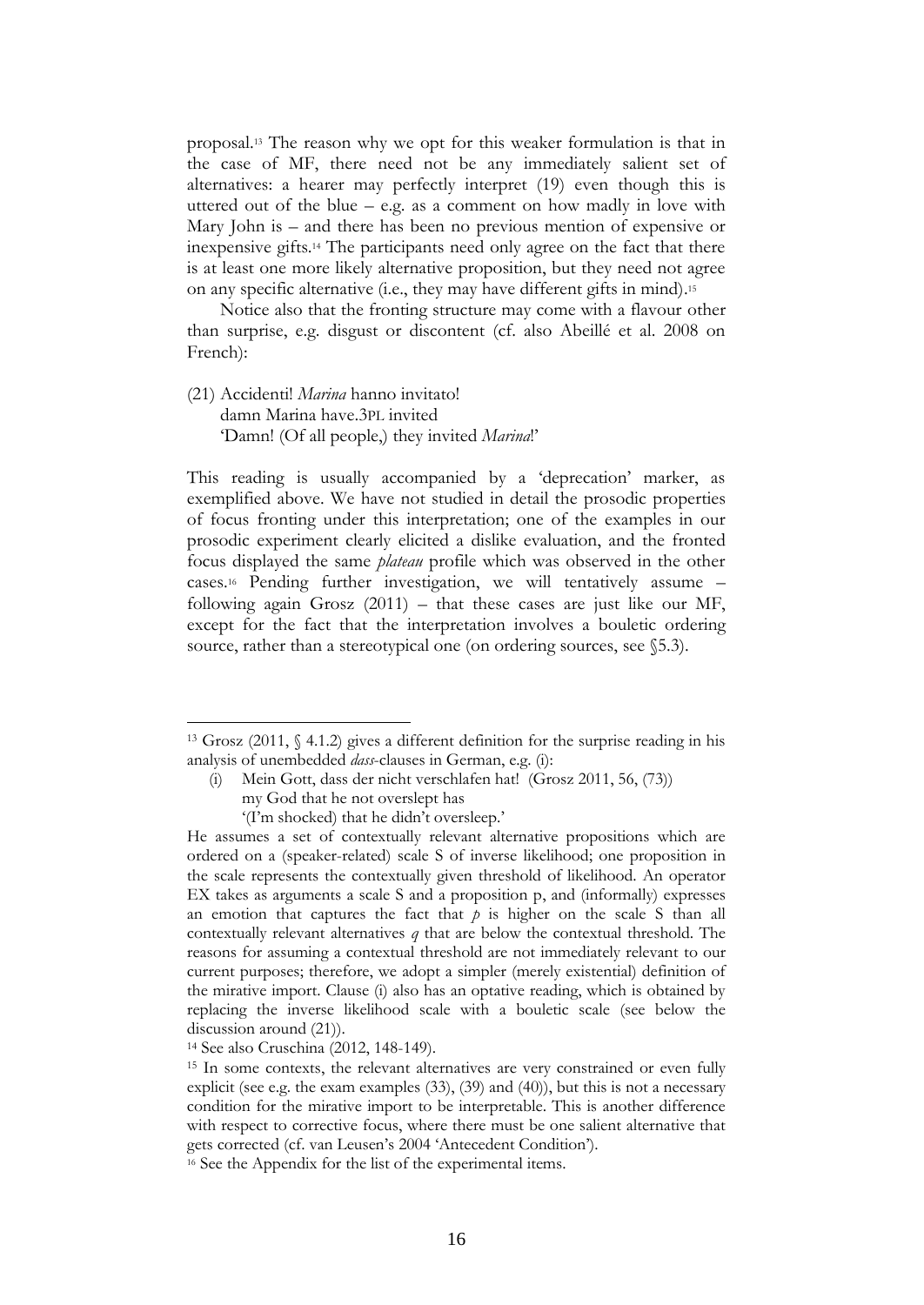proposal.[13] The reason why we opt for this weaker formulation is that in the case of MF, there need not be any immediately salient set of alternatives: a hearer may perfectly interpret (19) even though this is uttered out of the blue – e.g. as a comment on how madly in love with Mary John is – and there has been no previous mention of expensive or inexpensive gifts.[14] The participants need only agree on the fact that there is at least one more likely alternative proposition, but they need not agree on any specific alternative (i.e., they may have different gifts in mind).[15]

Notice also that the fronting structure may come with a flavour other than surprise, e.g. disgust or discontent (cf. also Abeillé et al. 2008 on French):

(21) Accidenti! *Marina* hanno invitato!
  damn Marina have.3PL invited
  'Damn! (Of all people,) they invited *Marina*!'

This reading is usually accompanied by a 'deprecation' marker, as exemplified above. We have not studied in detail the prosodic properties of focus fronting under this interpretation; one of the examples in our prosodic experiment clearly elicited a dislike evaluation, and the fronted focus displayed the same *plateau* profile which was observed in the other cases.[16] Pending further investigation, we will tentatively assume – following again Grosz (2011) – that these cases are just like our MF, except for the fact that the interpretation involves a bouletic ordering source, rather than a stereotypical one (on ordering sources, see §5.3).

---

[13] Grosz (2011, § 4.1.2) gives a different definition for the surprise reading in his analysis of unembedded *dass*-clauses in German, e.g. (i):

  (i) Mein Gott, dass der nicht verschlafen hat! (Grosz 2011, 56, (73))
    my God that he not overslept has
    '(I'm shocked) that he didn't oversleep.'

He assumes a set of contextually relevant alternative propositions which are ordered on a (speaker-related) scale S of inverse likelihood; one proposition in the scale represents the contextually given threshold of likelihood. An operator EX takes as arguments a scale S and a proposition p, and (informally) expresses an emotion that captures the fact that $p$ is higher on the scale S than all contextually relevant alternatives $q$ that are below the contextual threshold. The reasons for assuming a contextual threshold are not immediately relevant to our current purposes; therefore, we adopt a simpler (merely existential) definition of the mirative import. Clause (i) also has an optative reading, which is obtained by replacing the inverse likelihood scale with a bouletic scale (see below the discussion around (21)).

[14] See also Cruschina (2012, 148-149).

[15] In some contexts, the relevant alternatives are very constrained or even fully explicit (see e.g. the exam examples (33), (39) and (40)), but this is not a necessary condition for the mirative import to be interpretable. This is another difference with respect to corrective focus, where there must be one salient alternative that gets corrected (cf. van Leusen's 2004 'Antecedent Condition').

[16] See the Appendix for the list of the experimental items.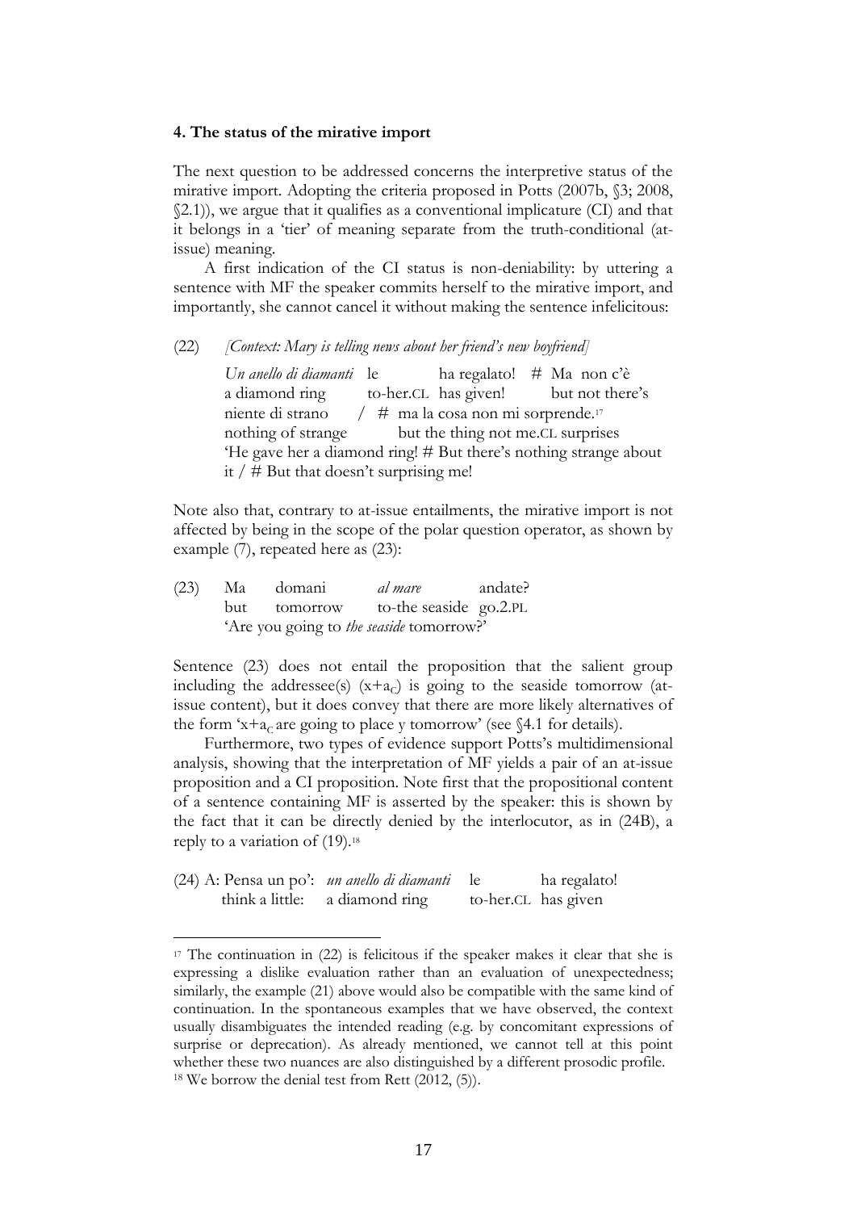**4. The status of the mirative import**

The next question to be addressed concerns the interpretive status of the mirative import. Adopting the criteria proposed in Potts (2007b, §3; 2008, §2.1)), we argue that it qualifies as a conventional implicature (CI) and that it belongs in a 'tier' of meaning separate from the truth-conditional (at-issue) meaning.

A first indication of the CI status is non-deniability: by uttering a sentence with MF the speaker commits herself to the mirative import, and importantly, she cannot cancel it without making the sentence infelicitous:

(22) *[Context: Mary is telling news about her friend's new boyfriend]*

*Un anello di diamanti* le ha regalato! # Ma non c'è
a diamond ring to-her.CL has given! but not there's
niente di strano / # ma la cosa non mi sorprende.[17]
nothing of strange but the thing not me.CL surprises
'He gave her a diamond ring! # But there's nothing strange about it / # But that doesn't surprising me!

Note also that, contrary to at-issue entailments, the mirative import is not affected by being in the scope of the polar question operator, as shown by example (7), repeated here as (23):

(23) Ma domani *al mare* andate?
but tomorrow to-the seaside go.2.PL
'Are you going to *the seaside* tomorrow?'

Sentence (23) does not entail the proposition that the salient group including the addressee(s) ($x+a_C$) is going to the seaside tomorrow (at-issue content), but it does convey that there are more likely alternatives of the form '$x+a_C$ are going to place y tomorrow' (see §4.1 for details).

Furthermore, two types of evidence support Potts's multidimensional analysis, showing that the interpretation of MF yields a pair of an at-issue proposition and a CI proposition. Note first that the propositional content of a sentence containing MF is asserted by the speaker: this is shown by the fact that it can be directly denied by the interlocutor, as in (24B), a reply to a variation of (19).[18]

(24) A: Pensa un po': *un anello di diamanti* le ha regalato!
think a little: a diamond ring to-her.CL has given

[17] The continuation in (22) is felicitous if the speaker makes it clear that she is expressing a dislike evaluation rather than an evaluation of unexpectedness; similarly, the example (21) above would also be compatible with the same kind of continuation. In the spontaneous examples that we have observed, the context usually disambiguates the intended reading (e.g. by concomitant expressions of surprise or deprecation). As already mentioned, we cannot tell at this point whether these two nuances are also distinguished by a different prosodic profile.

[18] We borrow the denial test from Rett (2012, (5)).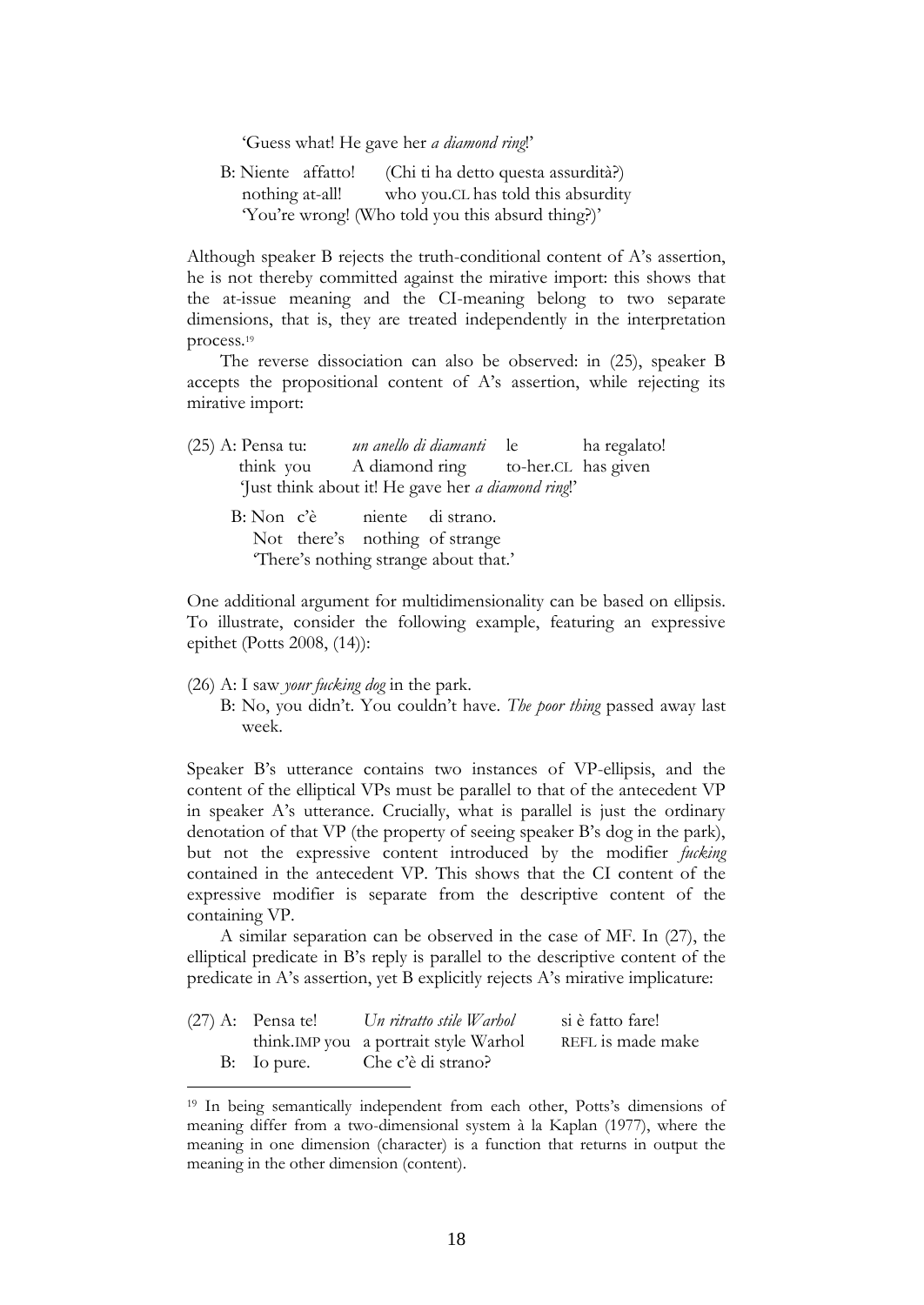'Guess what! He gave her *a diamond ring*!'

B: Niente affatto! (Chi ti ha detto questa assurdità?)
nothing at-all! who you.CL has told this absurdity
'You're wrong! (Who told you this absurd thing?)'

Although speaker B rejects the truth-conditional content of A's assertion, he is not thereby committed against the mirative import: this shows that the at-issue meaning and the CI-meaning belong to two separate dimensions, that is, they are treated independently in the interpretation process.[19]

The reverse dissociation can also be observed: in (25), speaker B accepts the propositional content of A's assertion, while rejecting its mirative import:

(25) A: Pensa tu: *un anello di diamanti* le ha regalato!
think you A diamond ring to-her.CL has given
'Just think about it! He gave her *a diamond ring*!'

B: Non c'è niente di strano.
Not there's nothing of strange
'There's nothing strange about that.'

One additional argument for multidimensionality can be based on ellipsis. To illustrate, consider the following example, featuring an expressive epithet (Potts 2008, (14)):

(26) A: I saw *your fucking dog* in the park.
B: No, you didn't. You couldn't have. *The poor thing* passed away last week.

Speaker B's utterance contains two instances of VP-ellipsis, and the content of the elliptical VPs must be parallel to that of the antecedent VP in speaker A's utterance. Crucially, what is parallel is just the ordinary denotation of that VP (the property of seeing speaker B's dog in the park), but not the expressive content introduced by the modifier *fucking* contained in the antecedent VP. This shows that the CI content of the expressive modifier is separate from the descriptive content of the containing VP.

A similar separation can be observed in the case of MF. In (27), the elliptical predicate in B's reply is parallel to the descriptive content of the predicate in A's assertion, yet B explicitly rejects A's mirative implicature:

(27) A: Pensa te! *Un ritratto stile Warhol* si è fatto fare!
think.IMP you a portrait style Warhol REFL is made make
B: Io pure. Che c'è di strano?

---

[19] In being semantically independent from each other, Potts's dimensions of meaning differ from a two-dimensional system à la Kaplan (1977), where the meaning in one dimension (character) is a function that returns in output the meaning in the other dimension (content).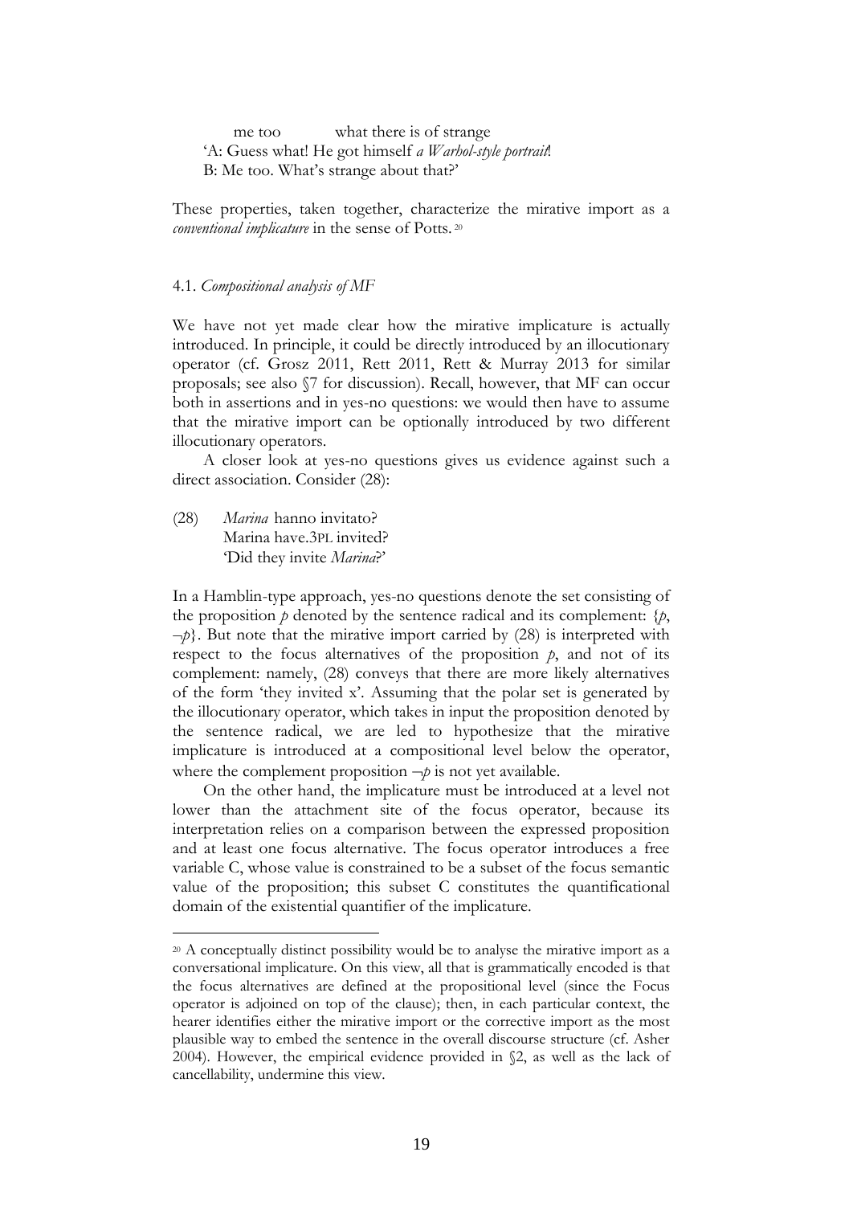me too &nbsp;&nbsp;&nbsp;&nbsp;&nbsp;&nbsp;&nbsp;&nbsp; what there is of strange
'A: Guess what! He got himself *a Warhol-style portrait*!
B: Me too. What's strange about that?'

These properties, taken together, characterize the mirative import as a *conventional implicature* in the sense of Potts.[20]

### 4.1. *Compositional analysis of MF*

We have not yet made clear how the mirative implicature is actually introduced. In principle, it could be directly introduced by an illocutionary operator (cf. Grosz 2011, Rett 2011, Rett & Murray 2013 for similar proposals; see also §7 for discussion). Recall, however, that MF can occur both in assertions and in yes-no questions: we would then have to assume that the mirative import can be optionally introduced by two different illocutionary operators.

A closer look at yes-no questions gives us evidence against such a direct association. Consider (28):

(28) *Marina* hanno invitato?
Marina have.3PL invited?
'Did they invite *Marina*?'

In a Hamblin-type approach, yes-no questions denote the set consisting of the proposition $p$ denoted by the sentence radical and its complement: $\{p, \neg p\}$. But note that the mirative import carried by (28) is interpreted with respect to the focus alternatives of the proposition $p$, and not of its complement: namely, (28) conveys that there are more likely alternatives of the form 'they invited x'. Assuming that the polar set is generated by the illocutionary operator, which takes in input the proposition denoted by the sentence radical, we are led to hypothesize that the mirative implicature is introduced at a compositional level below the operator, where the complement proposition $\neg p$ is not yet available.

On the other hand, the implicature must be introduced at a level not lower than the attachment site of the focus operator, because its interpretation relies on a comparison between the expressed proposition and at least one focus alternative. The focus operator introduces a free variable C, whose value is constrained to be a subset of the focus semantic value of the proposition; this subset C constitutes the quantificational domain of the existential quantifier of the implicature.

[20] A conceptually distinct possibility would be to analyse the mirative import as a conversational implicature. On this view, all that is grammatically encoded is that the focus alternatives are defined at the propositional level (since the Focus operator is adjoined on top of the clause); then, in each particular context, the hearer identifies either the mirative import or the corrective import as the most plausible way to embed the sentence in the overall discourse structure (cf. Asher 2004). However, the empirical evidence provided in §2, as well as the lack of cancellability, undermine this view.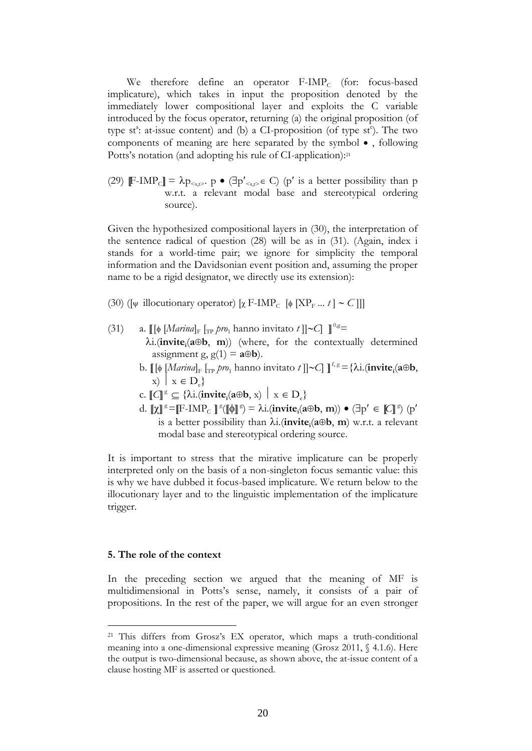We therefore define an operator F-IMP$_C$ (for: focus-based implicature), which takes in input the proposition denoted by the immediately lower compositional layer and exploits the C variable introduced by the focus operator, returning (a) the original proposition (of type st$^a$: at-issue content) and (b) a CI-proposition (of type st$^c$). The two components of meaning are here separated by the symbol • , following Potts's notation (and adopting his rule of CI-application):[21]

(29) $[\![\text{F-IMP}_C]\!] = \lambda p_{<s,t>}.\ p \bullet (\exists p'_{<s,t>} \in C)$ (p′ is a better possibility than p w.r.t. a relevant modal base and stereotypical ordering source).

Given the hypothesized compositional layers in (30), the interpretation of the sentence radical of question (28) will be as in (31). (Again, index i stands for a world-time pair; we ignore for simplicity the temporal information and the Davidsonian event position and, assuming the proper name to be a rigid designator, we directly use its extension):

(30) ([$_\psi$ illocutionary operator) [$_\chi$ F-IMP$_C$ [$_\phi$ [XP$_F$ ... *t* ] ~ *C* ]]]

(31) a. $[\![ [_\phi\ [\textit{Marina}]_F\ [_{TP}\ \textit{pro}_1 \text{ hanno invitato } t\ ]]{\sim}C]\ ]\!]^{0,g} =$ $\lambda i.(\mathbf{invite}_i(\mathbf{a}{\oplus}\mathbf{b},\ \mathbf{m}))$ (where, for the contextually determined assignment g, $g(1) = \mathbf{a}{\oplus}\mathbf{b}$).

b. $[\![ [_\phi\ [\textit{Marina}]_F\ [_{TP}\ \textit{pro}_1 \text{ hanno invitato } t\ ]]{\sim}C]\ ]\!]^{f,g} = \{\lambda i.(\mathbf{invite}_i(\mathbf{a}{\oplus}\mathbf{b},\ x)\ |\ x \in D_e\}$

c. $[\![C]\!]^g \subseteq \{\lambda i.(\mathbf{invite}_i(\mathbf{a}{\oplus}\mathbf{b},\ x)\ |\ x \in D_e\}$

d. $[\![\chi]\!]^g = [\![\text{F-IMP}_C\ ]\!]^g([\![\phi]\!]^g) = \lambda i.(\mathbf{invite}_i(\mathbf{a}{\oplus}\mathbf{b},\ \mathbf{m})) \bullet (\exists p' \in [\![C]\!]^g)$ (p′ is a better possibility than $\lambda i.(\mathbf{invite}_i(\mathbf{a}{\oplus}\mathbf{b},\ \mathbf{m})$ w.r.t. a relevant modal base and stereotypical ordering source.

It is important to stress that the mirative implicature can be properly interpreted only on the basis of a non-singleton focus semantic value: this is why we have dubbed it focus-based implicature. We return below to the illocutionary layer and to the linguistic implementation of the implicature trigger.

## 5. The role of the context

In the preceding section we argued that the meaning of MF is multidimensional in Potts's sense, namely, it consists of a pair of propositions. In the rest of the paper, we will argue for an even stronger

[21] This differs from Grosz's EX operator, which maps a truth-conditional meaning into a one-dimensional expressive meaning (Grosz 2011, § 4.1.6). Here the output is two-dimensional because, as shown above, the at-issue content of a clause hosting MF is asserted or questioned.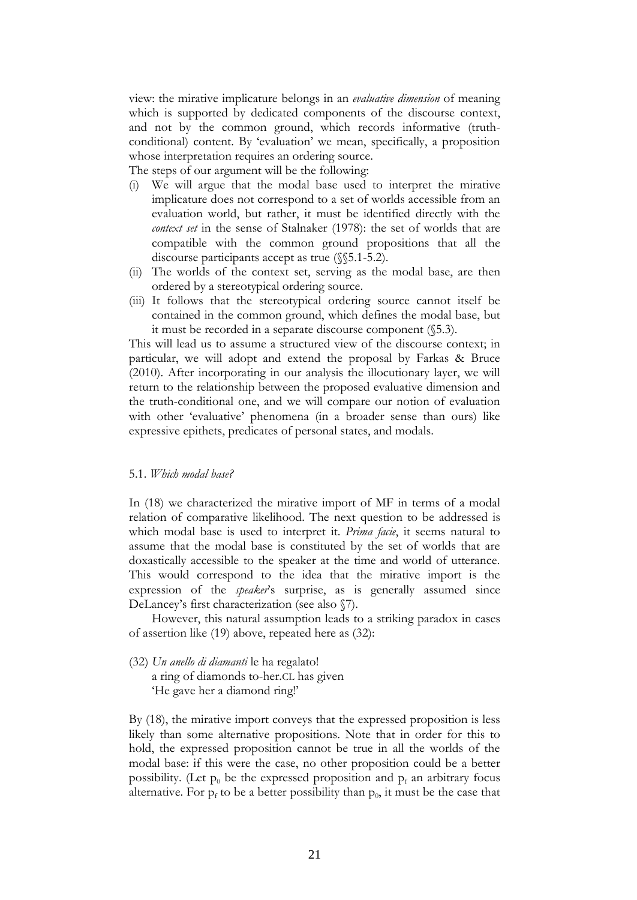view: the mirative implicature belongs in an *evaluative dimension* of meaning which is supported by dedicated components of the discourse context, and not by the common ground, which records informative (truth-conditional) content. By 'evaluation' we mean, specifically, a proposition whose interpretation requires an ordering source.

The steps of our argument will be the following:

(i) We will argue that the modal base used to interpret the mirative implicature does not correspond to a set of worlds accessible from an evaluation world, but rather, it must be identified directly with the *context set* in the sense of Stalnaker (1978): the set of worlds that are compatible with the common ground propositions that all the discourse participants accept as true (§§5.1-5.2).
(ii) The worlds of the context set, serving as the modal base, are then ordered by a stereotypical ordering source.
(iii) It follows that the stereotypical ordering source cannot itself be contained in the common ground, which defines the modal base, but it must be recorded in a separate discourse component (§5.3).

This will lead us to assume a structured view of the discourse context; in particular, we will adopt and extend the proposal by Farkas & Bruce (2010). After incorporating in our analysis the illocutionary layer, we will return to the relationship between the proposed evaluative dimension and the truth-conditional one, and we will compare our notion of evaluation with other 'evaluative' phenomena (in a broader sense than ours) like expressive epithets, predicates of personal states, and modals.

### 5.1. *Which modal base?*

In (18) we characterized the mirative import of MF in terms of a modal relation of comparative likelihood. The next question to be addressed is which modal base is used to interpret it. *Prima facie*, it seems natural to assume that the modal base is constituted by the set of worlds that are doxastically accessible to the speaker at the time and world of utterance. This would correspond to the idea that the mirative import is the expression of the *speaker*'s surprise, as is generally assumed since DeLancey's first characterization (see also §7).

However, this natural assumption leads to a striking paradox in cases of assertion like (19) above, repeated here as (32):

(32) *Un anello di diamanti* le ha regalato!
a ring of diamonds to-her.CL has given
'He gave her a diamond ring!'

By (18), the mirative import conveys that the expressed proposition is less likely than some alternative propositions. Note that in order for this to hold, the expressed proposition cannot be true in all the worlds of the modal base: if this were the case, no other proposition could be a better possibility. (Let $p_0$ be the expressed proposition and $p_f$ an arbitrary focus alternative. For $p_f$ to be a better possibility than $p_0$, it must be the case that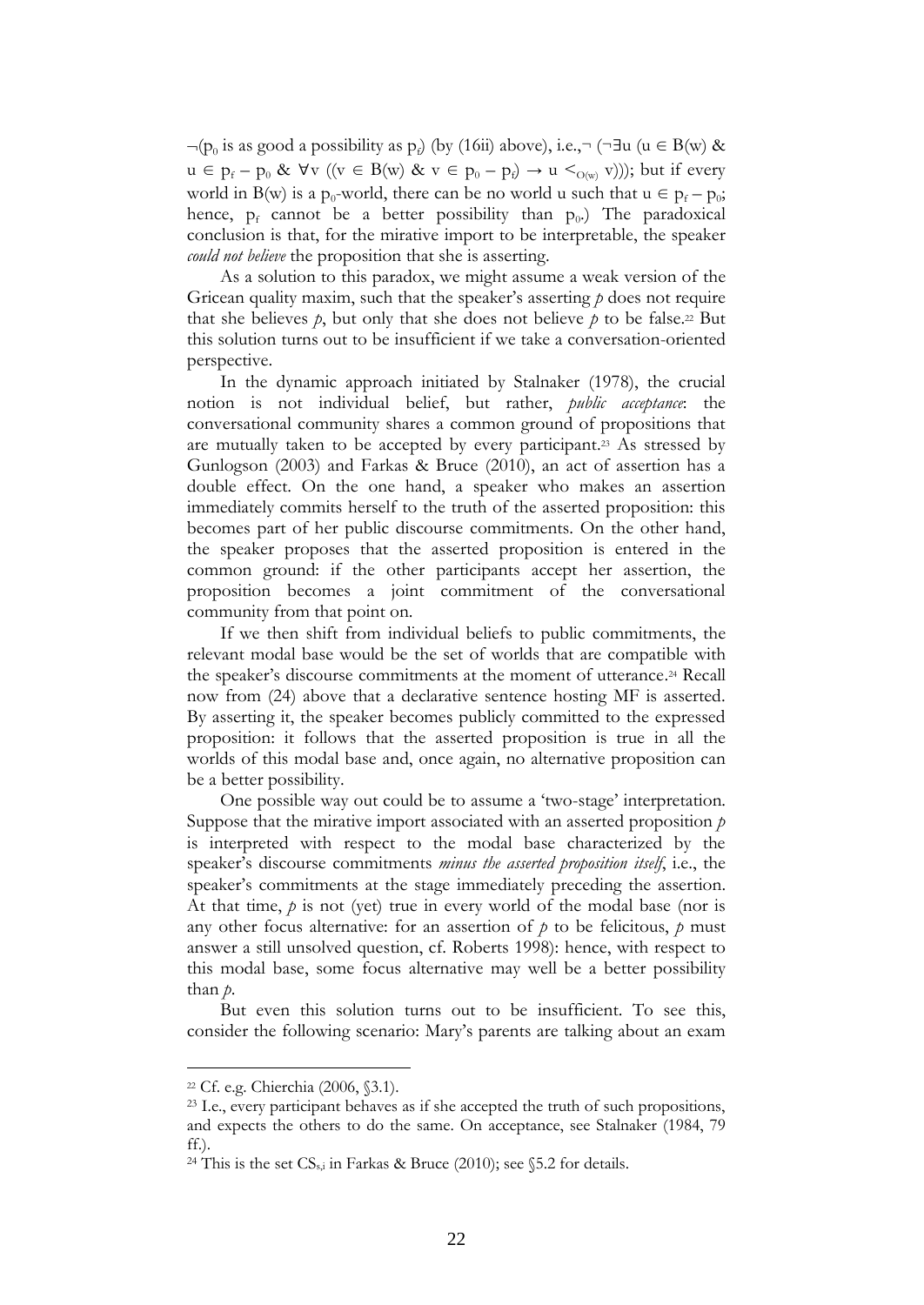$\neg(p_0$ is as good a possibility as $p_f)$ (by (16ii) above), i.e.,$\neg$ $(\neg\exists u\ (u \in B(w)\ \&\ u \in p_f - p_0\ \&\ \forall v\ ((v \in B(w)\ \&\ v \in p_0 - p_f) \rightarrow u <_{O(w)} v)))$; but if every world in B(w) is a $p_0$-world, there can be no world u such that $u \in p_f - p_0$; hence, $p_f$ cannot be a better possibility than $p_0$.) The paradoxical conclusion is that, for the mirative import to be interpretable, the speaker *could not believe* the proposition that she is asserting.

As a solution to this paradox, we might assume a weak version of the Gricean quality maxim, such that the speaker's asserting *p* does not require that she believes *p*, but only that she does not believe *p* to be false.[22] But this solution turns out to be insufficient if we take a conversation-oriented perspective.

In the dynamic approach initiated by Stalnaker (1978), the crucial notion is not individual belief, but rather, *public acceptance*: the conversational community shares a common ground of propositions that are mutually taken to be accepted by every participant.[23] As stressed by Gunlogson (2003) and Farkas & Bruce (2010), an act of assertion has a double effect. On the one hand, a speaker who makes an assertion immediately commits herself to the truth of the asserted proposition: this becomes part of her public discourse commitments. On the other hand, the speaker proposes that the asserted proposition is entered in the common ground: if the other participants accept her assertion, the proposition becomes a joint commitment of the conversational community from that point on.

If we then shift from individual beliefs to public commitments, the relevant modal base would be the set of worlds that are compatible with the speaker's discourse commitments at the moment of utterance.[24] Recall now from (24) above that a declarative sentence hosting MF is asserted. By asserting it, the speaker becomes publicly committed to the expressed proposition: it follows that the asserted proposition is true in all the worlds of this modal base and, once again, no alternative proposition can be a better possibility.

One possible way out could be to assume a 'two-stage' interpretation. Suppose that the mirative import associated with an asserted proposition *p* is interpreted with respect to the modal base characterized by the speaker's discourse commitments *minus the asserted proposition itself*, i.e., the speaker's commitments at the stage immediately preceding the assertion. At that time, *p* is not (yet) true in every world of the modal base (nor is any other focus alternative: for an assertion of *p* to be felicitous, *p* must answer a still unsolved question, cf. Roberts 1998): hence, with respect to this modal base, some focus alternative may well be a better possibility than *p*.

But even this solution turns out to be insufficient. To see this, consider the following scenario: Mary's parents are talking about an exam

---

[22] Cf. e.g. Chierchia (2006, §3.1).

[23] I.e., every participant behaves as if she accepted the truth of such propositions, and expects the others to do the same. On acceptance, see Stalnaker (1984, 79 ff.).

[24] This is the set $CS_{s,i}$ in Farkas & Bruce (2010); see §5.2 for details.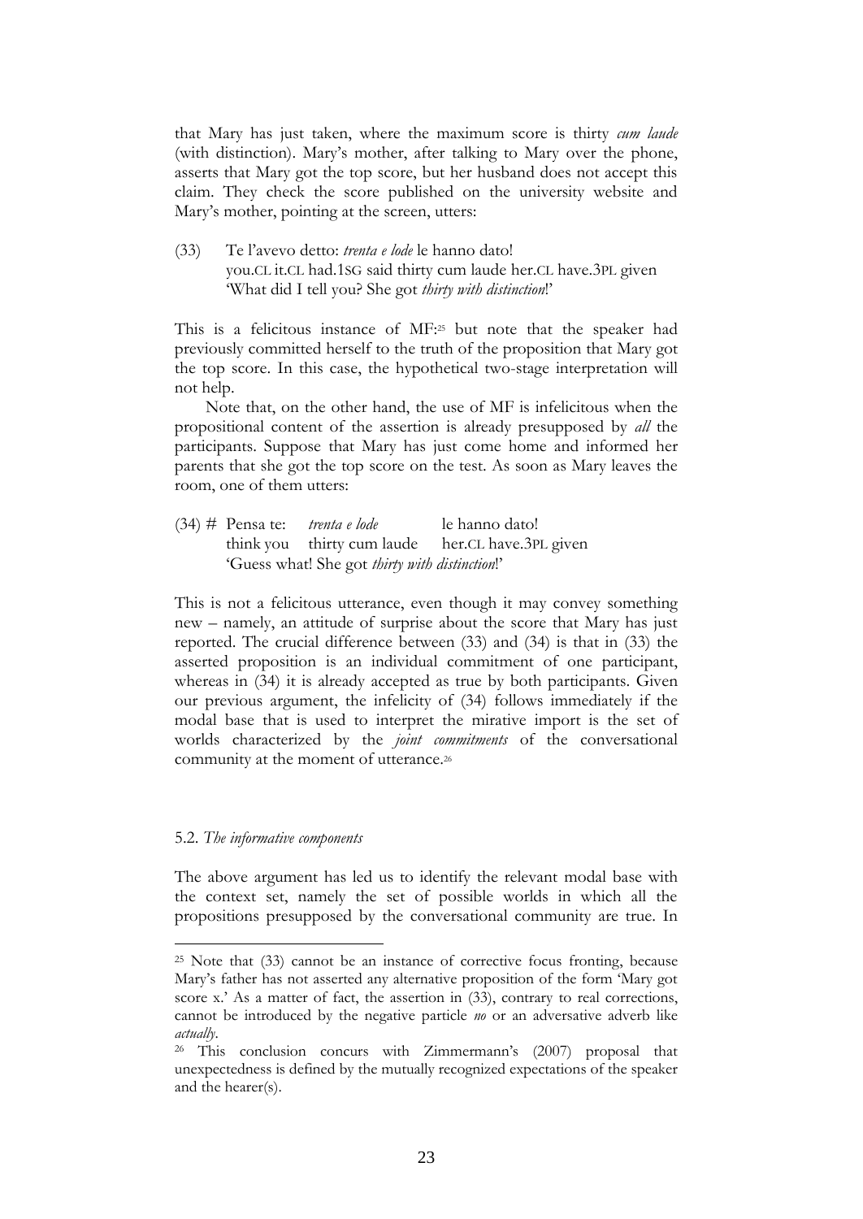that Mary has just taken, where the maximum score is thirty *cum laude* (with distinction). Mary's mother, after talking to Mary over the phone, asserts that Mary got the top score, but her husband does not accept this claim. They check the score published on the university website and Mary's mother, pointing at the screen, utters:

(33) Te l'avevo detto: *trenta e lode* le hanno dato!
you.CL it.CL had.1SG said thirty cum laude her.CL have.3PL given
'What did I tell you? She got *thirty with distinction*!'

This is a felicitous instance of MF:[25] but note that the speaker had previously committed herself to the truth of the proposition that Mary got the top score. In this case, the hypothetical two-stage interpretation will not help.

Note that, on the other hand, the use of MF is infelicitous when the propositional content of the assertion is already presupposed by *all* the participants. Suppose that Mary has just come home and informed her parents that she got the top score on the test. As soon as Mary leaves the room, one of them utters:

(34) # Pensa te: *trenta e lode* le hanno dato!
think you thirty cum laude her.CL have.3PL given
'Guess what! She got *thirty with distinction*!'

This is not a felicitous utterance, even though it may convey something new – namely, an attitude of surprise about the score that Mary has just reported. The crucial difference between (33) and (34) is that in (33) the asserted proposition is an individual commitment of one participant, whereas in (34) it is already accepted as true by both participants. Given our previous argument, the infelicity of (34) follows immediately if the modal base that is used to interpret the mirative import is the set of worlds characterized by the *joint commitments* of the conversational community at the moment of utterance.[26]

### 5.2. *The informative components*

The above argument has led us to identify the relevant modal base with the context set, namely the set of possible worlds in which all the propositions presupposed by the conversational community are true. In

---

[25] Note that (33) cannot be an instance of corrective focus fronting, because Mary's father has not asserted any alternative proposition of the form 'Mary got score x.' As a matter of fact, the assertion in (33), contrary to real corrections, cannot be introduced by the negative particle *no* or an adversative adverb like *actually*.

[26] This conclusion concurs with Zimmermann's (2007) proposal that unexpectedness is defined by the mutually recognized expectations of the speaker and the hearer(s).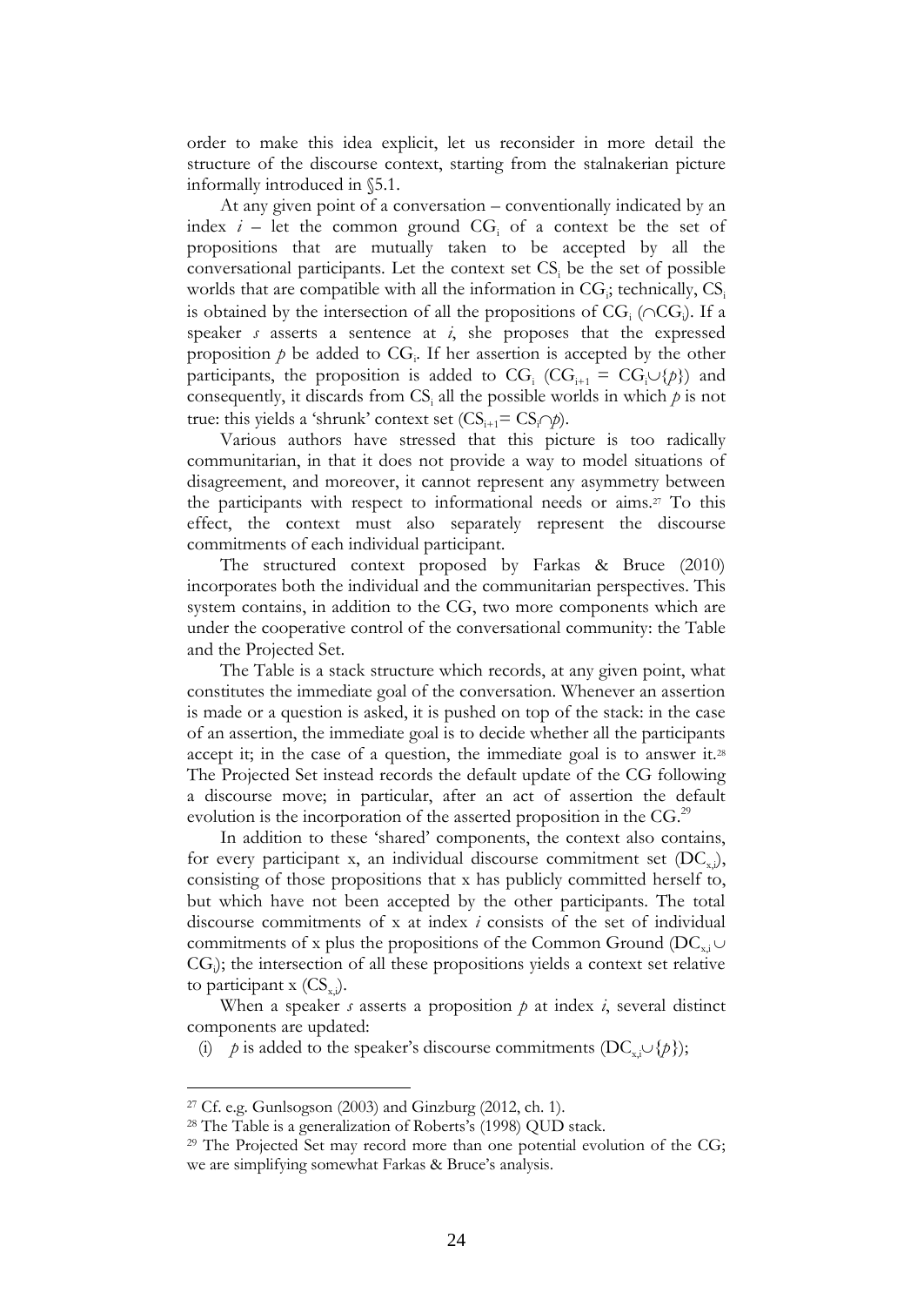order to make this idea explicit, let us reconsider in more detail the structure of the discourse context, starting from the stalnakerian picture informally introduced in §5.1.

At any given point of a conversation – conventionally indicated by an index *i* – let the common ground $CG_i$ of a context be the set of propositions that are mutually taken to be accepted by all the conversational participants. Let the context set $CS_i$ be the set of possible worlds that are compatible with all the information in $CG_i$; technically, $CS_i$ is obtained by the intersection of all the propositions of $CG_i$ ($\cap CG_i$). If a speaker *s* asserts a sentence at *i*, she proposes that the expressed proposition *p* be added to $CG_i$. If her assertion is accepted by the other participants, the proposition is added to $CG_i$ ($CG_{i+1} = CG_i \cup \{p\}$) and consequently, it discards from $CS_i$ all the possible worlds in which *p* is not true: this yields a 'shrunk' context set ($CS_{i+1} = CS_i \cap p$).

Various authors have stressed that this picture is too radically communitarian, in that it does not provide a way to model situations of disagreement, and moreover, it cannot represent any asymmetry between the participants with respect to informational needs or aims.[27] To this effect, the context must also separately represent the discourse commitments of each individual participant.

The structured context proposed by Farkas & Bruce (2010) incorporates both the individual and the communitarian perspectives. This system contains, in addition to the CG, two more components which are under the cooperative control of the conversational community: the Table and the Projected Set.

The Table is a stack structure which records, at any given point, what constitutes the immediate goal of the conversation. Whenever an assertion is made or a question is asked, it is pushed on top of the stack: in the case of an assertion, the immediate goal is to decide whether all the participants accept it; in the case of a question, the immediate goal is to answer it.[28] The Projected Set instead records the default update of the CG following a discourse move; in particular, after an act of assertion the default evolution is the incorporation of the asserted proposition in the CG.[29]

In addition to these 'shared' components, the context also contains, for every participant x, an individual discourse commitment set ($DC_{x,i}$), consisting of those propositions that x has publicly committed herself to, but which have not been accepted by the other participants. The total discourse commitments of x at index *i* consists of the set of individual commitments of x plus the propositions of the Common Ground ($DC_{x,i} \cup CG_i$); the intersection of all these propositions yields a context set relative to participant x ($CS_{x,i}$).

When a speaker *s* asserts a proposition *p* at index *i*, several distinct components are updated:

(i) *p* is added to the speaker's discourse commitments ($DC_{x,i} \cup \{p\}$);

---

[27] Cf. e.g. Gunlsogson (2003) and Ginzburg (2012, ch. 1).

[28] The Table is a generalization of Roberts's (1998) QUD stack.

[29] The Projected Set may record more than one potential evolution of the CG; we are simplifying somewhat Farkas & Bruce's analysis.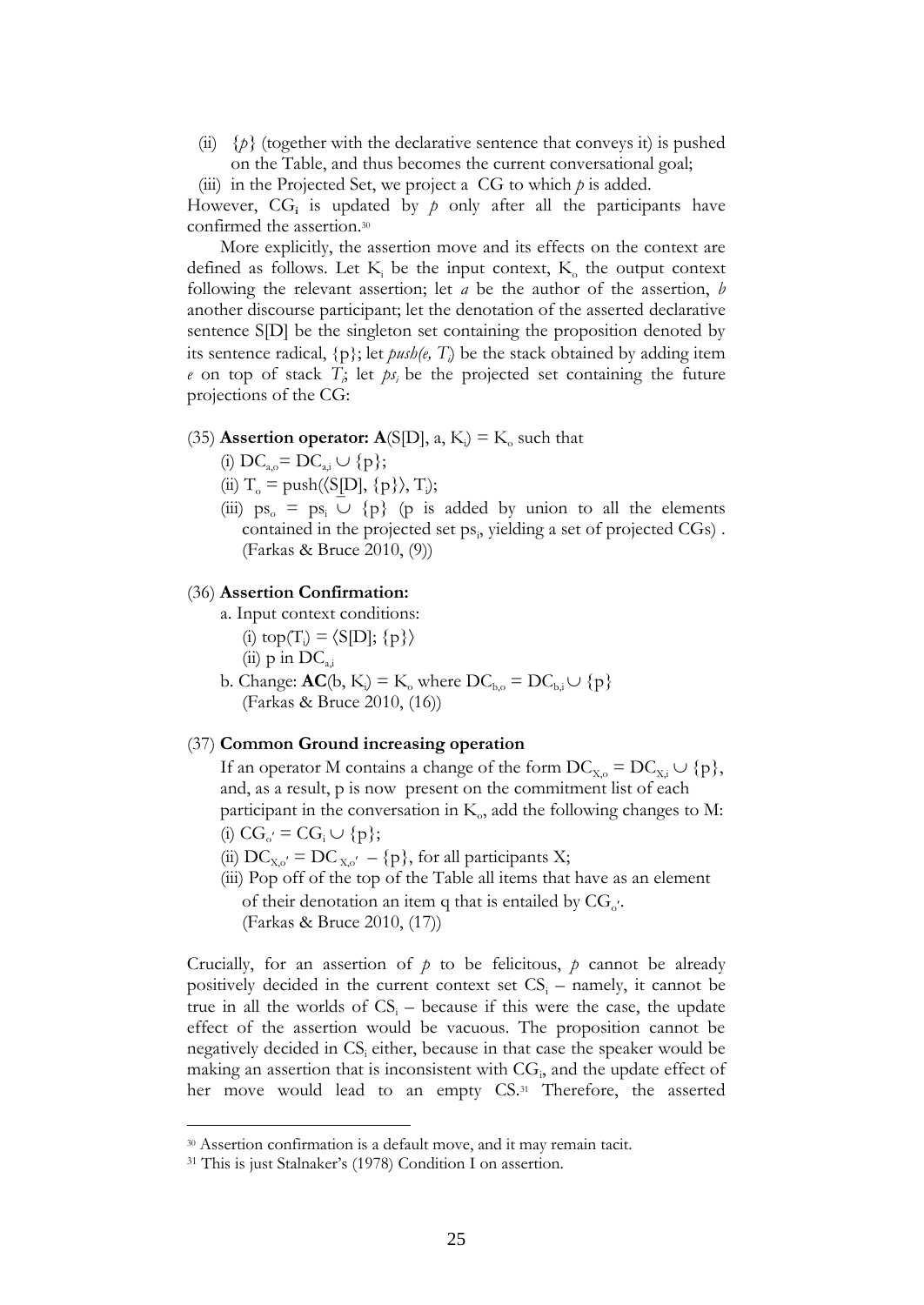(ii) $\{p\}$ (together with the declarative sentence that conveys it) is pushed on the Table, and thus becomes the current conversational goal;

(iii) in the Projected Set, we project a CG to which $p$ is added.

However, $CG_i$ is updated by $p$ only after all the participants have confirmed the assertion.[30]

More explicitly, the assertion move and its effects on the context are defined as follows. Let $K_i$ be the input context, $K_o$ the output context following the relevant assertion; let $a$ be the author of the assertion, $b$ another discourse participant; let the denotation of the asserted declarative sentence S[D] be the singleton set containing the proposition denoted by its sentence radical, {p}; let $push(e, T_i)$ be the stack obtained by adding item $e$ on top of stack $T_i$; let $ps_i$ be the projected set containing the future projections of the CG:

(35) **Assertion operator:** $\mathbf{A}(S[D], a, K_i) = K_o$ such that

(i) $DC_{a,o} = DC_{a,i} \cup \{p\}$;

(ii) $T_o = push(\langle S[D], \{p\}\rangle, T_i)$;

(iii) $ps_o = ps_i \cup \{p\}$ (p is added by union to all the elements contained in the projected set $ps_i$, yielding a set of projected CGs) . (Farkas & Bruce 2010, (9))

(36) **Assertion Confirmation:**

a. Input context conditions:

(i) $top(T_i) = \langle S[D]; \{p\}\rangle$

(ii) p in $DC_{a,i}$

b. Change: $\mathbf{AC}(b, K_i) = K_o$ where $DC_{b,o} = DC_{b,i} \cup \{p\}$
(Farkas & Bruce 2010, (16))

(37) **Common Ground increasing operation**

If an operator M contains a change of the form $DC_{X,o} = DC_{X,i} \cup \{p\}$, and, as a result, p is now present on the commitment list of each participant in the conversation in $K_o$, add the following changes to M:

(i) $CG_{o'} = CG_i \cup \{p\}$;

(ii) $DC_{X,o'} = DC_{X,o'} - \{p\}$, for all participants X;

(iii) Pop off of the top of the Table all items that have as an element of their denotation an item q that is entailed by $CG_{o'}$.
(Farkas & Bruce 2010, (17))

Crucially, for an assertion of $p$ to be felicitous, $p$ cannot be already positively decided in the current context set $CS_i$ – namely, it cannot be true in all the worlds of $CS_i$ – because if this were the case, the update effect of the assertion would be vacuous. The proposition cannot be negatively decided in $CS_i$ either, because in that case the speaker would be making an assertion that is inconsistent with $CG_i$, and the update effect of her move would lead to an empty CS.[31] Therefore, the asserted

[30] Assertion confirmation is a default move, and it may remain tacit.

[31] This is just Stalnaker's (1978) Condition I on assertion.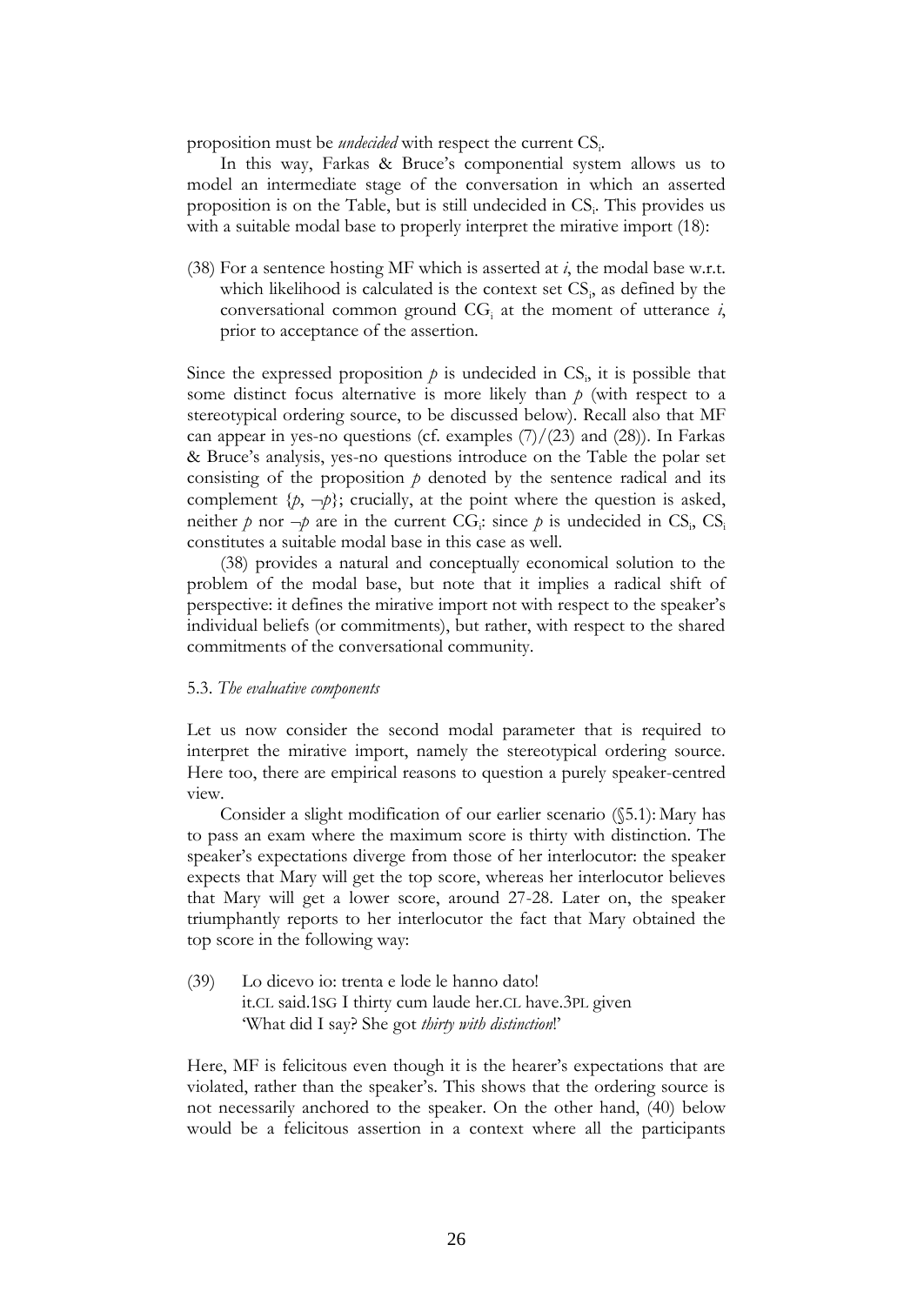proposition must be *undecided* with respect the current $CS_i$.

In this way, Farkas & Bruce's componential system allows us to model an intermediate stage of the conversation in which an asserted proposition is on the Table, but is still undecided in $CS_i$. This provides us with a suitable modal base to properly interpret the mirative import (18):

(38) For a sentence hosting MF which is asserted at *i*, the modal base w.r.t. which likelihood is calculated is the context set $CS_i$, as defined by the conversational common ground $CG_i$ at the moment of utterance *i*, prior to acceptance of the assertion.

Since the expressed proposition $p$ is undecided in $CS_i$, it is possible that some distinct focus alternative is more likely than $p$ (with respect to a stereotypical ordering source, to be discussed below). Recall also that MF can appear in yes-no questions (cf. examples (7)/(23) and (28)). In Farkas & Bruce's analysis, yes-no questions introduce on the Table the polar set consisting of the proposition $p$ denoted by the sentence radical and its complement $\{p, \neg p\}$; crucially, at the point where the question is asked, neither $p$ nor $\neg p$ are in the current $CG_i$: since $p$ is undecided in $CS_i$, $CS_i$ constitutes a suitable modal base in this case as well.

(38) provides a natural and conceptually economical solution to the problem of the modal base, but note that it implies a radical shift of perspective: it defines the mirative import not with respect to the speaker's individual beliefs (or commitments), but rather, with respect to the shared commitments of the conversational community.

### 5.3. *The evaluative components*

Let us now consider the second modal parameter that is required to interpret the mirative import, namely the stereotypical ordering source. Here too, there are empirical reasons to question a purely speaker-centred view.

Consider a slight modification of our earlier scenario (§5.1): Mary has to pass an exam where the maximum score is thirty with distinction. The speaker's expectations diverge from those of her interlocutor: the speaker expects that Mary will get the top score, whereas her interlocutor believes that Mary will get a lower score, around 27-28. Later on, the speaker triumphantly reports to her interlocutor the fact that Mary obtained the top score in the following way:

(39) Lo dicevo io: trenta e lode le hanno dato!
it.CL said.1SG I thirty cum laude her.CL have.3PL given
'What did I say? She got *thirty with distinction*!'

Here, MF is felicitous even though it is the hearer's expectations that are violated, rather than the speaker's. This shows that the ordering source is not necessarily anchored to the speaker. On the other hand, (40) below would be a felicitous assertion in a context where all the participants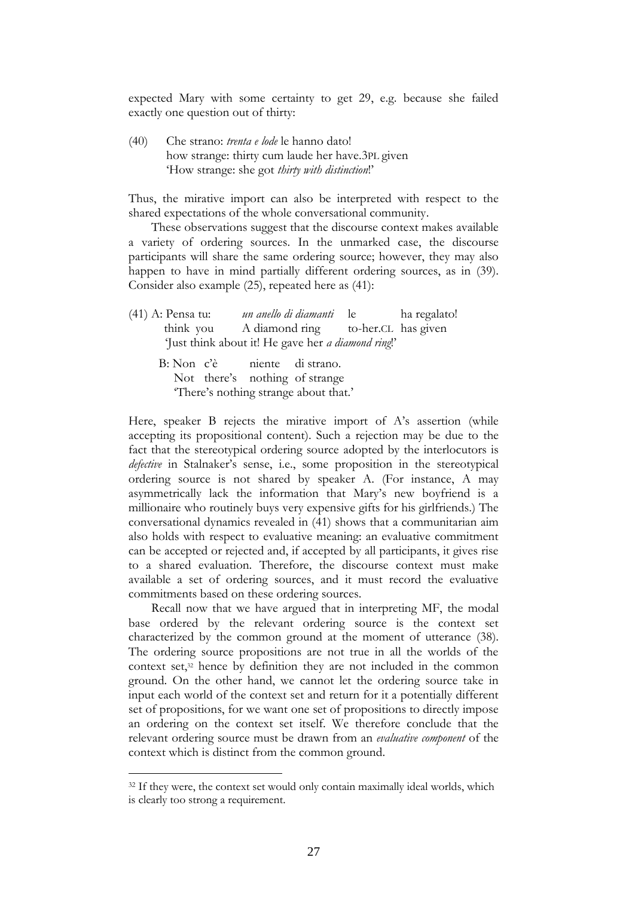expected Mary with some certainty to get 29, e.g. because she failed exactly one question out of thirty:

(40) Che strano: *trenta e lode* le hanno dato!
 how strange: thirty cum laude her have.3PL given
 'How strange: she got *thirty with distinction*!'

Thus, the mirative import can also be interpreted with respect to the shared expectations of the whole conversational community.

These observations suggest that the discourse context makes available a variety of ordering sources. In the unmarked case, the discourse participants will share the same ordering source; however, they may also happen to have in mind partially different ordering sources, as in (39). Consider also example (25), repeated here as (41):

(41) A: Pensa tu: *un anello di diamanti* le ha regalato!
 think you A diamond ring to-her.CL has given
 'Just think about it! He gave her *a diamond ring*!'

 B: Non c'è niente di strano.
 Not there's nothing of strange
 'There's nothing strange about that.'

Here, speaker B rejects the mirative import of A's assertion (while accepting its propositional content). Such a rejection may be due to the fact that the stereotypical ordering source adopted by the interlocutors is *defective* in Stalnaker's sense, i.e., some proposition in the stereotypical ordering source is not shared by speaker A. (For instance, A may asymmetrically lack the information that Mary's new boyfriend is a millionaire who routinely buys very expensive gifts for his girlfriends.) The conversational dynamics revealed in (41) shows that a communitarian aim also holds with respect to evaluative meaning: an evaluative commitment can be accepted or rejected and, if accepted by all participants, it gives rise to a shared evaluation. Therefore, the discourse context must make available a set of ordering sources, and it must record the evaluative commitments based on these ordering sources.

Recall now that we have argued that in interpreting MF, the modal base ordered by the relevant ordering source is the context set characterized by the common ground at the moment of utterance (38). The ordering source propositions are not true in all the worlds of the context set,[32] hence by definition they are not included in the common ground. On the other hand, we cannot let the ordering source take in input each world of the context set and return for it a potentially different set of propositions, for we want one set of propositions to directly impose an ordering on the context set itself. We therefore conclude that the relevant ordering source must be drawn from an *evaluative component* of the context which is distinct from the common ground.

[32] If they were, the context set would only contain maximally ideal worlds, which is clearly too strong a requirement.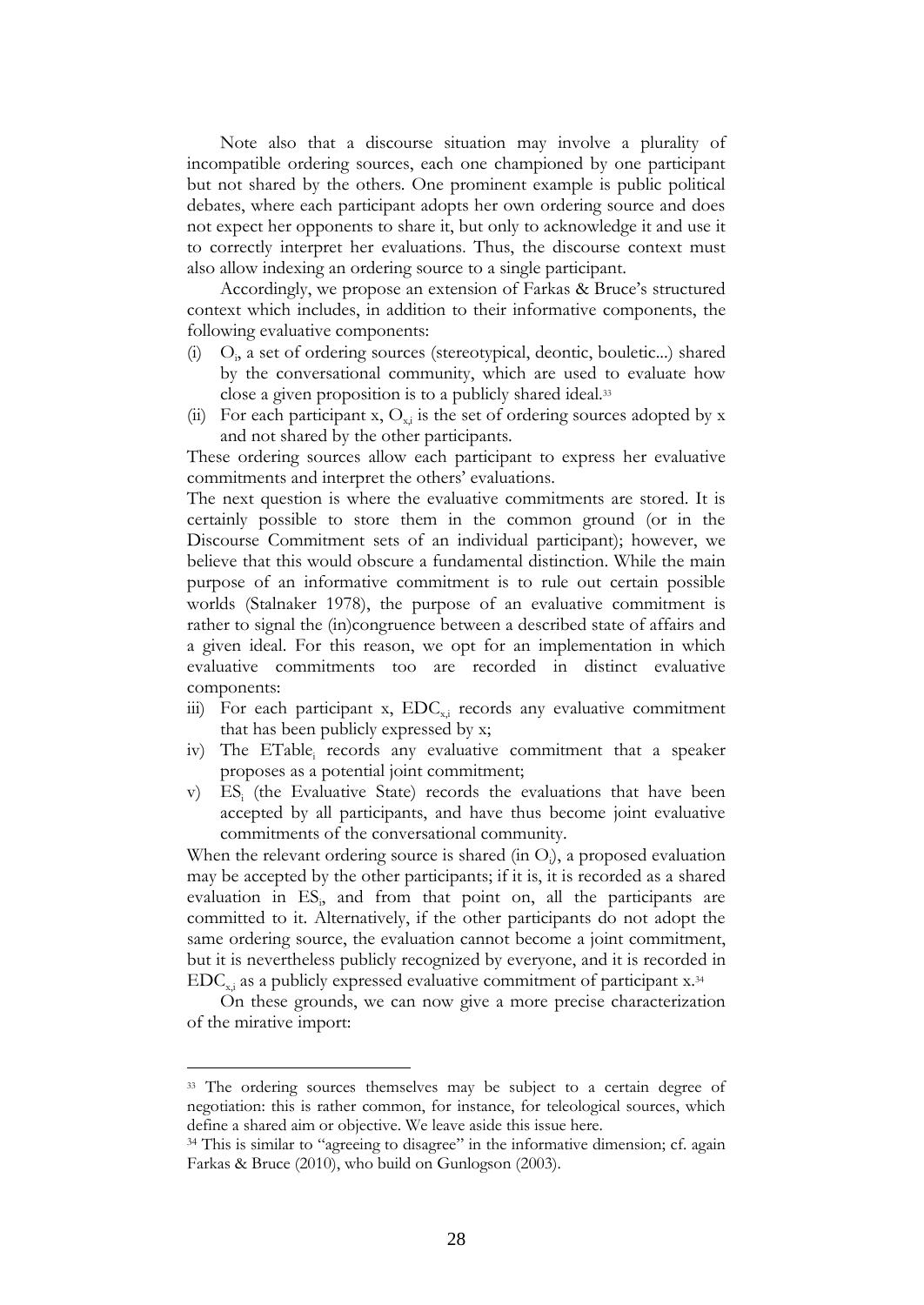Note also that a discourse situation may involve a plurality of incompatible ordering sources, each one championed by one participant but not shared by the others. One prominent example is public political debates, where each participant adopts her own ordering source and does not expect her opponents to share it, but only to acknowledge it and use it to correctly interpret her evaluations. Thus, the discourse context must also allow indexing an ordering source to a single participant.

Accordingly, we propose an extension of Farkas & Bruce's structured context which includes, in addition to their informative components, the following evaluative components:

(i) $O_i$, a set of ordering sources (stereotypical, deontic, bouletic...) shared by the conversational community, which are used to evaluate how close a given proposition is to a publicly shared ideal.[33]

(ii) For each participant x, $O_{x,i}$ is the set of ordering sources adopted by x and not shared by the other participants.

These ordering sources allow each participant to express her evaluative commitments and interpret the others' evaluations.

The next question is where the evaluative commitments are stored. It is certainly possible to store them in the common ground (or in the Discourse Commitment sets of an individual participant); however, we believe that this would obscure a fundamental distinction. While the main purpose of an informative commitment is to rule out certain possible worlds (Stalnaker 1978), the purpose of an evaluative commitment is rather to signal the (in)congruence between a described state of affairs and a given ideal. For this reason, we opt for an implementation in which evaluative commitments too are recorded in distinct evaluative components:

iii) For each participant x, $EDC_{x,i}$ records any evaluative commitment that has been publicly expressed by x;

iv) The $ETable_i$ records any evaluative commitment that a speaker proposes as a potential joint commitment;

v) $ES_i$ (the Evaluative State) records the evaluations that have been accepted by all participants, and have thus become joint evaluative commitments of the conversational community.

When the relevant ordering source is shared (in $O_i$), a proposed evaluation may be accepted by the other participants; if it is, it is recorded as a shared evaluation in $ES_i$, and from that point on, all the participants are committed to it. Alternatively, if the other participants do not adopt the same ordering source, the evaluation cannot become a joint commitment, but it is nevertheless publicly recognized by everyone, and it is recorded in $EDC_{x,i}$ as a publicly expressed evaluative commitment of participant x.[34]

On these grounds, we can now give a more precise characterization of the mirative import:

---

[33] The ordering sources themselves may be subject to a certain degree of negotiation: this is rather common, for instance, for teleological sources, which define a shared aim or objective. We leave aside this issue here.

[34] This is similar to "agreeing to disagree" in the informative dimension; cf. again Farkas & Bruce (2010), who build on Gunlogson (2003).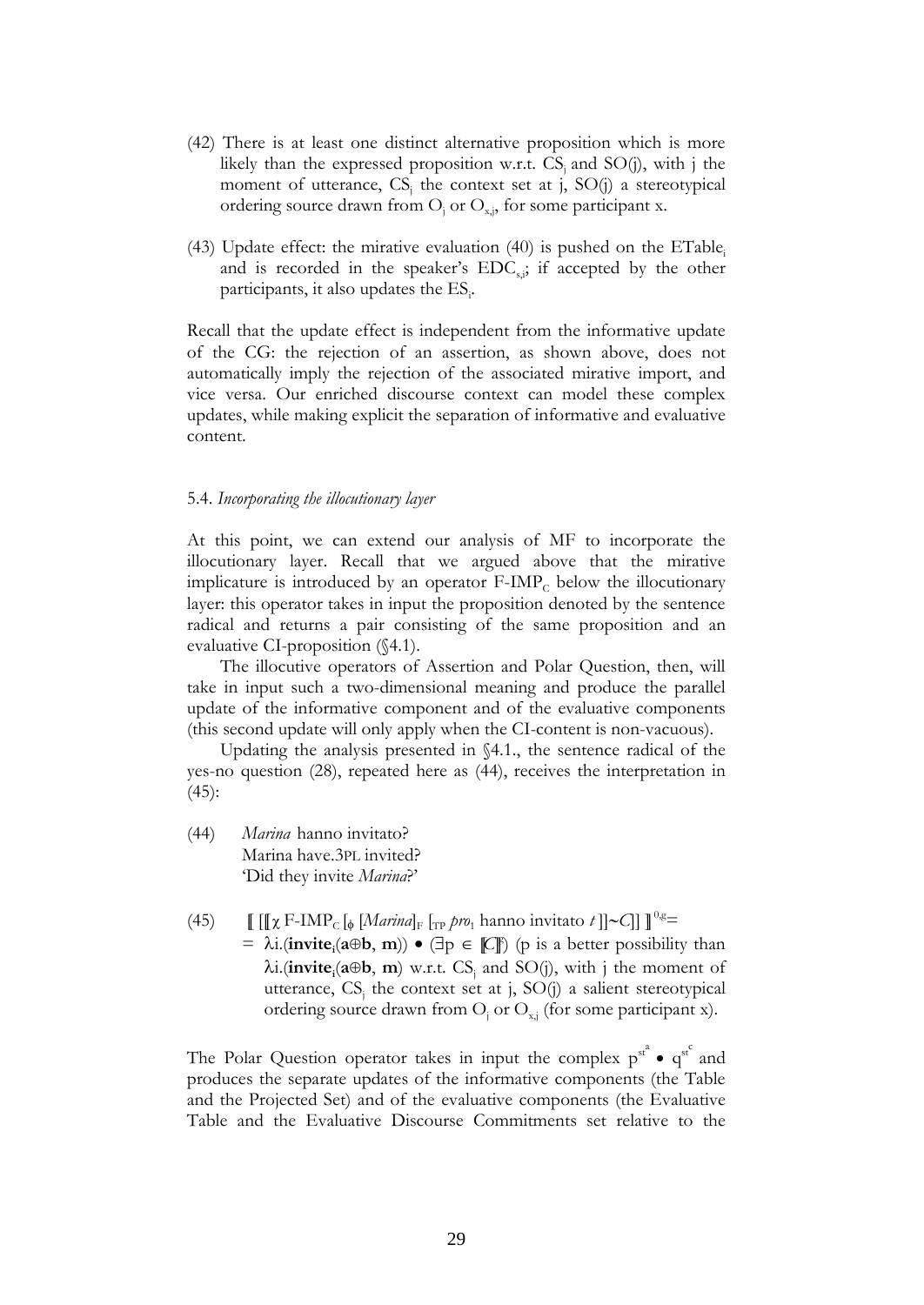(42) There is at least one distinct alternative proposition which is more likely than the expressed proposition w.r.t. $CS_j$ and SO(j), with j the moment of utterance, $CS_j$ the context set at j, SO(j) a stereotypical ordering source drawn from $O_j$ or $O_{x,j}$, for some participant x.

(43) Update effect: the mirative evaluation (40) is pushed on the $ETable_i$ and is recorded in the speaker's $EDC_{s,i}$; if accepted by the other participants, it also updates the $ES_i$.

Recall that the update effect is independent from the informative update of the CG: the rejection of an assertion, as shown above, does not automatically imply the rejection of the associated mirative import, and vice versa. Our enriched discourse context can model these complex updates, while making explicit the separation of informative and evaluative content.

### 5.4. *Incorporating the illocutionary layer*

At this point, we can extend our analysis of MF to incorporate the illocutionary layer. Recall that we argued above that the mirative implicature is introduced by an operator F-$IMP_C$ below the illocutionary layer: this operator takes in input the proposition denoted by the sentence radical and returns a pair consisting of the same proposition and an evaluative CI-proposition (§4.1).

The illocutive operators of Assertion and Polar Question, then, will take in input such a two-dimensional meaning and produce the parallel update of the informative component and of the evaluative components (this second update will only apply when the CI-content is non-vacuous).

Updating the analysis presented in §4.1., the sentence radical of the yes-no question (28), repeated here as (44), receives the interpretation in (45):

(44) *Marina* hanno invitato?
Marina have.3PL invited?
'Did they invite *Marina*?'

(45) $[\![ [[\chi \text{ F-IMP}_C [_\phi [Marina]_F [_{TP}\ pro_1 \text{ hanno invitato } t\ ]]{\sim}C]]\ ]\!]^{0,g} =$
$= \lambda i.(\textbf{invite}_i(\textbf{a}\oplus\textbf{b}, \textbf{m})) \bullet (\exists p \in [\![C]\!]^g)$ (p is a better possibility than $\lambda i.(\textbf{invite}_i(\textbf{a}\oplus\textbf{b}, \textbf{m})$ w.r.t. $CS_j$ and SO(j), with j the moment of utterance, $CS_j$ the context set at j, SO(j) a salient stereotypical ordering source drawn from $O_j$ or $O_{x,j}$ (for some participant x).

The Polar Question operator takes in input the complex $p^{st^a} \bullet q^{st^c}$ and produces the separate updates of the informative components (the Table and the Projected Set) and of the evaluative components (the Evaluative Table and the Evaluative Discourse Commitments set relative to the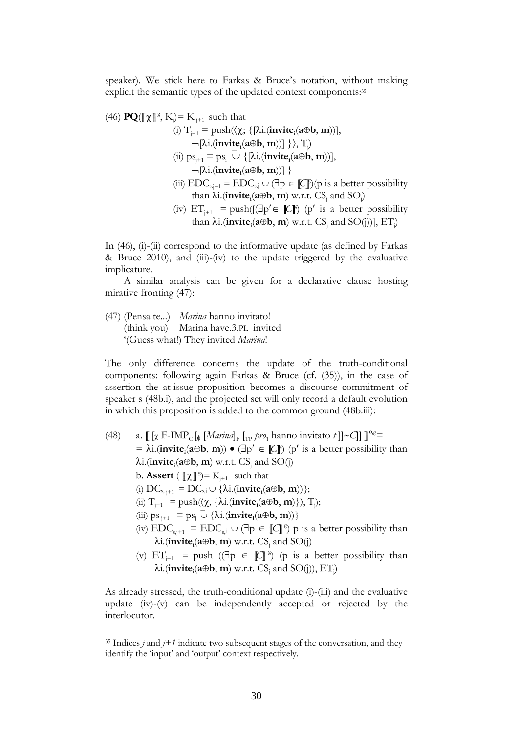speaker). We stick here to Farkas & Bruce's notation, without making explicit the semantic types of the updated context components:[35]

(46) $\mathbf{PQ}(⟦\chi⟧^g, K_j) = K_{j+1}$ such that

(i) $T_{j+1} = \text{push}(\langle \chi; \{[\lambda i.(\mathbf{invite_i}(\mathbf{a}\oplus\mathbf{b}, \mathbf{m}))], \neg[\lambda i.(\mathbf{invite_i}(\mathbf{a}\oplus\mathbf{b}, \mathbf{m}))]\}\rangle, T_j)$

(ii) $ps_{j+1} = ps_j \,\bar{\cup}\, \{[\lambda i.(\mathbf{invite_i}(\mathbf{a}\oplus\mathbf{b}, \mathbf{m}))], \neg[\lambda i.(\mathbf{invite_i}(\mathbf{a}\oplus\mathbf{b}, \mathbf{m}))]\}$

(iii) $EDC_{s,j+1} = EDC_{s,j} \cup (\exists p \in ⟦C⟧^g)$(p is a better possibility than $\lambda i.(\mathbf{invite_i}(\mathbf{a}\oplus\mathbf{b}, \mathbf{m})$ w.r.t. $CS_j$ and $SO_j$)

(iv) $ET_{j+1} = \text{push}([(\exists p' \in ⟦C⟧^g)$ (p′ is a better possibility than $\lambda i.(\mathbf{invite_i}(\mathbf{a}\oplus\mathbf{b}, \mathbf{m})$ w.r.t. $CS_j$ and SO(j))], $ET_j$)

In (46), (i)-(ii) correspond to the informative update (as defined by Farkas & Bruce 2010), and (iii)-(iv) to the update triggered by the evaluative implicature.

A similar analysis can be given for a declarative clause hosting mirative fronting (47):

(47) (Pensa te...) *Marina* hanno invitato!
(think you) Marina have.3.PL invited
'(Guess what!) They invited *Marina*!

The only difference concerns the update of the truth-conditional components: following again Farkas & Bruce (cf. (35)), in the case of assertion the at-issue proposition becomes a discourse commitment of speaker s (48b.i), and the projected set will only record a default evolution in which this proposition is added to the common ground (48b.iii):

(48) a. $⟦[\chi$ F-IMP$_C$ [$_\phi$ [*Marina*]$_F$ [$_{TP}$ *pro*$_1$ hanno invitato *t*]]~*C*]]$⟧^{0,g}$=
= $\lambda i.(\mathbf{invite_i}(\mathbf{a}\oplus\mathbf{b}, \mathbf{m})) \bullet (\exists p' \in ⟦C⟧^g)$ (p′ is a better possibility than $\lambda i.(\mathbf{invite_i}(\mathbf{a}\oplus\mathbf{b}, \mathbf{m})$ w.r.t. $CS_j$ and SO(j)

b. $\mathbf{Assert}\,(⟦\chi⟧^g) = K_{j+1}$ such that

(i) $DC_{s,j+1} = DC_{s,j} \cup \{\lambda i.(\mathbf{invite_i}(\mathbf{a}\oplus\mathbf{b}, \mathbf{m}))\}$;

(ii) $T_{j+1} = \text{push}(\langle \chi, \{\lambda i.(\mathbf{invite_i}(\mathbf{a}\oplus\mathbf{b}, \mathbf{m})\}\rangle, T_j)$;

(iii) $ps_{j+1} = ps_j \,\bar{\cup}\, \{\lambda i.(\mathbf{invite_i}(\mathbf{a}\oplus\mathbf{b}, \mathbf{m}))\}$

(iv) $EDC_{s,j+1} = EDC_{s,j} \cup (\exists p \in ⟦C⟧^g)$ p is a better possibility than $\lambda i.(\mathbf{invite_i}(\mathbf{a}\oplus\mathbf{b}, \mathbf{m})$ w.r.t. $CS_j$ and SO(j)

(v) $ET_{j+1}$ = push $((\exists p \in ⟦C⟧^g)$ (p is a better possibility than $\lambda i.(\mathbf{invite_i}(\mathbf{a}\oplus\mathbf{b}, \mathbf{m})$ w.r.t. $CS_j$ and SO(j)), $ET_j$)

As already stressed, the truth-conditional update (i)-(iii) and the evaluative update (iv)-(v) can be independently accepted or rejected by the interlocutor.

---

[35] Indices *j* and *j+1* indicate two subsequent stages of the conversation, and they identify the 'input' and 'output' context respectively.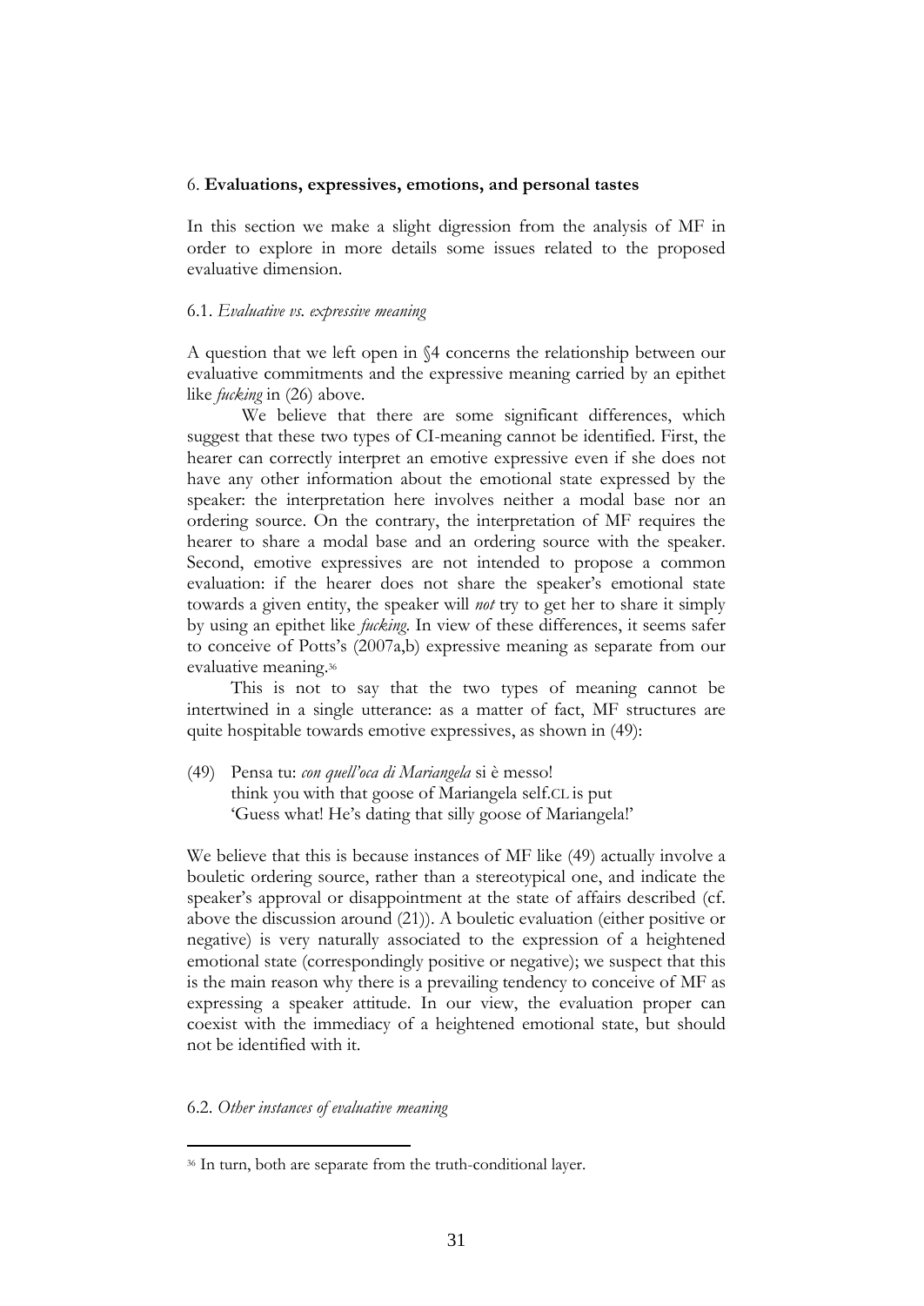## 6. **Evaluations, expressives, emotions, and personal tastes**

In this section we make a slight digression from the analysis of MF in order to explore in more details some issues related to the proposed evaluative dimension.

### 6.1. *Evaluative vs. expressive meaning*

A question that we left open in §4 concerns the relationship between our evaluative commitments and the expressive meaning carried by an epithet like *fucking* in (26) above.

We believe that there are some significant differences, which suggest that these two types of CI-meaning cannot be identified. First, the hearer can correctly interpret an emotive expressive even if she does not have any other information about the emotional state expressed by the speaker: the interpretation here involves neither a modal base nor an ordering source. On the contrary, the interpretation of MF requires the hearer to share a modal base and an ordering source with the speaker. Second, emotive expressives are not intended to propose a common evaluation: if the hearer does not share the speaker's emotional state towards a given entity, the speaker will *not* try to get her to share it simply by using an epithet like *fucking*. In view of these differences, it seems safer to conceive of Potts's (2007a,b) expressive meaning as separate from our evaluative meaning.[36]

This is not to say that the two types of meaning cannot be intertwined in a single utterance: as a matter of fact, MF structures are quite hospitable towards emotive expressives, as shown in (49):

(49) Pensa tu: *con quell'oca di Mariangela* si è messo!
think you with that goose of Mariangela self.CL is put
'Guess what! He's dating that silly goose of Mariangela!'

We believe that this is because instances of MF like (49) actually involve a bouletic ordering source, rather than a stereotypical one, and indicate the speaker's approval or disappointment at the state of affairs described (cf. above the discussion around (21)). A bouletic evaluation (either positive or negative) is very naturally associated to the expression of a heightened emotional state (correspondingly positive or negative); we suspect that this is the main reason why there is a prevailing tendency to conceive of MF as expressing a speaker attitude. In our view, the evaluation proper can coexist with the immediacy of a heightened emotional state, but should not be identified with it.

### 6.2. *Other instances of evaluative meaning*

[36] In turn, both are separate from the truth-conditional layer.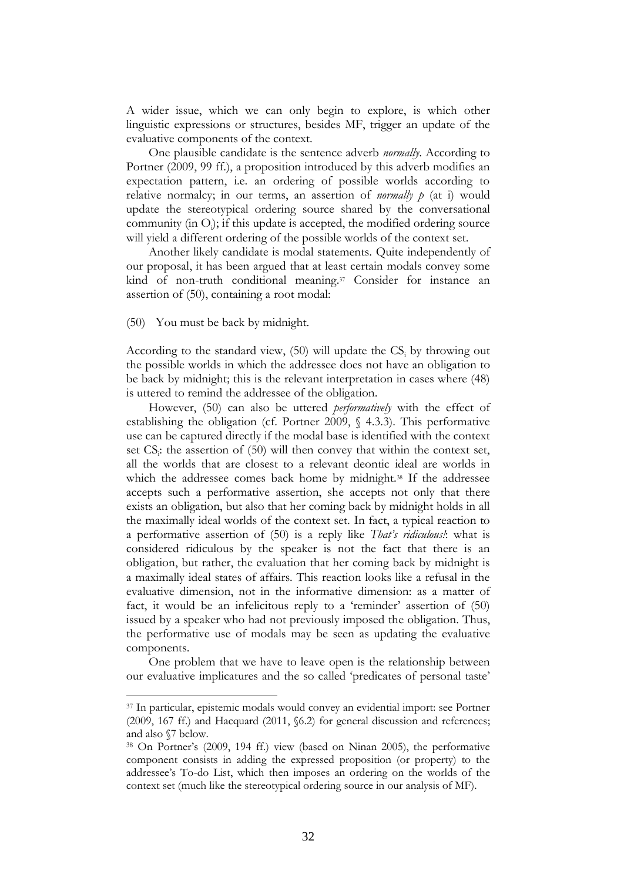A wider issue, which we can only begin to explore, is which other linguistic expressions or structures, besides MF, trigger an update of the evaluative components of the context.

One plausible candidate is the sentence adverb *normally*. According to Portner (2009, 99 ff.), a proposition introduced by this adverb modifies an expectation pattern, i.e. an ordering of possible worlds according to relative normalcy; in our terms, an assertion of *normally p* (at i) would update the stereotypical ordering source shared by the conversational community (in $O_i$); if this update is accepted, the modified ordering source will yield a different ordering of the possible worlds of the context set.

Another likely candidate is modal statements. Quite independently of our proposal, it has been argued that at least certain modals convey some kind of non-truth conditional meaning.[37] Consider for instance an assertion of (50), containing a root modal:

(50) You must be back by midnight.

According to the standard view, (50) will update the $CS_i$ by throwing out the possible worlds in which the addressee does not have an obligation to be back by midnight; this is the relevant interpretation in cases where (48) is uttered to remind the addressee of the obligation.

However, (50) can also be uttered *performatively* with the effect of establishing the obligation (cf. Portner 2009, § 4.3.3). This performative use can be captured directly if the modal base is identified with the context set $CS_i$: the assertion of (50) will then convey that within the context set, all the worlds that are closest to a relevant deontic ideal are worlds in which the addressee comes back home by midnight.[38] If the addressee accepts such a performative assertion, she accepts not only that there exists an obligation, but also that her coming back by midnight holds in all the maximally ideal worlds of the context set. In fact, a typical reaction to a performative assertion of (50) is a reply like *That's ridiculous!*: what is considered ridiculous by the speaker is not the fact that there is an obligation, but rather, the evaluation that her coming back by midnight is a maximally ideal states of affairs. This reaction looks like a refusal in the evaluative dimension, not in the informative dimension: as a matter of fact, it would be an infelicitous reply to a 'reminder' assertion of (50) issued by a speaker who had not previously imposed the obligation. Thus, the performative use of modals may be seen as updating the evaluative components.

One problem that we have to leave open is the relationship between our evaluative implicatures and the so called 'predicates of personal taste'

---

[37] In particular, epistemic modals would convey an evidential import: see Portner (2009, 167 ff.) and Hacquard (2011, §6.2) for general discussion and references; and also §7 below.

[38] On Portner's (2009, 194 ff.) view (based on Ninan 2005), the performative component consists in adding the expressed proposition (or property) to the addressee's To-do List, which then imposes an ordering on the worlds of the context set (much like the stereotypical ordering source in our analysis of MF).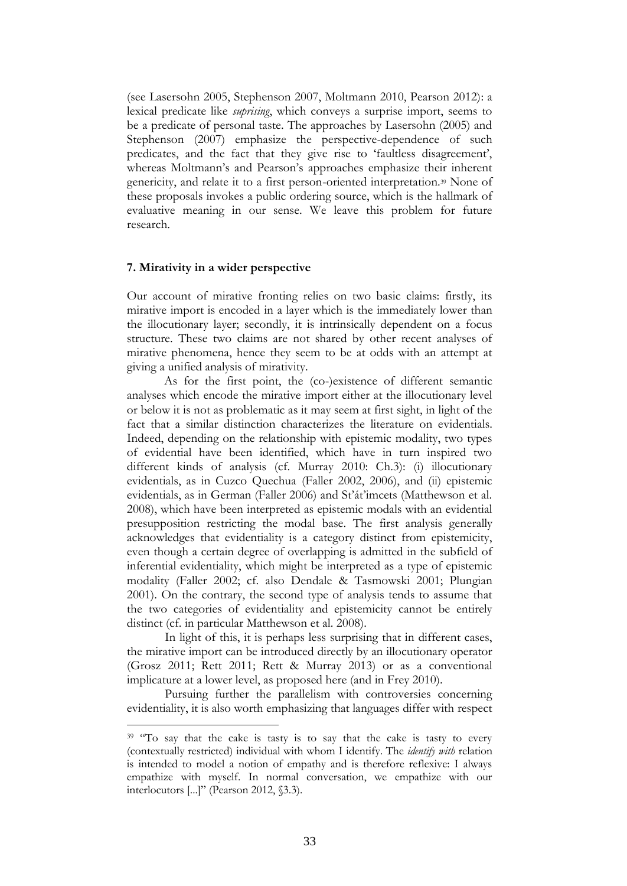(see Lasersohn 2005, Stephenson 2007, Moltmann 2010, Pearson 2012): a lexical predicate like *suprising*, which conveys a surprise import, seems to be a predicate of personal taste. The approaches by Lasersohn (2005) and Stephenson (2007) emphasize the perspective-dependence of such predicates, and the fact that they give rise to 'faultless disagreement', whereas Moltmann's and Pearson's approaches emphasize their inherent genericity, and relate it to a first person-oriented interpretation.[39] None of these proposals invokes a public ordering source, which is the hallmark of evaluative meaning in our sense. We leave this problem for future research.

**7. Mirativity in a wider perspective**

Our account of mirative fronting relies on two basic claims: firstly, its mirative import is encoded in a layer which is the immediately lower than the illocutionary layer; secondly, it is intrinsically dependent on a focus structure. These two claims are not shared by other recent analyses of mirative phenomena, hence they seem to be at odds with an attempt at giving a unified analysis of mirativity.

As for the first point, the (co-)existence of different semantic analyses which encode the mirative import either at the illocutionary level or below it is not as problematic as it may seem at first sight, in light of the fact that a similar distinction characterizes the literature on evidentials. Indeed, depending on the relationship with epistemic modality, two types of evidential have been identified, which have in turn inspired two different kinds of analysis (cf. Murray 2010: Ch.3): (i) illocutionary evidentials, as in Cuzco Quechua (Faller 2002, 2006), and (ii) epistemic evidentials, as in German (Faller 2006) and St'át'imcets (Matthewson et al. 2008), which have been interpreted as epistemic modals with an evidential presupposition restricting the modal base. The first analysis generally acknowledges that evidentiality is a category distinct from epistemicity, even though a certain degree of overlapping is admitted in the subfield of inferential evidentiality, which might be interpreted as a type of epistemic modality (Faller 2002; cf. also Dendale & Tasmowski 2001; Plungian 2001). On the contrary, the second type of analysis tends to assume that the two categories of evidentiality and epistemicity cannot be entirely distinct (cf. in particular Matthewson et al. 2008).

In light of this, it is perhaps less surprising that in different cases, the mirative import can be introduced directly by an illocutionary operator (Grosz 2011; Rett 2011; Rett & Murray 2013) or as a conventional implicature at a lower level, as proposed here (and in Frey 2010).

Pursuing further the parallelism with controversies concerning evidentiality, it is also worth emphasizing that languages differ with respect

---

[39] "To say that the cake is tasty is to say that the cake is tasty to every (contextually restricted) individual with whom I identify. The *identify with* relation is intended to model a notion of empathy and is therefore reflexive: I always empathize with myself. In normal conversation, we empathize with our interlocutors [...]" (Pearson 2012, §3.3).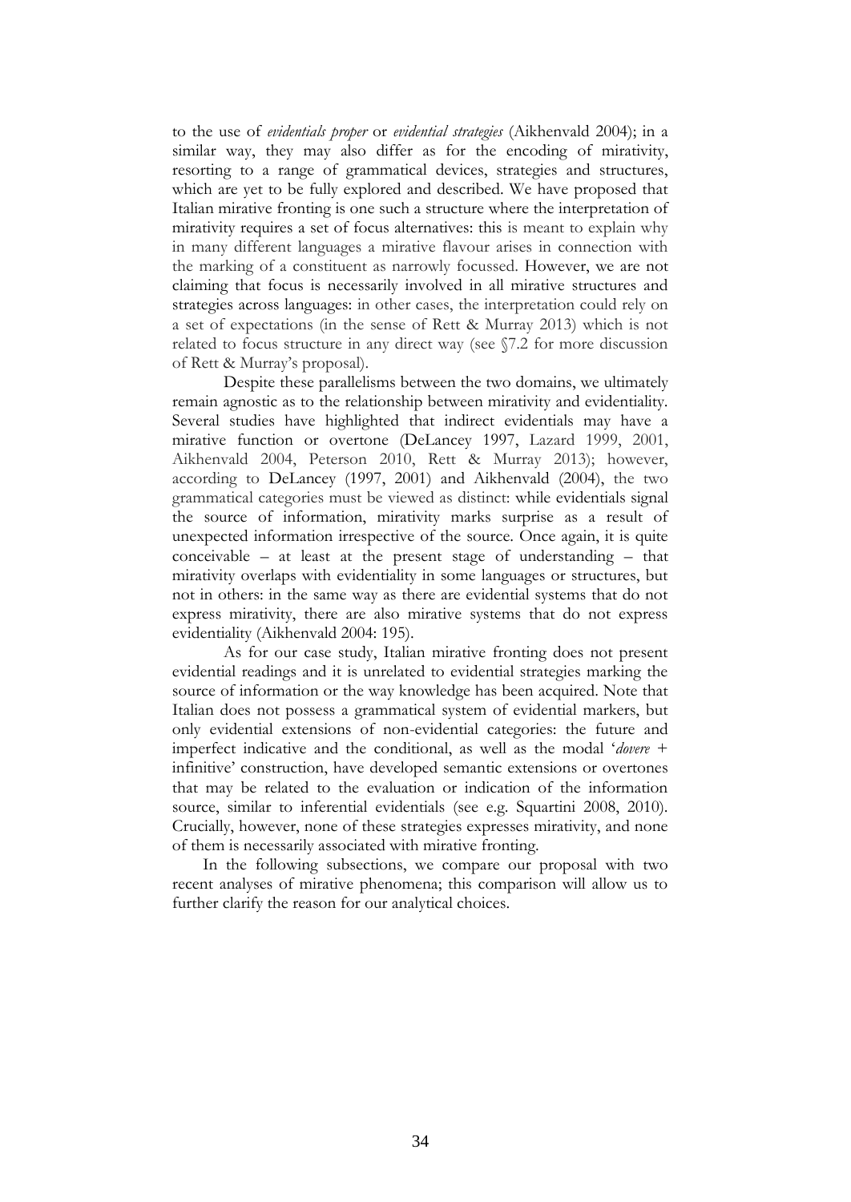to the use of *evidentials proper* or *evidential strategies* (Aikhenvald 2004); in a similar way, they may also differ as for the encoding of mirativity, resorting to a range of grammatical devices, strategies and structures, which are yet to be fully explored and described. We have proposed that Italian mirative fronting is one such a structure where the interpretation of mirativity requires a set of focus alternatives: this is meant to explain why in many different languages a mirative flavour arises in connection with the marking of a constituent as narrowly focussed. However, we are not claiming that focus is necessarily involved in all mirative structures and strategies across languages: in other cases, the interpretation could rely on a set of expectations (in the sense of Rett & Murray 2013) which is not related to focus structure in any direct way (see §7.2 for more discussion of Rett & Murray's proposal).

Despite these parallelisms between the two domains, we ultimately remain agnostic as to the relationship between mirativity and evidentiality. Several studies have highlighted that indirect evidentials may have a mirative function or overtone (DeLancey 1997, Lazard 1999, 2001, Aikhenvald 2004, Peterson 2010, Rett & Murray 2013); however, according to DeLancey (1997, 2001) and Aikhenvald (2004), the two grammatical categories must be viewed as distinct: while evidentials signal the source of information, mirativity marks surprise as a result of unexpected information irrespective of the source. Once again, it is quite conceivable – at least at the present stage of understanding – that mirativity overlaps with evidentiality in some languages or structures, but not in others: in the same way as there are evidential systems that do not express mirativity, there are also mirative systems that do not express evidentiality (Aikhenvald 2004: 195).

As for our case study, Italian mirative fronting does not present evidential readings and it is unrelated to evidential strategies marking the source of information or the way knowledge has been acquired. Note that Italian does not possess a grammatical system of evidential markers, but only evidential extensions of non-evidential categories: the future and imperfect indicative and the conditional, as well as the modal '*dovere* + infinitive' construction, have developed semantic extensions or overtones that may be related to the evaluation or indication of the information source, similar to inferential evidentials (see e.g. Squartini 2008, 2010). Crucially, however, none of these strategies expresses mirativity, and none of them is necessarily associated with mirative fronting.

In the following subsections, we compare our proposal with two recent analyses of mirative phenomena; this comparison will allow us to further clarify the reason for our analytical choices.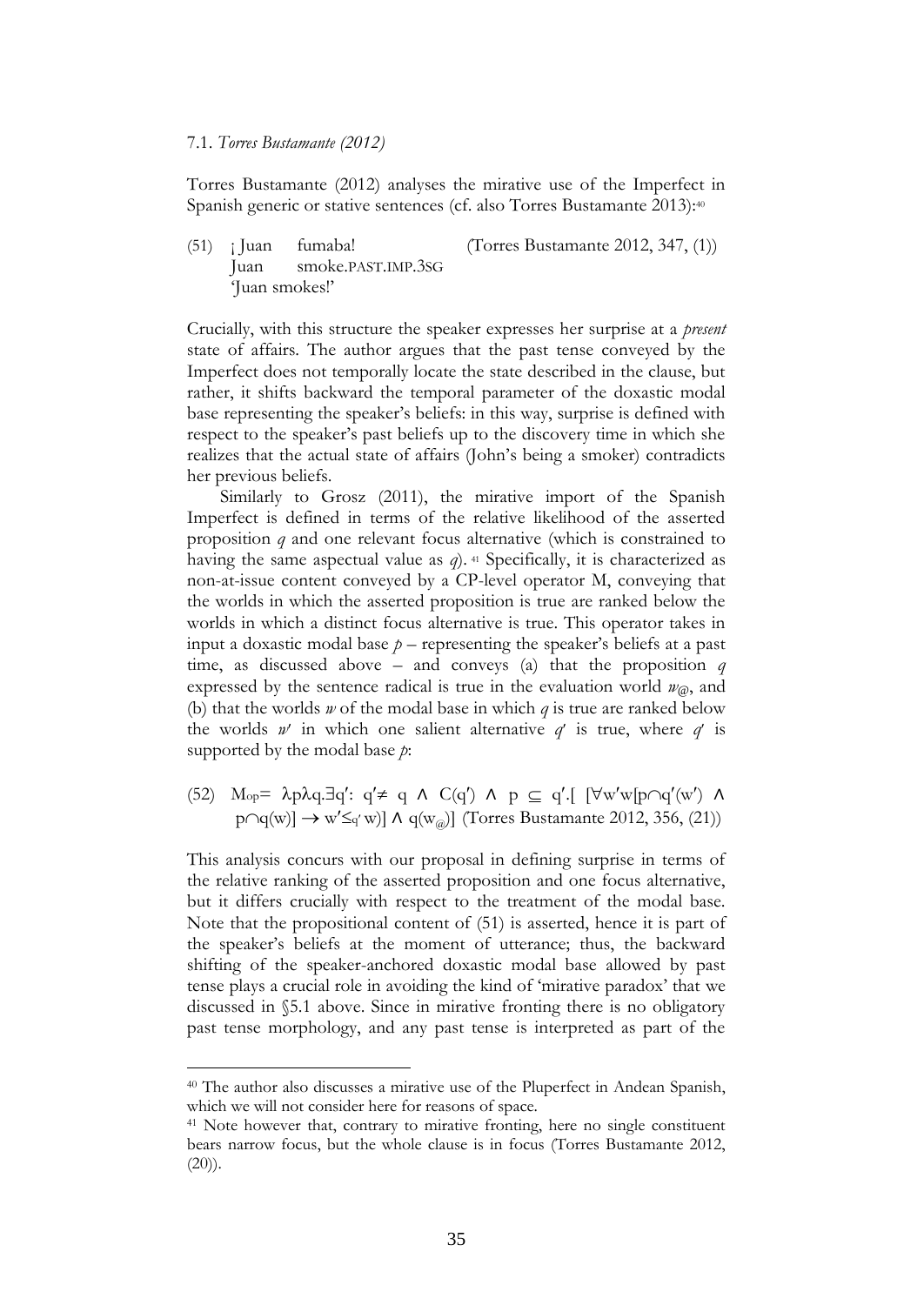7.1. *Torres Bustamante (2012)*

Torres Bustamante (2012) analyses the mirative use of the Imperfect in Spanish generic or stative sentences (cf. also Torres Bustamante 2013):[40]

(51) ¡Juan fumaba! (Torres Bustamante 2012, 347, (1))
Juan smoke.PAST.IMP.3SG
'Juan smokes!'

Crucially, with this structure the speaker expresses her surprise at a *present* state of affairs. The author argues that the past tense conveyed by the Imperfect does not temporally locate the state described in the clause, but rather, it shifts backward the temporal parameter of the doxastic modal base representing the speaker's beliefs: in this way, surprise is defined with respect to the speaker's past beliefs up to the discovery time in which she realizes that the actual state of affairs (John's being a smoker) contradicts her previous beliefs.

Similarly to Grosz (2011), the mirative import of the Spanish Imperfect is defined in terms of the relative likelihood of the asserted proposition $q$ and one relevant focus alternative (which is constrained to having the same aspectual value as $q$).[41] Specifically, it is characterized as non-at-issue content conveyed by a CP-level operator M, conveying that the worlds in which the asserted proposition is true are ranked below the worlds in which a distinct focus alternative is true. This operator takes in input a doxastic modal base $p$ – representing the speaker's beliefs at a past time, as discussed above – and conveys (a) that the proposition $q$ expressed by the sentence radical is true in the evaluation world $w_@$, and (b) that the worlds $w$ of the modal base in which $q$ is true are ranked below the worlds $w'$ in which one salient alternative $q'$ is true, where $q'$ is supported by the modal base $p$:

(52) $M_{op} = \lambda p \lambda q. \exists q': q' \neq q \wedge C(q') \wedge p \subseteq q'. [\forall w' w [p \cap q'(w') \wedge p \cap q(w)] \rightarrow w' \leq_{q'} w)] \wedge q(w_@)]$ (Torres Bustamante 2012, 356, (21))

This analysis concurs with our proposal in defining surprise in terms of the relative ranking of the asserted proposition and one focus alternative, but it differs crucially with respect to the treatment of the modal base. Note that the propositional content of (51) is asserted, hence it is part of the speaker's beliefs at the moment of utterance; thus, the backward shifting of the speaker-anchored doxastic modal base allowed by past tense plays a crucial role in avoiding the kind of 'mirative paradox' that we discussed in §5.1 above. Since in mirative fronting there is no obligatory past tense morphology, and any past tense is interpreted as part of the

[40] The author also discusses a mirative use of the Pluperfect in Andean Spanish, which we will not consider here for reasons of space.

[41] Note however that, contrary to mirative fronting, here no single constituent bears narrow focus, but the whole clause is in focus (Torres Bustamante 2012, (20)).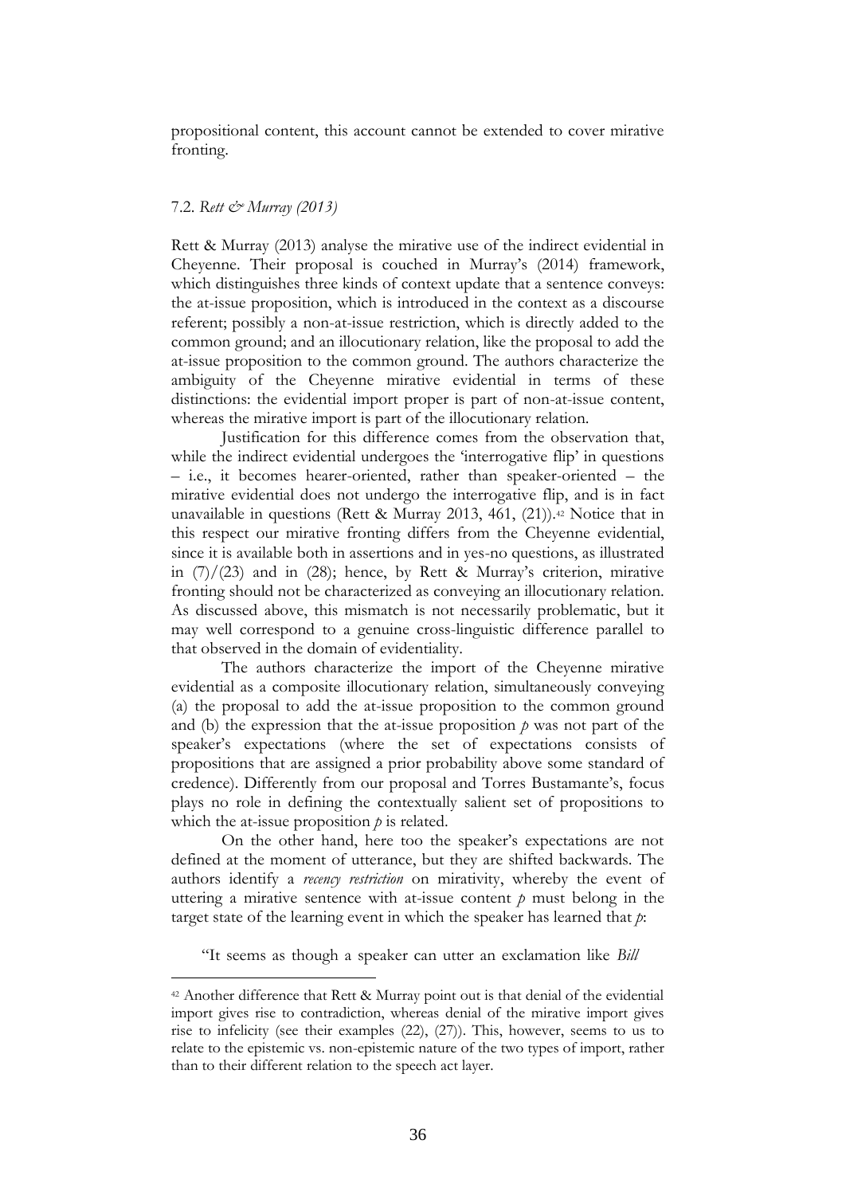propositional content, this account cannot be extended to cover mirative fronting.

### 7.2. *Rett & Murray (2013)*

Rett & Murray (2013) analyse the mirative use of the indirect evidential in Cheyenne. Their proposal is couched in Murray's (2014) framework, which distinguishes three kinds of context update that a sentence conveys: the at-issue proposition, which is introduced in the context as a discourse referent; possibly a non-at-issue restriction, which is directly added to the common ground; and an illocutionary relation, like the proposal to add the at-issue proposition to the common ground. The authors characterize the ambiguity of the Cheyenne mirative evidential in terms of these distinctions: the evidential import proper is part of non-at-issue content, whereas the mirative import is part of the illocutionary relation.

Justification for this difference comes from the observation that, while the indirect evidential undergoes the 'interrogative flip' in questions – i.e., it becomes hearer-oriented, rather than speaker-oriented – the mirative evidential does not undergo the interrogative flip, and is in fact unavailable in questions (Rett & Murray 2013, 461, (21)).[42] Notice that in this respect our mirative fronting differs from the Cheyenne evidential, since it is available both in assertions and in yes-no questions, as illustrated in (7)/(23) and in (28); hence, by Rett & Murray's criterion, mirative fronting should not be characterized as conveying an illocutionary relation. As discussed above, this mismatch is not necessarily problematic, but it may well correspond to a genuine cross-linguistic difference parallel to that observed in the domain of evidentiality.

The authors characterize the import of the Cheyenne mirative evidential as a composite illocutionary relation, simultaneously conveying (a) the proposal to add the at-issue proposition to the common ground and (b) the expression that the at-issue proposition *p* was not part of the speaker's expectations (where the set of expectations consists of propositions that are assigned a prior probability above some standard of credence). Differently from our proposal and Torres Bustamante's, focus plays no role in defining the contextually salient set of propositions to which the at-issue proposition *p* is related.

On the other hand, here too the speaker's expectations are not defined at the moment of utterance, but they are shifted backwards. The authors identify a *recency restriction* on mirativity, whereby the event of uttering a mirative sentence with at-issue content *p* must belong in the target state of the learning event in which the speaker has learned that *p*:

"It seems as though a speaker can utter an exclamation like *Bill*

[42] Another difference that Rett & Murray point out is that denial of the evidential import gives rise to contradiction, whereas denial of the mirative import gives rise to infelicity (see their examples (22), (27)). This, however, seems to us to relate to the epistemic vs. non-epistemic nature of the two types of import, rather than to their different relation to the speech act layer.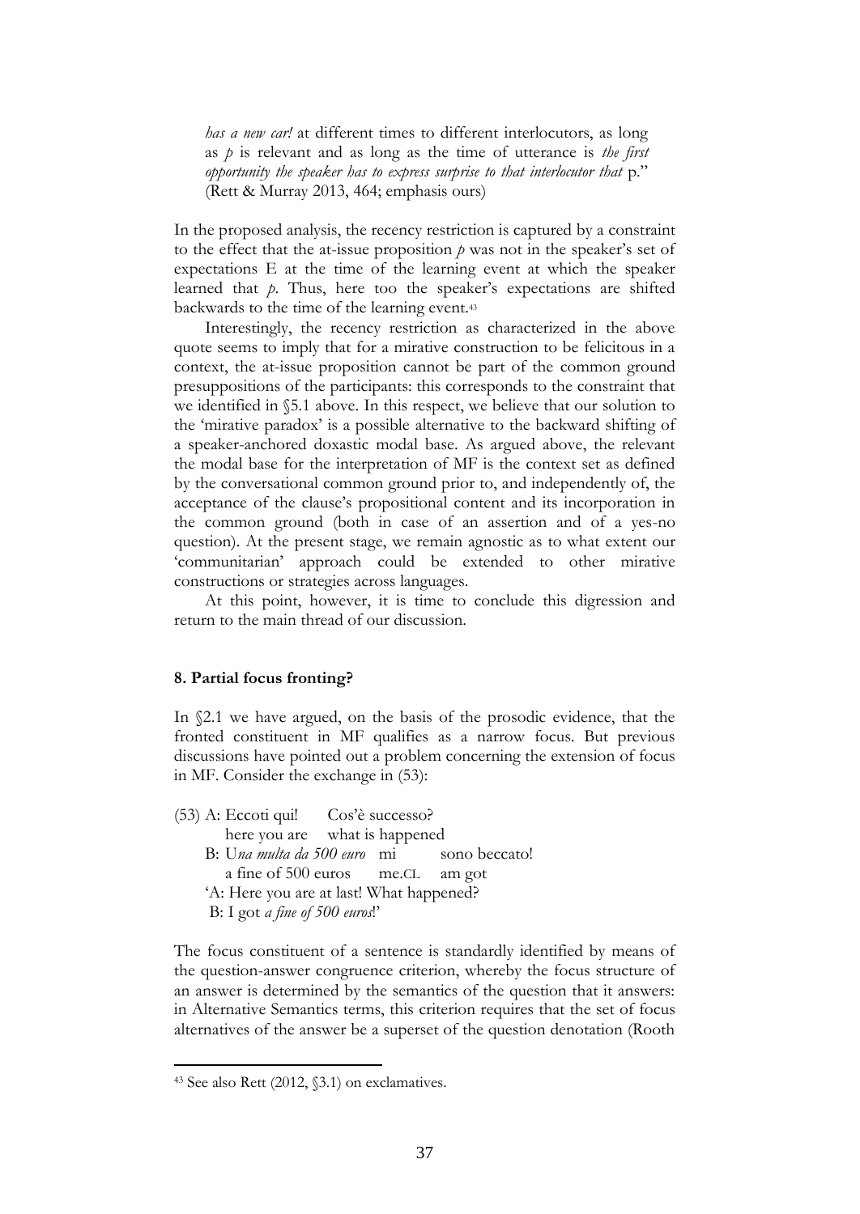*has a new car!* at different times to different interlocutors, as long as *p* is relevant and as long as the time of utterance is *the first opportunity the speaker has to express surprise to that interlocutor that* p." (Rett & Murray 2013, 464; emphasis ours)

In the proposed analysis, the recency restriction is captured by a constraint to the effect that the at-issue proposition *p* was not in the speaker's set of expectations E at the time of the learning event at which the speaker learned that *p*. Thus, here too the speaker's expectations are shifted backwards to the time of the learning event.[43]

Interestingly, the recency restriction as characterized in the above quote seems to imply that for a mirative construction to be felicitous in a context, the at-issue proposition cannot be part of the common ground presuppositions of the participants: this corresponds to the constraint that we identified in §5.1 above. In this respect, we believe that our solution to the 'mirative paradox' is a possible alternative to the backward shifting of a speaker-anchored doxastic modal base. As argued above, the relevant the modal base for the interpretation of MF is the context set as defined by the conversational common ground prior to, and independently of, the acceptance of the clause's propositional content and its incorporation in the common ground (both in case of an assertion and of a yes-no question). At the present stage, we remain agnostic as to what extent our 'communitarian' approach could be extended to other mirative constructions or strategies across languages.

At this point, however, it is time to conclude this digression and return to the main thread of our discussion.

## 8. Partial focus fronting?

In §2.1 we have argued, on the basis of the prosodic evidence, that the fronted constituent in MF qualifies as a narrow focus. But previous discussions have pointed out a problem concerning the extension of focus in MF. Consider the exchange in (53):

(53) A: Eccoti qui! Cos'è successo?
    here you are what is happened
  B: U*na multa da 500 euro* mi sono beccato!
    a fine of 500 euros me.CL am got
  'A: Here you are at last! What happened?
  B: I got *a fine of 500 euros*!'

The focus constituent of a sentence is standardly identified by means of the question-answer congruence criterion, whereby the focus structure of an answer is determined by the semantics of the question that it answers: in Alternative Semantics terms, this criterion requires that the set of focus alternatives of the answer be a superset of the question denotation (Rooth

[43] See also Rett (2012, §3.1) on exclamatives.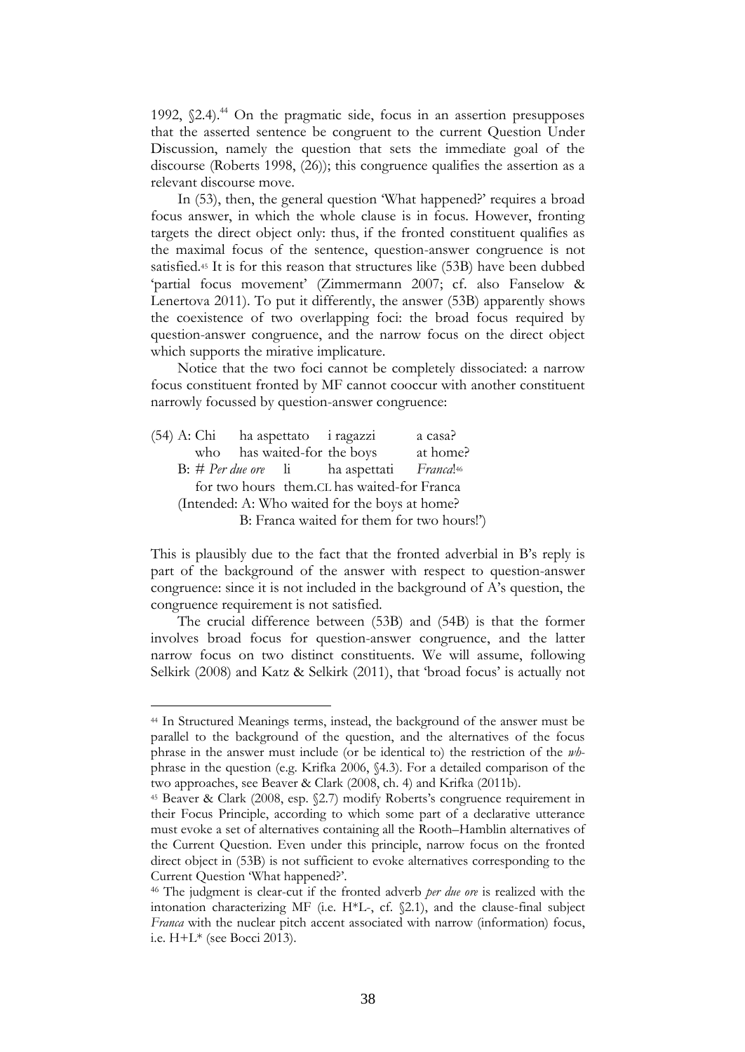1992, §2.4).[44] On the pragmatic side, focus in an assertion presupposes that the asserted sentence be congruent to the current Question Under Discussion, namely the question that sets the immediate goal of the discourse (Roberts 1998, (26)); this congruence qualifies the assertion as a relevant discourse move.

In (53), then, the general question 'What happened?' requires a broad focus answer, in which the whole clause is in focus. However, fronting targets the direct object only: thus, if the fronted constituent qualifies as the maximal focus of the sentence, question-answer congruence is not satisfied.[45] It is for this reason that structures like (53B) have been dubbed 'partial focus movement' (Zimmermann 2007; cf. also Fanselow & Lenertova 2011). To put it differently, the answer (53B) apparently shows the coexistence of two overlapping foci: the broad focus required by question-answer congruence, and the narrow focus on the direct object which supports the mirative implicature.

Notice that the two foci cannot be completely dissociated: a narrow focus constituent fronted by MF cannot cooccur with another constituent narrowly focussed by question-answer congruence:

(54) A: Chi ha aspettato i ragazzi a casa?
who has waited-for the boys at home?
B: # *Per due ore* li ha aspettati *Franca*![46]
for two hours them.CL has waited-for Franca
(Intended: A: Who waited for the boys at home?
B: Franca waited for them for two hours!')

This is plausibly due to the fact that the fronted adverbial in B's reply is part of the background of the answer with respect to question-answer congruence: since it is not included in the background of A's question, the congruence requirement is not satisfied.

The crucial difference between (53B) and (54B) is that the former involves broad focus for question-answer congruence, and the latter narrow focus on two distinct constituents. We will assume, following Selkirk (2008) and Katz & Selkirk (2011), that 'broad focus' is actually not

---

[44] In Structured Meanings terms, instead, the background of the answer must be parallel to the background of the question, and the alternatives of the focus phrase in the answer must include (or be identical to) the restriction of the *wh*-phrase in the question (e.g. Krifka 2006, §4.3). For a detailed comparison of the two approaches, see Beaver & Clark (2008, ch. 4) and Krifka (2011b).

[45] Beaver & Clark (2008, esp. §2.7) modify Roberts's congruence requirement in their Focus Principle, according to which some part of a declarative utterance must evoke a set of alternatives containing all the Rooth–Hamblin alternatives of the Current Question. Even under this principle, narrow focus on the fronted direct object in (53B) is not sufficient to evoke alternatives corresponding to the Current Question 'What happened?'.

[46] The judgment is clear-cut if the fronted adverb *per due ore* is realized with the intonation characterizing MF (i.e. H*L-, cf. §2.1), and the clause-final subject *Franca* with the nuclear pitch accent associated with narrow (information) focus, i.e. H+L* (see Bocci 2013).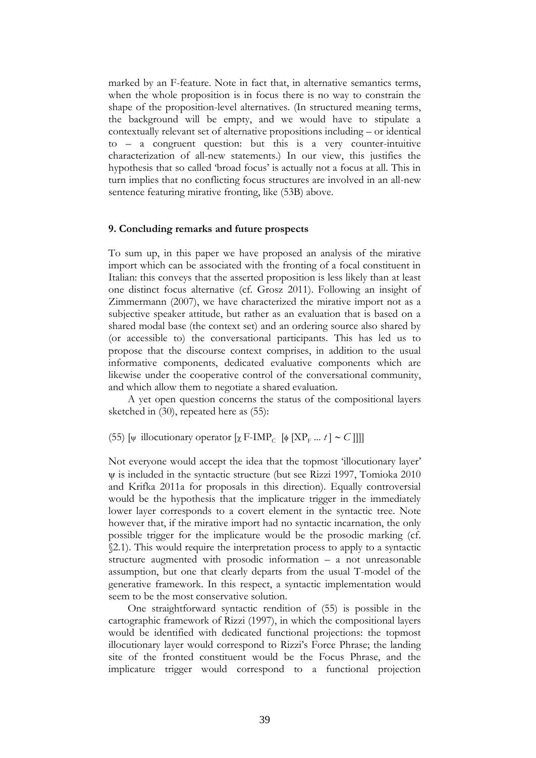marked by an F-feature. Note in fact that, in alternative semantics terms, when the whole proposition is in focus there is no way to constrain the shape of the proposition-level alternatives. (In structured meaning terms, the background will be empty, and we would have to stipulate a contextually relevant set of alternative propositions including – or identical to – a congruent question: but this is a very counter-intuitive characterization of all-new statements.) In our view, this justifies the hypothesis that so called 'broad focus' is actually not a focus at all. This in turn implies that no conflicting focus structures are involved in an all-new sentence featuring mirative fronting, like (53B) above.

**9. Concluding remarks and future prospects**

To sum up, in this paper we have proposed an analysis of the mirative import which can be associated with the fronting of a focal constituent in Italian: this conveys that the asserted proposition is less likely than at least one distinct focus alternative (cf. Grosz 2011). Following an insight of Zimmermann (2007), we have characterized the mirative import not as a subjective speaker attitude, but rather as an evaluation that is based on a shared modal base (the context set) and an ordering source also shared by (or accessible to) the conversational participants. This has led us to propose that the discourse context comprises, in addition to the usual informative components, dedicated evaluative components which are likewise under the cooperative control of the conversational community, and which allow them to negotiate a shared evaluation.

A yet open question concerns the status of the compositional layers sketched in (30), repeated here as (55):

(55) $[_{\psi}$ illocutionary operator $[_{\chi}$ F-IMP$_{C}$ $[_{\phi}$ $[\mathrm{XP}_{F} \ldots t] \sim C]]]]$

Not everyone would accept the idea that the topmost 'illocutionary layer' $\psi$ is included in the syntactic structure (but see Rizzi 1997, Tomioka 2010 and Krifka 2011a for proposals in this direction). Equally controversial would be the hypothesis that the implicature trigger in the immediately lower layer corresponds to a covert element in the syntactic tree. Note however that, if the mirative import had no syntactic incarnation, the only possible trigger for the implicature would be the prosodic marking (cf. §2.1). This would require the interpretation process to apply to a syntactic structure augmented with prosodic information – a not unreasonable assumption, but one that clearly departs from the usual T-model of the generative framework. In this respect, a syntactic implementation would seem to be the most conservative solution.

One straightforward syntactic rendition of (55) is possible in the cartographic framework of Rizzi (1997), in which the compositional layers would be identified with dedicated functional projections: the topmost illocutionary layer would correspond to Rizzi's Force Phrase; the landing site of the fronted constituent would be the Focus Phrase, and the implicature trigger would correspond to a functional projection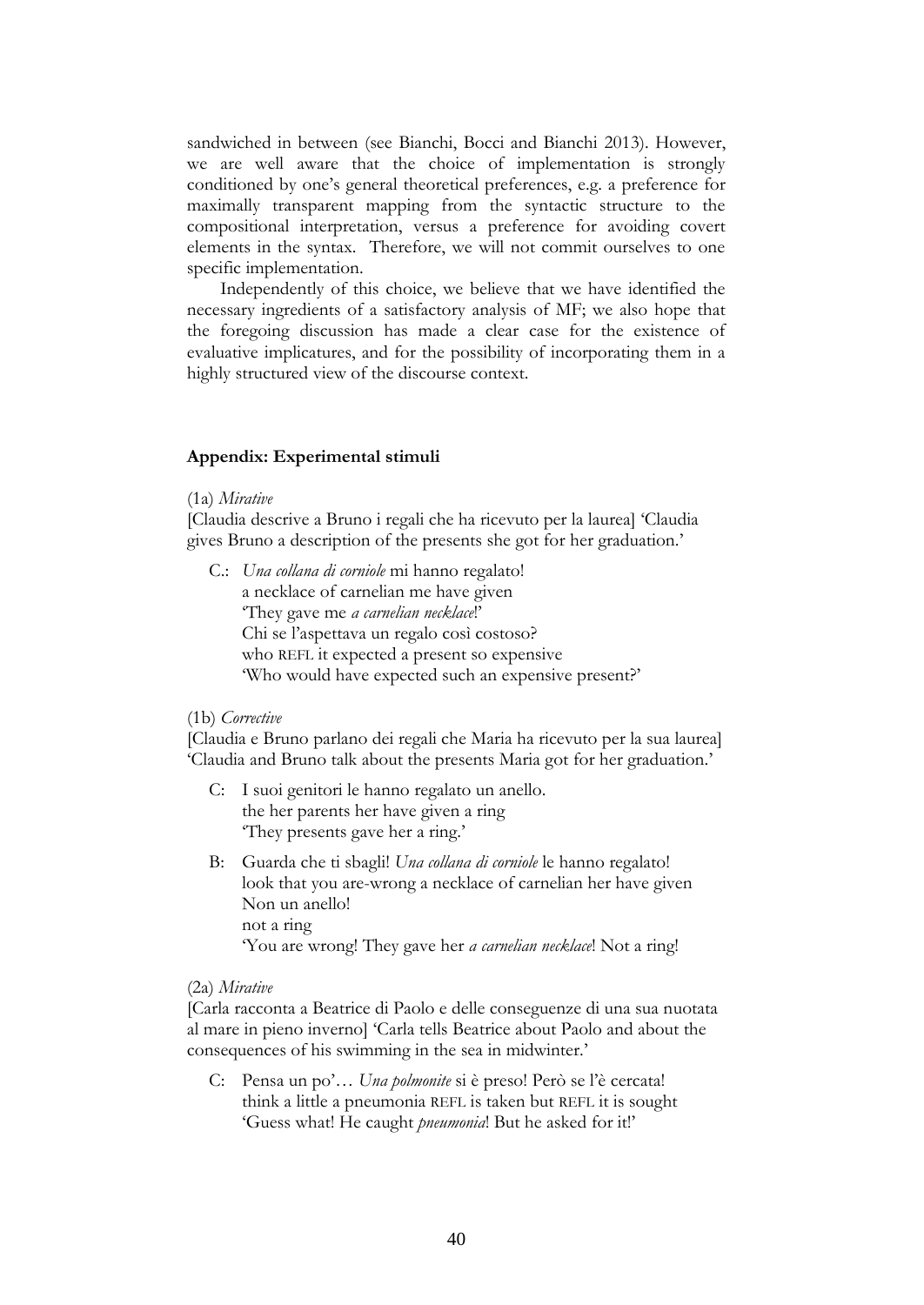sandwiched in between (see Bianchi, Bocci and Bianchi 2013). However, we are well aware that the choice of implementation is strongly conditioned by one's general theoretical preferences, e.g. a preference for maximally transparent mapping from the syntactic structure to the compositional interpretation, versus a preference for avoiding covert elements in the syntax. Therefore, we will not commit ourselves to one specific implementation.

Independently of this choice, we believe that we have identified the necessary ingredients of a satisfactory analysis of MF; we also hope that the foregoing discussion has made a clear case for the existence of evaluative implicatures, and for the possibility of incorporating them in a highly structured view of the discourse context.

**Appendix: Experimental stimuli**

(1a) *Mirative*

[Claudia descrive a Bruno i regali che ha ricevuto per la laurea] 'Claudia gives Bruno a description of the presents she got for her graduation.'

> C.: *Una collana di corniole* mi hanno regalato!
> a necklace of carnelian me have given
> 'They gave me *a carnelian necklace*!'
> Chi se l'aspettava un regalo così costoso?
> who REFL it expected a present so expensive
> 'Who would have expected such an expensive present?'

(1b) *Corrective*

[Claudia e Bruno parlano dei regali che Maria ha ricevuto per la sua laurea] 'Claudia and Bruno talk about the presents Maria got for her graduation.'

> C: I suoi genitori le hanno regalato un anello.
> the her parents her have given a ring
> 'They presents gave her a ring.'

> B: Guarda che ti sbagli! *Una collana di corniole* le hanno regalato!
> look that you are-wrong a necklace of carnelian her have given
> Non un anello!
> not a ring
> 'You are wrong! They gave her *a carnelian necklace*! Not a ring!

(2a) *Mirative*

[Carla racconta a Beatrice di Paolo e delle conseguenze di una sua nuotata al mare in pieno inverno] 'Carla tells Beatrice about Paolo and about the consequences of his swimming in the sea in midwinter.'

> C: Pensa un po'… *Una polmonite* si è preso! Però se l'è cercata!
> think a little a pneumonia REFL is taken but REFL it is sought
> 'Guess what! He caught *pneumonia*! But he asked for it!'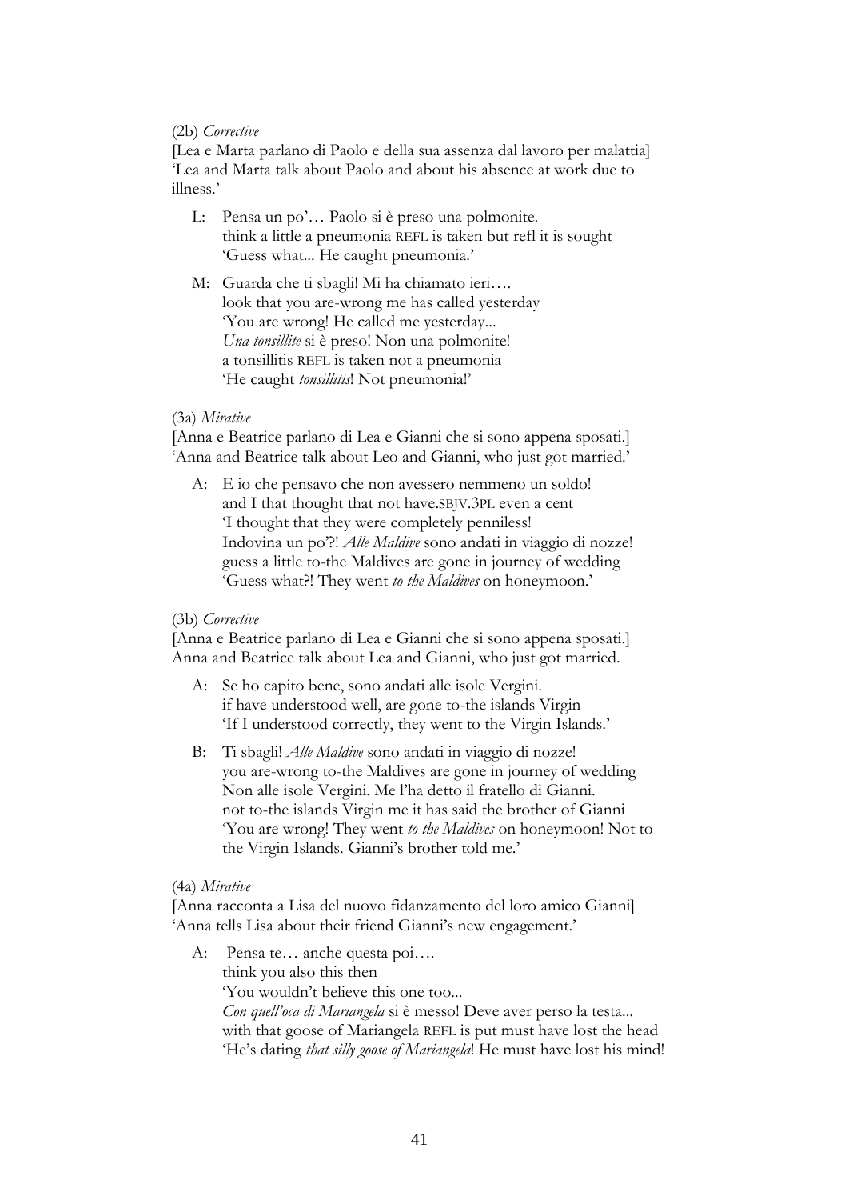(2b) *Corrective*

[Lea e Marta parlano di Paolo e della sua assenza dal lavoro per malattia]
'Lea and Marta talk about Paolo and about his absence at work due to illness.'

> L: Pensa un po'… Paolo si è preso una polmonite.
> think a little a pneumonia REFL is taken but refl it is sought
> 'Guess what... He caught pneumonia.'
>
> M: Guarda che ti sbagli! Mi ha chiamato ieri….
> look that you are-wrong me has called yesterday
> 'You are wrong! He called me yesterday...
> *Una tonsillite* si è preso! Non una polmonite!
> a tonsillitis REFL is taken not a pneumonia
> 'He caught *tonsillitis*! Not pneumonia!'

(3a) *Mirative*

[Anna e Beatrice parlano di Lea e Gianni che si sono appena sposati.]
'Anna and Beatrice talk about Leo and Gianni, who just got married.'

> A: E io che pensavo che non avessero nemmeno un soldo!
> and I that thought that not have.SBJV.3PL even a cent
> 'I thought that they were completely penniless!
> Indovina un po'?! *Alle Maldive* sono andati in viaggio di nozze!
> guess a little to-the Maldives are gone in journey of wedding
> 'Guess what?! They went *to the Maldives* on honeymoon.'

(3b) *Corrective*

[Anna e Beatrice parlano di Lea e Gianni che si sono appena sposati.]
Anna and Beatrice talk about Lea and Gianni, who just got married.

> A: Se ho capito bene, sono andati alle isole Vergini.
> if have understood well, are gone to-the islands Virgin
> 'If I understood correctly, they went to the Virgin Islands.'
>
> B: Ti sbagli! *Alle Maldive* sono andati in viaggio di nozze!
> you are-wrong to-the Maldives are gone in journey of wedding
> Non alle isole Vergini. Me l'ha detto il fratello di Gianni.
> not to-the islands Virgin me it has said the brother of Gianni
> 'You are wrong! They went *to the Maldives* on honeymoon! Not to the Virgin Islands. Gianni's brother told me.'

(4a) *Mirative*

[Anna racconta a Lisa del nuovo fidanzamento del loro amico Gianni]
'Anna tells Lisa about their friend Gianni's new engagement.'

> A: Pensa te… anche questa poi….
> think you also this then
> 'You wouldn't believe this one too...
> *Con quell'oca di Mariangela* si è messo! Deve aver perso la testa...
> with that goose of Mariangela REFL is put must have lost the head
> 'He's dating *that silly goose of Mariangela*! He must have lost his mind!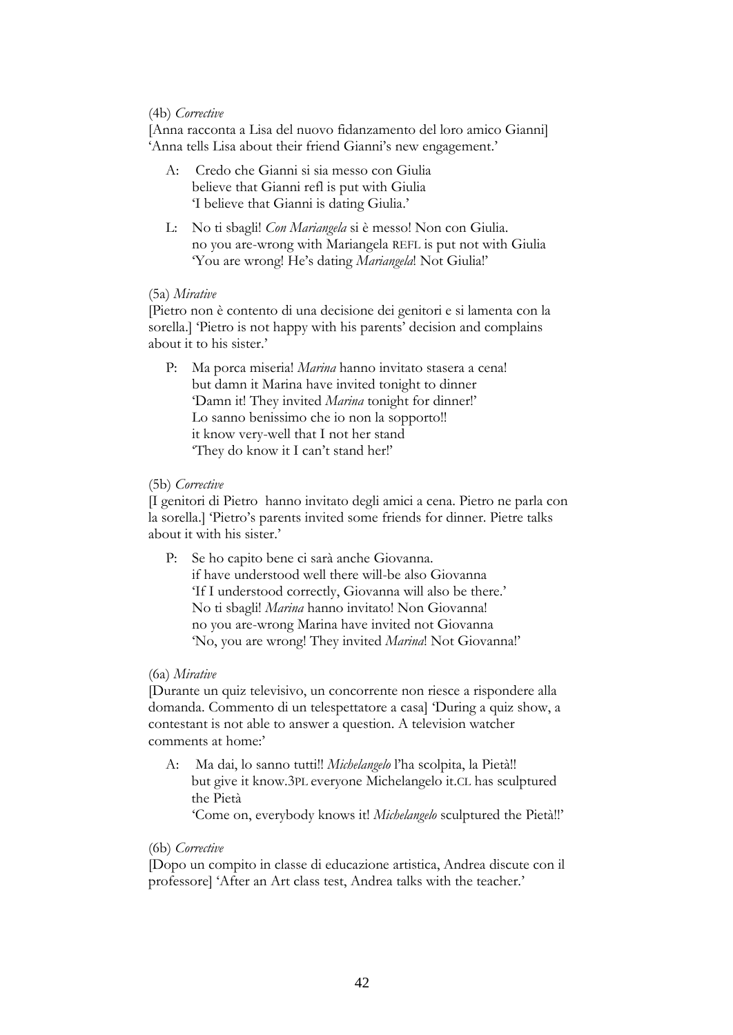(4b) *Corrective*

[Anna racconta a Lisa del nuovo fidanzamento del loro amico Gianni]
'Anna tells Lisa about their friend Gianni's new engagement.'

A: Credo che Gianni si sia messo con Giulia
believe that Gianni refl is put with Giulia
'I believe that Gianni is dating Giulia.'

L: No ti sbagli! *Con Mariangela* si è messo! Non con Giulia.
no you are-wrong with Mariangela REFL is put not with Giulia
'You are wrong! He's dating *Mariangela*! Not Giulia!'

(5a) *Mirative*

[Pietro non è contento di una decisione dei genitori e si lamenta con la sorella.] 'Pietro is not happy with his parents' decision and complains about it to his sister.'

P: Ma porca miseria! *Marina* hanno invitato stasera a cena!
but damn it Marina have invited tonight to dinner
'Damn it! They invited *Marina* tonight for dinner!'
Lo sanno benissimo che io non la sopporto!!
it know very-well that I not her stand
'They do know it I can't stand her!'

(5b) *Corrective*

[I genitori di Pietro hanno invitato degli amici a cena. Pietro ne parla con la sorella.] 'Pietro's parents invited some friends for dinner. Pietre talks about it with his sister.'

P: Se ho capito bene ci sarà anche Giovanna.
if have understood well there will-be also Giovanna
'If I understood correctly, Giovanna will also be there.'
No ti sbagli! *Marina* hanno invitato! Non Giovanna!
no you are-wrong Marina have invited not Giovanna
'No, you are wrong! They invited *Marina*! Not Giovanna!'

(6a) *Mirative*

[Durante un quiz televisivo, un concorrente non riesce a rispondere alla domanda. Commento di un telespettatore a casa] 'During a quiz show, a contestant is not able to answer a question. A television watcher comments at home:'

A: Ma dai, lo sanno tutti!! *Michelangelo* l'ha scolpita, la Pietà!!
but give it know.3PL everyone Michelangelo it.CL has sculptured the Pietà
'Come on, everybody knows it! *Michelangelo* sculptured the Pietà!!'

(6b) *Corrective*

[Dopo un compito in classe di educazione artistica, Andrea discute con il professore] 'After an Art class test, Andrea talks with the teacher.'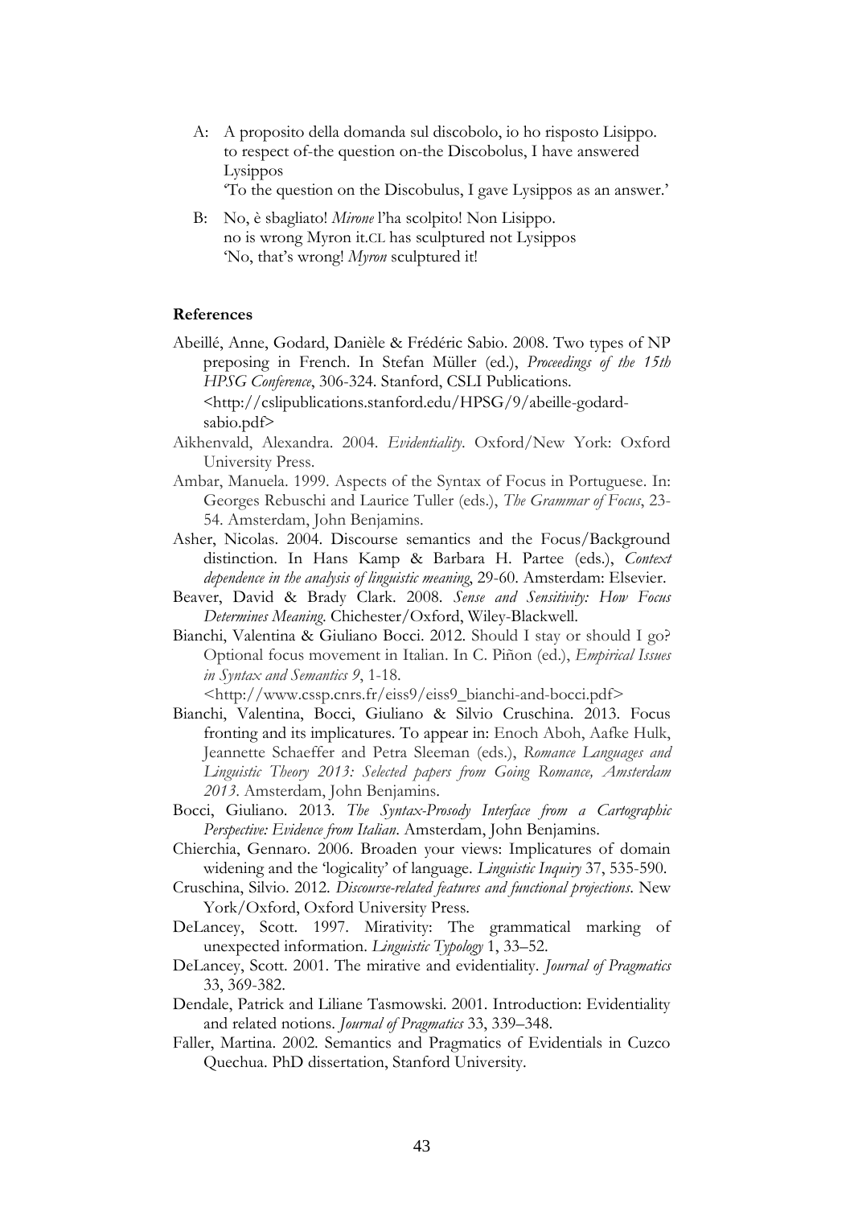A: A proposito della domanda sul discobolo, io ho risposto Lisippo.
to respect of-the question on-the Discobolus, I have answered Lysippos
'To the question on the Discobulus, I gave Lysippos as an answer.'

B: No, è sbagliato! *Mirone* l'ha scolpito! Non Lisippo.
no is wrong Myron it.CL has sculptured not Lysippos
'No, that's wrong! *Myron* sculptured it!

**References**

Abeillé, Anne, Godard, Danièle & Frédéric Sabio. 2008. Two types of NP preposing in French. In Stefan Müller (ed.), *Proceedings of the 15th HPSG Conference*, 306-324. Stanford, CSLI Publications. <http://cslipublications.stanford.edu/HPSG/9/abeille-godard-sabio.pdf>

Aikhenvald, Alexandra. 2004. *Evidentiality*. Oxford/New York: Oxford University Press.

Ambar, Manuela. 1999. Aspects of the Syntax of Focus in Portuguese. In: Georges Rebuschi and Laurice Tuller (eds.), *The Grammar of Focus*, 23-54. Amsterdam, John Benjamins.

Asher, Nicolas. 2004. Discourse semantics and the Focus/Background distinction. In Hans Kamp & Barbara H. Partee (eds.), *Context dependence in the analysis of linguistic meaning*, 29-60. Amsterdam: Elsevier.

Beaver, David & Brady Clark. 2008. *Sense and Sensitivity: How Focus Determines Meaning*. Chichester/Oxford, Wiley-Blackwell.

Bianchi, Valentina & Giuliano Bocci. 2012. Should I stay or should I go? Optional focus movement in Italian. In C. Piñon (ed.), *Empirical Issues in Syntax and Semantics 9*, 1-18. <http://www.cssp.cnrs.fr/eiss9/eiss9_bianchi-and-bocci.pdf>

Bianchi, Valentina, Bocci, Giuliano & Silvio Cruschina. 2013. Focus fronting and its implicatures. To appear in: Enoch Aboh, Aafke Hulk, Jeannette Schaeffer and Petra Sleeman (eds.), *Romance Languages and Linguistic Theory 2013: Selected papers from Going Romance, Amsterdam 2013*. Amsterdam, John Benjamins.

Bocci, Giuliano. 2013. *The Syntax-Prosody Interface from a Cartographic Perspective: Evidence from Italian*. Amsterdam, John Benjamins.

Chierchia, Gennaro. 2006. Broaden your views: Implicatures of domain widening and the 'logicality' of language. *Linguistic Inquiry* 37, 535-590.

Cruschina, Silvio. 2012. *Discourse-related features and functional projections*. New York/Oxford, Oxford University Press.

DeLancey, Scott. 1997. Mirativity: The grammatical marking of unexpected information. *Linguistic Typology* 1, 33–52.

DeLancey, Scott. 2001. The mirative and evidentiality. *Journal of Pragmatics* 33, 369-382.

Dendale, Patrick and Liliane Tasmowski. 2001. Introduction: Evidentiality and related notions. *Journal of Pragmatics* 33, 339–348.

Faller, Martina. 2002. Semantics and Pragmatics of Evidentials in Cuzco Quechua. PhD dissertation, Stanford University.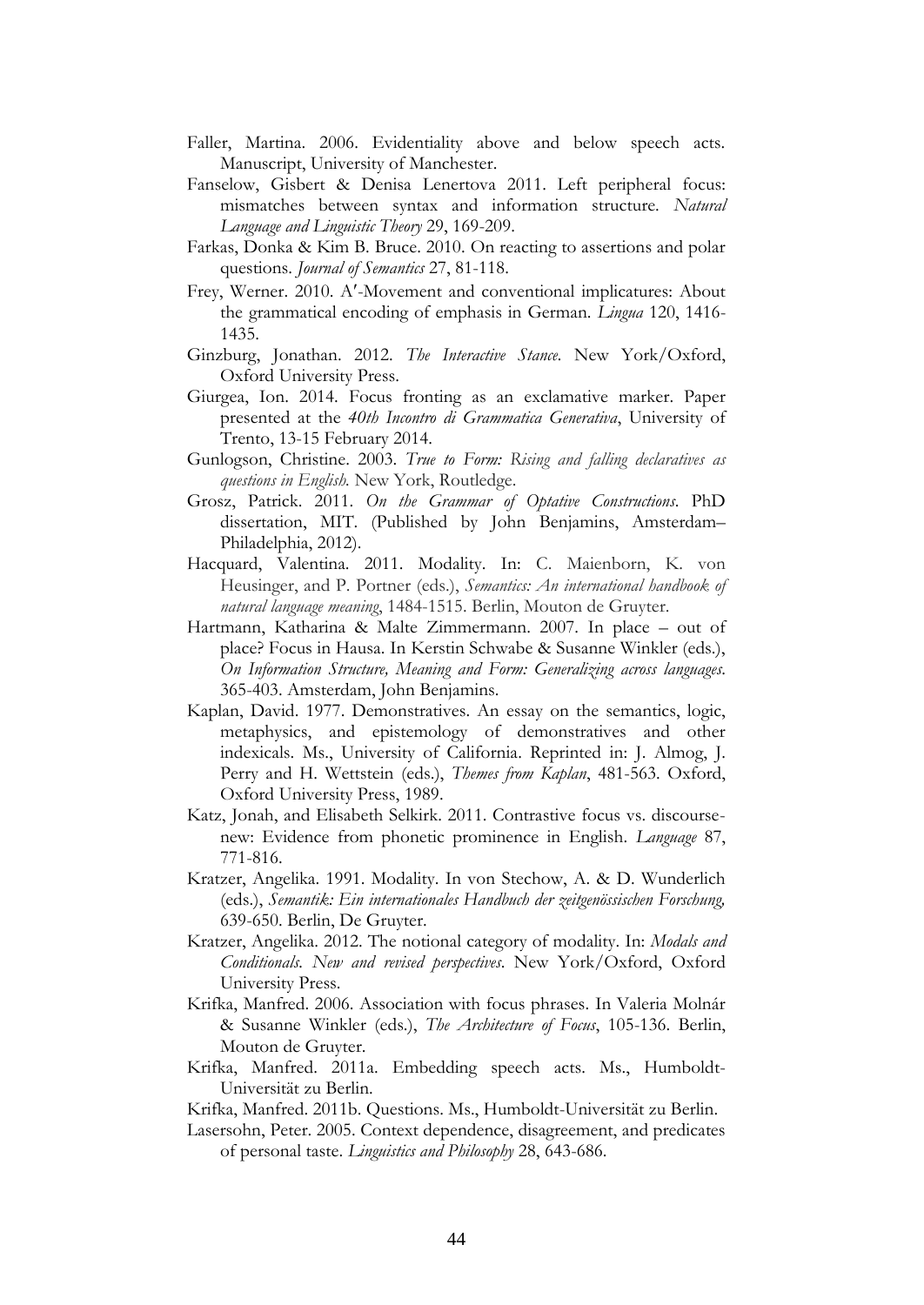Faller, Martina. 2006. Evidentiality above and below speech acts. Manuscript, University of Manchester.

Fanselow, Gisbert & Denisa Lenertova 2011. Left peripheral focus: mismatches between syntax and information structure. *Natural Language and Linguistic Theory* 29, 169-209.

Farkas, Donka & Kim B. Bruce. 2010. On reacting to assertions and polar questions. *Journal of Semantics* 27, 81-118.

Frey, Werner. 2010. A′-Movement and conventional implicatures: About the grammatical encoding of emphasis in German. *Lingua* 120, 1416-1435.

Ginzburg, Jonathan. 2012. *The Interactive Stance*. New York/Oxford, Oxford University Press.

Giurgea, Ion. 2014. Focus fronting as an exclamative marker. Paper presented at the *40th Incontro di Grammatica Generativa*, University of Trento, 13-15 February 2014.

Gunlogson, Christine. 2003. *True to Form: Rising and falling declaratives as questions in English.* New York, Routledge.

Grosz, Patrick. 2011. *On the Grammar of Optative Constructions*. PhD dissertation, MIT. (Published by John Benjamins, Amsterdam–Philadelphia, 2012).

Hacquard, Valentina. 2011. Modality. In: C. Maienborn, K. von Heusinger, and P. Portner (eds.), *Semantics: An international handbook of natural language meaning*, 1484-1515. Berlin, Mouton de Gruyter.

Hartmann, Katharina & Malte Zimmermann. 2007. In place – out of place? Focus in Hausa. In Kerstin Schwabe & Susanne Winkler (eds.), *On Information Structure, Meaning and Form: Generalizing across languages.* 365-403. Amsterdam, John Benjamins.

Kaplan, David. 1977. Demonstratives. An essay on the semantics, logic, metaphysics, and epistemology of demonstratives and other indexicals. Ms., University of California. Reprinted in: J. Almog, J. Perry and H. Wettstein (eds.), *Themes from Kaplan*, 481-563. Oxford, Oxford University Press, 1989.

Katz, Jonah, and Elisabeth Selkirk. 2011. Contrastive focus vs. discourse-new: Evidence from phonetic prominence in English. *Language* 87, 771-816.

Kratzer, Angelika. 1991. Modality. In von Stechow, A. & D. Wunderlich (eds.), *Semantik: Ein internationales Handbuch der zeitgenössischen Forschung,* 639-650. Berlin, De Gruyter.

Kratzer, Angelika. 2012. The notional category of modality. In: *Modals and Conditionals. New and revised perspectives*. New York/Oxford, Oxford University Press.

Krifka, Manfred. 2006. Association with focus phrases. In Valeria Molnár & Susanne Winkler (eds.), *The Architecture of Focus*, 105-136. Berlin, Mouton de Gruyter.

Krifka, Manfred. 2011a. Embedding speech acts. Ms., Humboldt-Universität zu Berlin.

Krifka, Manfred. 2011b. Questions. Ms., Humboldt-Universität zu Berlin.

Lasersohn, Peter. 2005. Context dependence, disagreement, and predicates of personal taste. *Linguistics and Philosophy* 28, 643-686.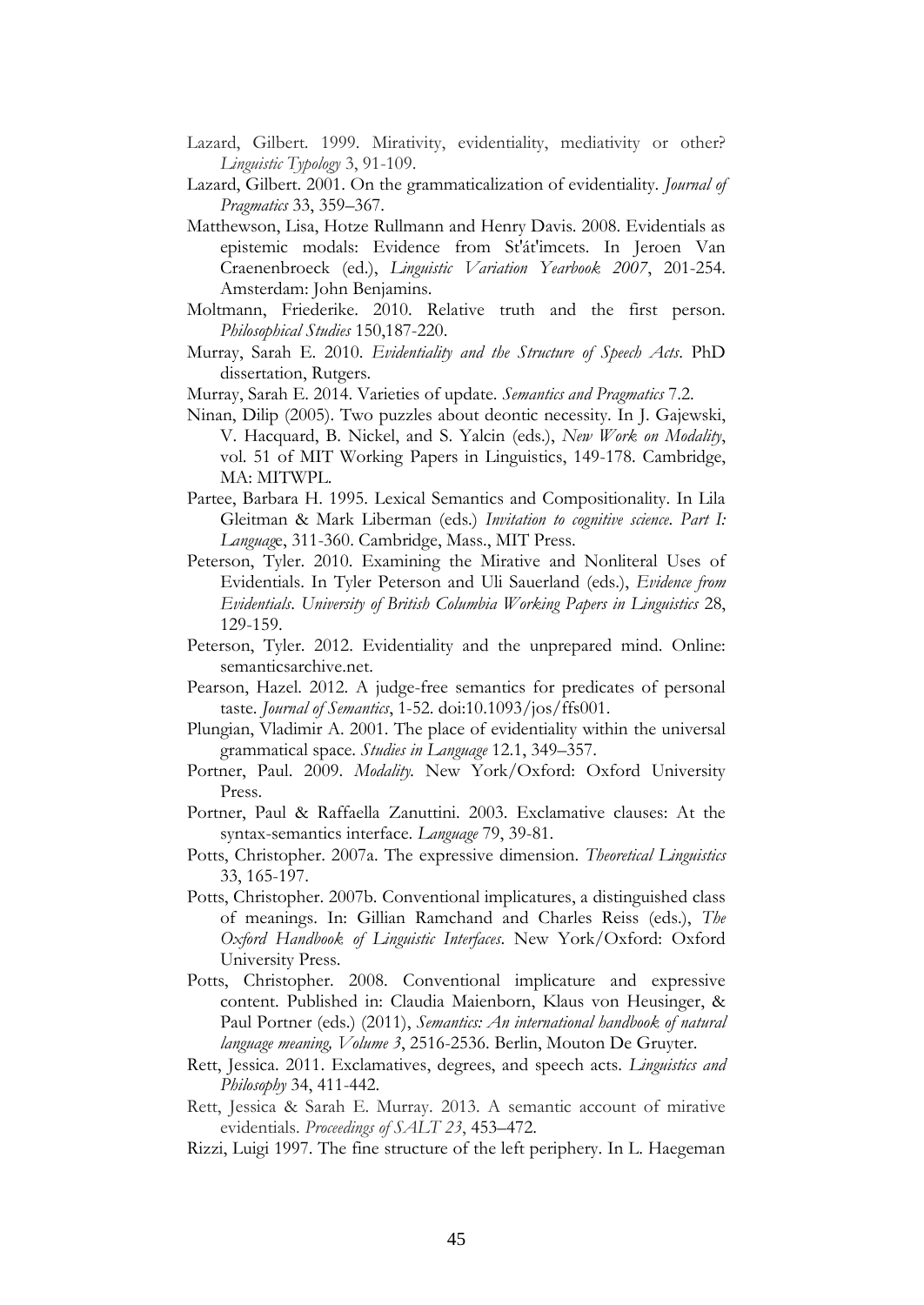Lazard, Gilbert. 1999. Mirativity, evidentiality, mediativity or other? *Linguistic Typology* 3, 91-109.

Lazard, Gilbert. 2001. On the grammaticalization of evidentiality. *Journal of Pragmatics* 33, 359–367.

Matthewson, Lisa, Hotze Rullmann and Henry Davis. 2008. Evidentials as epistemic modals: Evidence from St'át'imcets. In Jeroen Van Craenenbroeck (ed.), *Linguistic Variation Yearbook 2007*, 201-254. Amsterdam: John Benjamins.

Moltmann, Friederike. 2010. Relative truth and the first person. *Philosophical Studies* 150,187-220.

Murray, Sarah E. 2010. *Evidentiality and the Structure of Speech Acts*. PhD dissertation, Rutgers.

Murray, Sarah E. 2014. Varieties of update. *Semantics and Pragmatics* 7.2.

Ninan, Dilip (2005). Two puzzles about deontic necessity. In J. Gajewski, V. Hacquard, B. Nickel, and S. Yalcin (eds.), *New Work on Modality*, vol. 51 of MIT Working Papers in Linguistics, 149-178. Cambridge, MA: MITWPL.

Partee, Barbara H. 1995. Lexical Semantics and Compositionality. In Lila Gleitman & Mark Liberman (eds.) *Invitation to cognitive science. Part I: Languag*e, 311-360. Cambridge, Mass., MIT Press.

Peterson, Tyler. 2010. Examining the Mirative and Nonliteral Uses of Evidentials. In Tyler Peterson and Uli Sauerland (eds.), *Evidence from Evidentials*. *University of British Columbia Working Papers in Linguistics* 28, 129-159.

Peterson, Tyler. 2012. Evidentiality and the unprepared mind. Online: semanticsarchive.net.

Pearson, Hazel. 2012. A judge-free semantics for predicates of personal taste. *Journal of Semantics*, 1-52. doi:10.1093/jos/ffs001.

Plungian, Vladimir A. 2001. The place of evidentiality within the universal grammatical space. *Studies in Language* 12.1, 349–357.

Portner, Paul. 2009. *Modality.* New York/Oxford: Oxford University Press.

Portner, Paul & Raffaella Zanuttini. 2003. Exclamative clauses: At the syntax-semantics interface. *Language* 79, 39-81.

Potts, Christopher. 2007a. The expressive dimension. *Theoretical Linguistics* 33, 165-197.

Potts, Christopher. 2007b. Conventional implicatures, a distinguished class of meanings. In: Gillian Ramchand and Charles Reiss (eds.), *The Oxford Handbook of Linguistic Interfaces*. New York/Oxford: Oxford University Press.

Potts, Christopher. 2008. Conventional implicature and expressive content. Published in: Claudia Maienborn, Klaus von Heusinger, & Paul Portner (eds.) (2011), *Semantics: An international handbook of natural language meaning, Volume 3*, 2516-2536. Berlin, Mouton De Gruyter.

Rett, Jessica. 2011. Exclamatives, degrees, and speech acts. *Linguistics and Philosophy* 34, 411-442.

Rett, Jessica & Sarah E. Murray. 2013. A semantic account of mirative evidentials. *Proceedings of SALT 23*, 453–472.

Rizzi, Luigi 1997. The fine structure of the left periphery. In L. Haegeman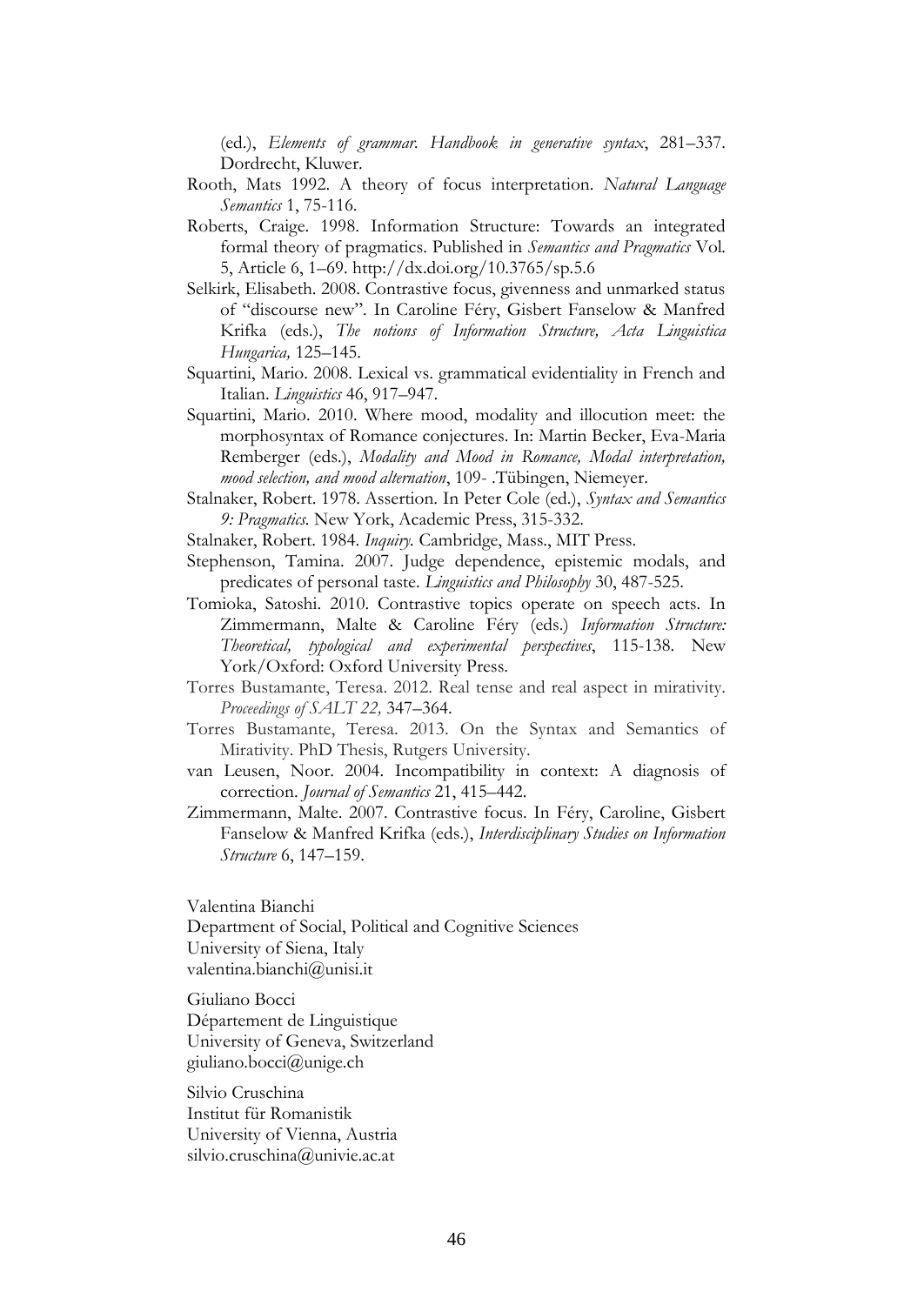(ed.), *Elements of grammar. Handbook in generative syntax*, 281–337. Dordrecht, Kluwer.

Rooth, Mats 1992. A theory of focus interpretation. *Natural Language Semantics* 1, 75-116.

Roberts, Craige. 1998. Information Structure: Towards an integrated formal theory of pragmatics. Published in *Semantics and Pragmatics* Vol. 5, Article 6, 1–69. http://dx.doi.org/10.3765/sp.5.6

Selkirk, Elisabeth. 2008. Contrastive focus, givenness and unmarked status of "discourse new". In Caroline Féry, Gisbert Fanselow & Manfred Krifka (eds.), *The notions of Information Structure, Acta Linguistica Hungarica,* 125–145.

Squartini, Mario. 2008. Lexical vs. grammatical evidentiality in French and Italian. *Linguistics* 46, 917–947.

Squartini, Mario. 2010. Where mood, modality and illocution meet: the morphosyntax of Romance conjectures. In: Martin Becker, Eva-Maria Remberger (eds.), *Modality and Mood in Romance, Modal interpretation, mood selection, and mood alternation*, 109- .Tübingen, Niemeyer.

Stalnaker, Robert. 1978. Assertion. In Peter Cole (ed.), *Syntax and Semantics 9: Pragmatics.* New York, Academic Press, 315-332.

Stalnaker, Robert. 1984. *Inquiry.* Cambridge, Mass., MIT Press.

Stephenson, Tamina. 2007. Judge dependence, epistemic modals, and predicates of personal taste. *Linguistics and Philosophy* 30, 487-525.

Tomioka, Satoshi. 2010. Contrastive topics operate on speech acts. In Zimmermann, Malte & Caroline Féry (eds.) *Information Structure: Theoretical, typological and experimental perspectives*, 115-138. New York/Oxford: Oxford University Press.

Torres Bustamante, Teresa. 2012. Real tense and real aspect in mirativity. *Proceedings of SALT 22,* 347–364.

Torres Bustamante, Teresa. 2013. On the Syntax and Semantics of Mirativity. PhD Thesis, Rutgers University.

van Leusen, Noor. 2004. Incompatibility in context: A diagnosis of correction. *Journal of Semantics* 21, 415–442.

Zimmermann, Malte. 2007. Contrastive focus. In Féry, Caroline, Gisbert Fanselow & Manfred Krifka (eds.), *Interdisciplinary Studies on Information Structure* 6, 147–159.

Valentina Bianchi
Department of Social, Political and Cognitive Sciences
University of Siena, Italy
valentina.bianchi@unisi.it

Giuliano Bocci
Département de Linguistique
University of Geneva, Switzerland
giuliano.bocci@unige.ch

Silvio Cruschina
Institut für Romanistik
University of Vienna, Austria
silvio.cruschina@univie.ac.at